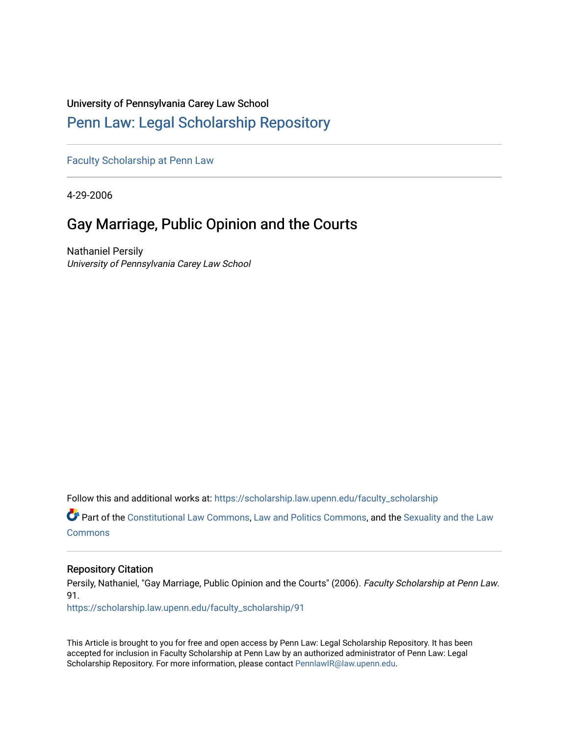University of Pennsylvania Carey Law School

# Penn Law: Legal Scholarship Repository

Faculty Scholarship at Penn Law

4-29-2006

## Gay Marriage, Public Opinion and the Courts

Nathaniel Persily

*University of Pennsylvania Carey Law School*

Follow this and additional works at: https://scholarship.law.upenn.edu/faculty_scholarship

Part of the Constitutional Law Commons, Law and Politics Commons, and the Sexuality and the Law Commons

### Repository Citation

Persily, Nathaniel, "Gay Marriage, Public Opinion and the Courts" (2006). *Faculty Scholarship at Penn Law*. 91.

https://scholarship.law.upenn.edu/faculty_scholarship/91

This Article is brought to you for free and open access by Penn Law: Legal Scholarship Repository. It has been accepted for inclusion in Faculty Scholarship at Penn Law by an authorized administrator of Penn Law: Legal Scholarship Repository. For more information, please contact PennlawIR@law.upenn.edu.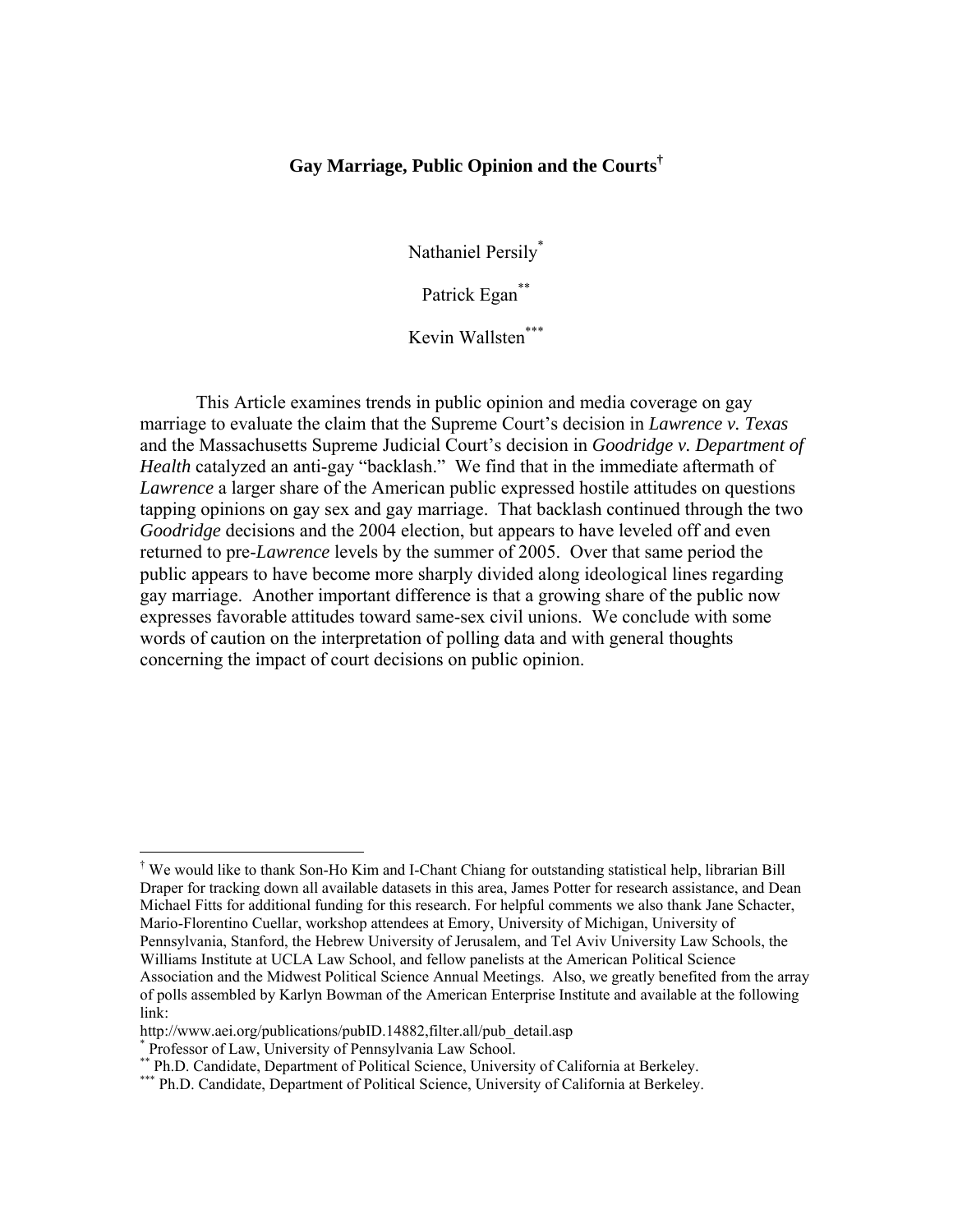# Gay Marriage, Public Opinion and the Courts[†]

Nathaniel Persily[*]

Patrick Egan[**]

Kevin Wallsten[***]

This Article examines trends in public opinion and media coverage on gay marriage to evaluate the claim that the Supreme Court's decision in *Lawrence v. Texas* and the Massachusetts Supreme Judicial Court's decision in *Goodridge v. Department of Health* catalyzed an anti-gay "backlash." We find that in the immediate aftermath of *Lawrence* a larger share of the American public expressed hostile attitudes on questions tapping opinions on gay sex and gay marriage. That backlash continued through the two *Goodridge* decisions and the 2004 election, but appears to have leveled off and even returned to pre-*Lawrence* levels by the summer of 2005. Over that same period the public appears to have become more sharply divided along ideological lines regarding gay marriage. Another important difference is that a growing share of the public now expresses favorable attitudes toward same-sex civil unions. We conclude with some words of caution on the interpretation of polling data and with general thoughts concerning the impact of court decisions on public opinion.

---

[†] We would like to thank Son-Ho Kim and I-Chant Chiang for outstanding statistical help, librarian Bill Draper for tracking down all available datasets in this area, James Potter for research assistance, and Dean Michael Fitts for additional funding for this research. For helpful comments we also thank Jane Schacter, Mario-Florentino Cuellar, workshop attendees at Emory, University of Michigan, University of Pennsylvania, Stanford, the Hebrew University of Jerusalem, and Tel Aviv University Law Schools, the Williams Institute at UCLA Law School, and fellow panelists at the American Political Science Association and the Midwest Political Science Annual Meetings. Also, we greatly benefited from the array of polls assembled by Karlyn Bowman of the American Enterprise Institute and available at the following link:
http://www.aei.org/publications/pubID.14882,filter.all/pub_detail.asp

[*] Professor of Law, University of Pennsylvania Law School.

[**] Ph.D. Candidate, Department of Political Science, University of California at Berkeley.

[***] Ph.D. Candidate, Department of Political Science, University of California at Berkeley.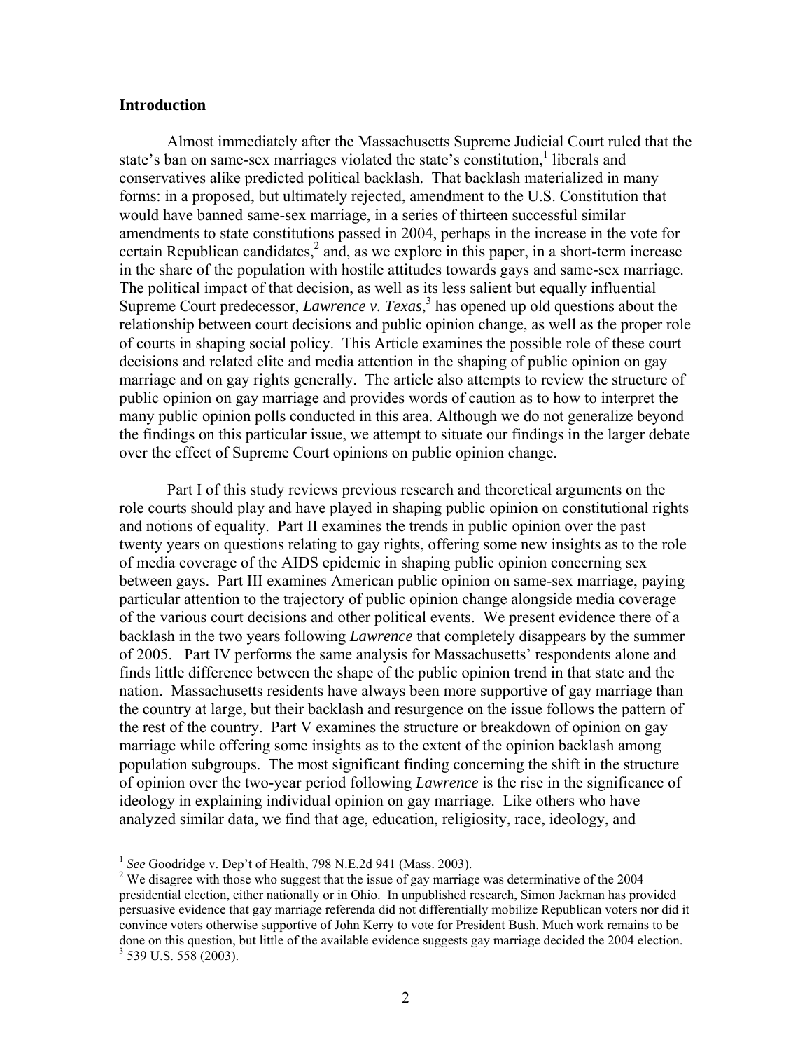## Introduction

Almost immediately after the Massachusetts Supreme Judicial Court ruled that the state's ban on same-sex marriages violated the state's constitution,[1] liberals and conservatives alike predicted political backlash. That backlash materialized in many forms: in a proposed, but ultimately rejected, amendment to the U.S. Constitution that would have banned same-sex marriage, in a series of thirteen successful similar amendments to state constitutions passed in 2004, perhaps in the increase in the vote for certain Republican candidates,[2] and, as we explore in this paper, in a short-term increase in the share of the population with hostile attitudes towards gays and same-sex marriage. The political impact of that decision, as well as its less salient but equally influential Supreme Court predecessor, *Lawrence v. Texas*,[3] has opened up old questions about the relationship between court decisions and public opinion change, as well as the proper role of courts in shaping social policy. This Article examines the possible role of these court decisions and related elite and media attention in the shaping of public opinion on gay marriage and on gay rights generally. The article also attempts to review the structure of public opinion on gay marriage and provides words of caution as to how to interpret the many public opinion polls conducted in this area. Although we do not generalize beyond the findings on this particular issue, we attempt to situate our findings in the larger debate over the effect of Supreme Court opinions on public opinion change.

Part I of this study reviews previous research and theoretical arguments on the role courts should play and have played in shaping public opinion on constitutional rights and notions of equality. Part II examines the trends in public opinion over the past twenty years on questions relating to gay rights, offering some new insights as to the role of media coverage of the AIDS epidemic in shaping public opinion concerning sex between gays. Part III examines American public opinion on same-sex marriage, paying particular attention to the trajectory of public opinion change alongside media coverage of the various court decisions and other political events. We present evidence there of a backlash in the two years following *Lawrence* that completely disappears by the summer of 2005. Part IV performs the same analysis for Massachusetts' respondents alone and finds little difference between the shape of the public opinion trend in that state and the nation. Massachusetts residents have always been more supportive of gay marriage than the country at large, but their backlash and resurgence on the issue follows the pattern of the rest of the country. Part V examines the structure or breakdown of opinion on gay marriage while offering some insights as to the extent of the opinion backlash among population subgroups. The most significant finding concerning the shift in the structure of opinion over the two-year period following *Lawrence* is the rise in the significance of ideology in explaining individual opinion on gay marriage. Like others who have analyzed similar data, we find that age, education, religiosity, race, ideology, and

---

[1] *See* Goodridge v. Dep't of Health, 798 N.E.2d 941 (Mass. 2003).

[2] We disagree with those who suggest that the issue of gay marriage was determinative of the 2004 presidential election, either nationally or in Ohio. In unpublished research, Simon Jackman has provided persuasive evidence that gay marriage referenda did not differentially mobilize Republican voters nor did it convince voters otherwise supportive of John Kerry to vote for President Bush. Much work remains to be done on this question, but little of the available evidence suggests gay marriage decided the 2004 election.

[3] 539 U.S. 558 (2003).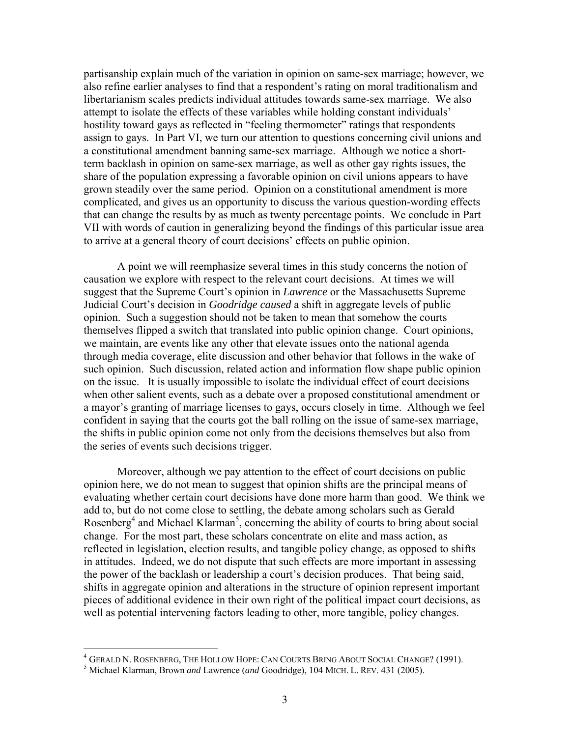partisanship explain much of the variation in opinion on same-sex marriage; however, we also refine earlier analyses to find that a respondent's rating on moral traditionalism and libertarianism scales predicts individual attitudes towards same-sex marriage. We also attempt to isolate the effects of these variables while holding constant individuals' hostility toward gays as reflected in "feeling thermometer" ratings that respondents assign to gays. In Part VI, we turn our attention to questions concerning civil unions and a constitutional amendment banning same-sex marriage. Although we notice a short-term backlash in opinion on same-sex marriage, as well as other gay rights issues, the share of the population expressing a favorable opinion on civil unions appears to have grown steadily over the same period. Opinion on a constitutional amendment is more complicated, and gives us an opportunity to discuss the various question-wording effects that can change the results by as much as twenty percentage points. We conclude in Part VII with words of caution in generalizing beyond the findings of this particular issue area to arrive at a general theory of court decisions' effects on public opinion.

A point we will reemphasize several times in this study concerns the notion of causation we explore with respect to the relevant court decisions. At times we will suggest that the Supreme Court's opinion in *Lawrence* or the Massachusetts Supreme Judicial Court's decision in *Goodridge caused* a shift in aggregate levels of public opinion. Such a suggestion should not be taken to mean that somehow the courts themselves flipped a switch that translated into public opinion change. Court opinions, we maintain, are events like any other that elevate issues onto the national agenda through media coverage, elite discussion and other behavior that follows in the wake of such opinion. Such discussion, related action and information flow shape public opinion on the issue. It is usually impossible to isolate the individual effect of court decisions when other salient events, such as a debate over a proposed constitutional amendment or a mayor's granting of marriage licenses to gays, occurs closely in time. Although we feel confident in saying that the courts got the ball rolling on the issue of same-sex marriage, the shifts in public opinion come not only from the decisions themselves but also from the series of events such decisions trigger.

Moreover, although we pay attention to the effect of court decisions on public opinion here, we do not mean to suggest that opinion shifts are the principal means of evaluating whether certain court decisions have done more harm than good. We think we add to, but do not come close to settling, the debate among scholars such as Gerald Rosenberg[4] and Michael Klarman[5], concerning the ability of courts to bring about social change. For the most part, these scholars concentrate on elite and mass action, as reflected in legislation, election results, and tangible policy change, as opposed to shifts in attitudes. Indeed, we do not dispute that such effects are more important in assessing the power of the backlash or leadership a court's decision produces. That being said, shifts in aggregate opinion and alterations in the structure of opinion represent important pieces of additional evidence in their own right of the political impact court decisions, as well as potential intervening factors leading to other, more tangible, policy changes.

---

[4] GERALD N. ROSENBERG, THE HOLLOW HOPE: CAN COURTS BRING ABOUT SOCIAL CHANGE? (1991).

[5] Michael Klarman, Brown *and* Lawrence (*and* Goodridge), 104 MICH. L. REV. 431 (2005).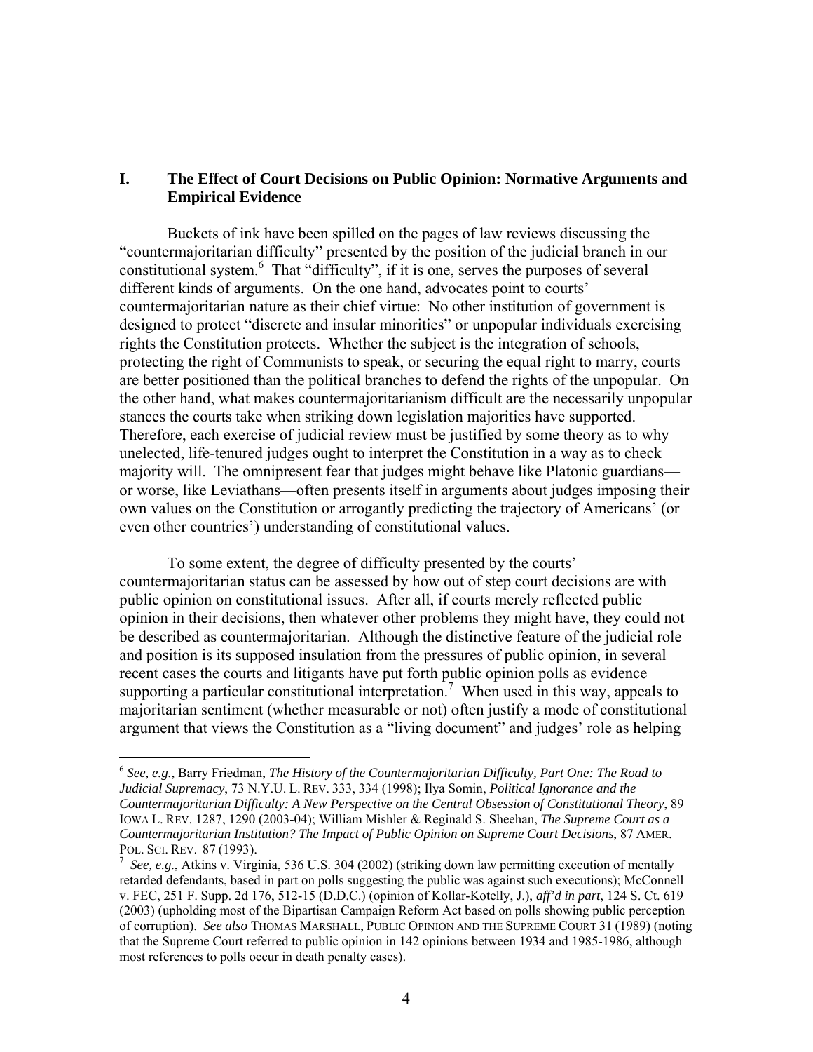## I. The Effect of Court Decisions on Public Opinion: Normative Arguments and Empirical Evidence

Buckets of ink have been spilled on the pages of law reviews discussing the "countermajoritarian difficulty" presented by the position of the judicial branch in our constitutional system.[6] That "difficulty", if it is one, serves the purposes of several different kinds of arguments. On the one hand, advocates point to courts' countermajoritarian nature as their chief virtue: No other institution of government is designed to protect "discrete and insular minorities" or unpopular individuals exercising rights the Constitution protects. Whether the subject is the integration of schools, protecting the right of Communists to speak, or securing the equal right to marry, courts are better positioned than the political branches to defend the rights of the unpopular. On the other hand, what makes countermajoritarianism difficult are the necessarily unpopular stances the courts take when striking down legislation majorities have supported. Therefore, each exercise of judicial review must be justified by some theory as to why unelected, life-tenured judges ought to interpret the Constitution in a way as to check majority will. The omnipresent fear that judges might behave like Platonic guardians—or worse, like Leviathans—often presents itself in arguments about judges imposing their own values on the Constitution or arrogantly predicting the trajectory of Americans' (or even other countries') understanding of constitutional values.

To some extent, the degree of difficulty presented by the courts' countermajoritarian status can be assessed by how out of step court decisions are with public opinion on constitutional issues. After all, if courts merely reflected public opinion in their decisions, then whatever other problems they might have, they could not be described as countermajoritarian. Although the distinctive feature of the judicial role and position is its supposed insulation from the pressures of public opinion, in several recent cases the courts and litigants have put forth public opinion polls as evidence supporting a particular constitutional interpretation.[7] When used in this way, appeals to majoritarian sentiment (whether measurable or not) often justify a mode of constitutional argument that views the Constitution as a "living document" and judges' role as helping

---

[6] *See, e.g.*, Barry Friedman, *The History of the Countermajoritarian Difficulty, Part One: The Road to Judicial Supremacy*, 73 N.Y.U. L. REV. 333, 334 (1998); Ilya Somin, *Political Ignorance and the Countermajoritarian Difficulty: A New Perspective on the Central Obsession of Constitutional Theory*, 89 IOWA L. REV. 1287, 1290 (2003-04); William Mishler & Reginald S. Sheehan, *The Supreme Court as a Countermajoritarian Institution? The Impact of Public Opinion on Supreme Court Decisions*, 87 AMER. POL. SCI. REV. 87 (1993).

[7] *See, e.g.*, Atkins v. Virginia, 536 U.S. 304 (2002) (striking down law permitting execution of mentally retarded defendants, based in part on polls suggesting the public was against such executions); McConnell v. FEC, 251 F. Supp. 2d 176, 512-15 (D.D.C.) (opinion of Kollar-Kotelly, J.), *aff'd in part*, 124 S. Ct. 619 (2003) (upholding most of the Bipartisan Campaign Reform Act based on polls showing public perception of corruption). *See also* THOMAS MARSHALL, PUBLIC OPINION AND THE SUPREME COURT 31 (1989) (noting that the Supreme Court referred to public opinion in 142 opinions between 1934 and 1985-1986, although most references to polls occur in death penalty cases).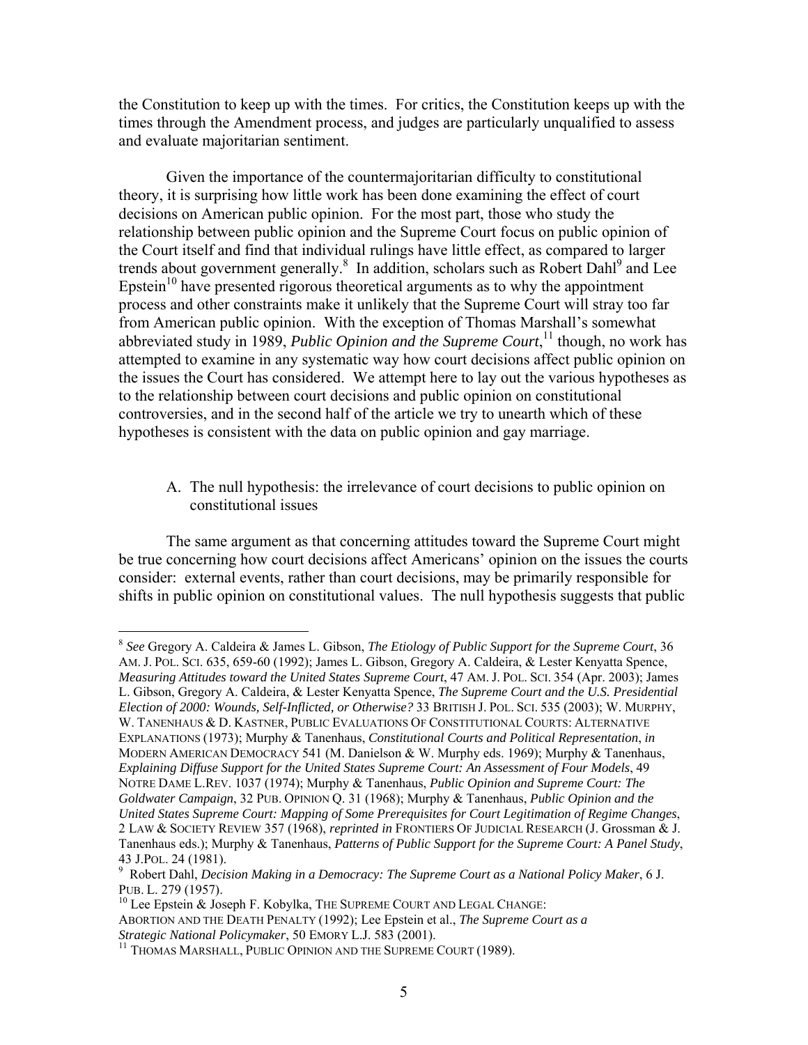the Constitution to keep up with the times. For critics, the Constitution keeps up with the times through the Amendment process, and judges are particularly unqualified to assess and evaluate majoritarian sentiment.

Given the importance of the countermajoritarian difficulty to constitutional theory, it is surprising how little work has been done examining the effect of court decisions on American public opinion. For the most part, those who study the relationship between public opinion and the Supreme Court focus on public opinion of the Court itself and find that individual rulings have little effect, as compared to larger trends about government generally.[8] In addition, scholars such as Robert Dahl[9] and Lee Epstein[10] have presented rigorous theoretical arguments as to why the appointment process and other constraints make it unlikely that the Supreme Court will stray too far from American public opinion. With the exception of Thomas Marshall's somewhat abbreviated study in 1989, *Public Opinion and the Supreme Court*,[11] though, no work has attempted to examine in any systematic way how court decisions affect public opinion on the issues the Court has considered. We attempt here to lay out the various hypotheses as to the relationship between court decisions and public opinion on constitutional controversies, and in the second half of the article we try to unearth which of these hypotheses is consistent with the data on public opinion and gay marriage.

### A. The null hypothesis: the irrelevance of court decisions to public opinion on constitutional issues

The same argument as that concerning attitudes toward the Supreme Court might be true concerning how court decisions affect Americans' opinion on the issues the courts consider: external events, rather than court decisions, may be primarily responsible for shifts in public opinion on constitutional values. The null hypothesis suggests that public

---

[8] *See* Gregory A. Caldeira & James L. Gibson, *The Etiology of Public Support for the Supreme Court*, 36 AM. J. POL. SCI. 635, 659-60 (1992); James L. Gibson, Gregory A. Caldeira, & Lester Kenyatta Spence, *Measuring Attitudes toward the United States Supreme Court*, 47 AM. J. POL. SCI. 354 (Apr. 2003); James L. Gibson, Gregory A. Caldeira, & Lester Kenyatta Spence, *The Supreme Court and the U.S. Presidential Election of 2000: Wounds, Self-Inflicted, or Otherwise?* 33 BRITISH J. POL. SCI. 535 (2003); W. MURPHY, W. TANENHAUS & D. KASTNER, PUBLIC EVALUATIONS OF CONSTITUTIONAL COURTS: ALTERNATIVE EXPLANATIONS (1973); Murphy & Tanenhaus, *Constitutional Courts and Political Representation*, *in* MODERN AMERICAN DEMOCRACY 541 (M. Danielson & W. Murphy eds. 1969); Murphy & Tanenhaus, *Explaining Diffuse Support for the United States Supreme Court: An Assessment of Four Models*, 49 NOTRE DAME L.REV. 1037 (1974); Murphy & Tanenhaus, *Public Opinion and Supreme Court: The Goldwater Campaign*, 32 PUB. OPINION Q. 31 (1968); Murphy & Tanenhaus, *Public Opinion and the United States Supreme Court: Mapping of Some Prerequisites for Court Legitimation of Regime Changes*, 2 LAW & SOCIETY REVIEW 357 (1968), *reprinted in* FRONTIERS OF JUDICIAL RESEARCH (J. Grossman & J. Tanenhaus eds.); Murphy & Tanenhaus, *Patterns of Public Support for the Supreme Court: A Panel Study*, 43 J.POL. 24 (1981).

[9] Robert Dahl, *Decision Making in a Democracy: The Supreme Court as a National Policy Maker*, 6 J. PUB. L. 279 (1957).

[10] Lee Epstein & Joseph F. Kobylka, THE SUPREME COURT AND LEGAL CHANGE: ABORTION AND THE DEATH PENALTY (1992); Lee Epstein et al., *The Supreme Court as a Strategic National Policymaker*, 50 EMORY L.J. 583 (2001).

[11] THOMAS MARSHALL, PUBLIC OPINION AND THE SUPREME COURT (1989).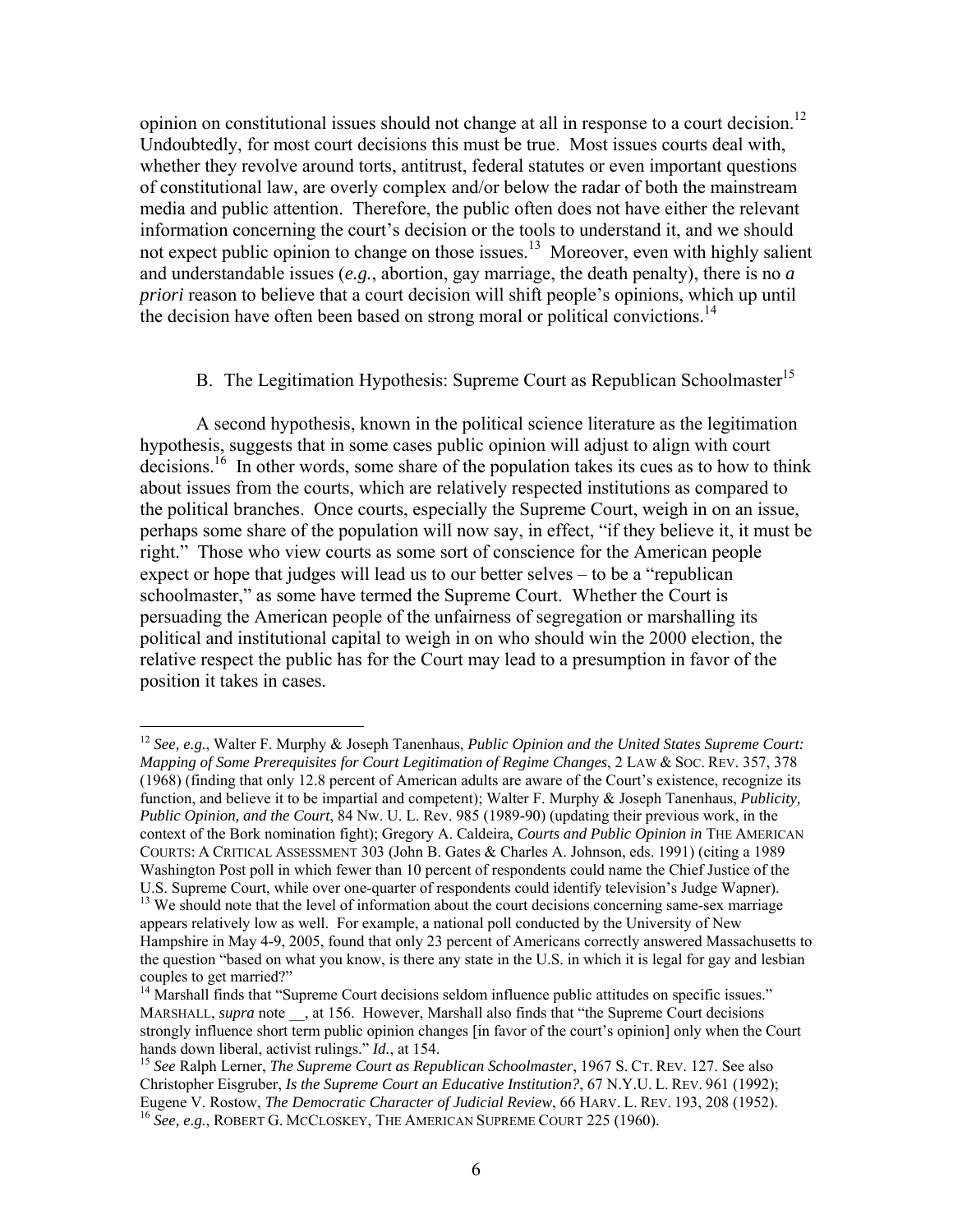opinion on constitutional issues should not change at all in response to a court decision.[12] Undoubtedly, for most court decisions this must be true. Most issues courts deal with, whether they revolve around torts, antitrust, federal statutes or even important questions of constitutional law, are overly complex and/or below the radar of both the mainstream media and public attention. Therefore, the public often does not have either the relevant information concerning the court's decision or the tools to understand it, and we should not expect public opinion to change on those issues.[13] Moreover, even with highly salient and understandable issues (*e.g.*, abortion, gay marriage, the death penalty), there is no *a priori* reason to believe that a court decision will shift people's opinions, which up until the decision have often been based on strong moral or political convictions.[14]

### B. The Legitimation Hypothesis: Supreme Court as Republican Schoolmaster[15]

A second hypothesis, known in the political science literature as the legitimation hypothesis, suggests that in some cases public opinion will adjust to align with court decisions.[16] In other words, some share of the population takes its cues as to how to think about issues from the courts, which are relatively respected institutions as compared to the political branches. Once courts, especially the Supreme Court, weigh in on an issue, perhaps some share of the population will now say, in effect, "if they believe it, it must be right." Those who view courts as some sort of conscience for the American people expect or hope that judges will lead us to our better selves – to be a "republican schoolmaster," as some have termed the Supreme Court. Whether the Court is persuading the American people of the unfairness of segregation or marshalling its political and institutional capital to weigh in on who should win the 2000 election, the relative respect the public has for the Court may lead to a presumption in favor of the position it takes in cases.

---

[12] *See, e.g.*, Walter F. Murphy & Joseph Tanenhaus, *Public Opinion and the United States Supreme Court: Mapping of Some Prerequisites for Court Legitimation of Regime Changes*, 2 LAW & SOC. REV. 357, 378 (1968) (finding that only 12.8 percent of American adults are aware of the Court's existence, recognize its function, and believe it to be impartial and competent); Walter F. Murphy & Joseph Tanenhaus, *Publicity, Public Opinion, and the Court*, 84 Nw. U. L. Rev. 985 (1989-90) (updating their previous work, in the context of the Bork nomination fight); Gregory A. Caldeira, *Courts and Public Opinion in* THE AMERICAN COURTS: A CRITICAL ASSESSMENT 303 (John B. Gates & Charles A. Johnson, eds. 1991) (citing a 1989 Washington Post poll in which fewer than 10 percent of respondents could name the Chief Justice of the U.S. Supreme Court, while over one-quarter of respondents could identify television's Judge Wapner).

[13] We should note that the level of information about the court decisions concerning same-sex marriage appears relatively low as well. For example, a national poll conducted by the University of New Hampshire in May 4-9, 2005, found that only 23 percent of Americans correctly answered Massachusetts to the question "based on what you know, is there any state in the U.S. in which it is legal for gay and lesbian couples to get married?"

[14] Marshall finds that "Supreme Court decisions seldom influence public attitudes on specific issues." MARSHALL, *supra* note __, at 156. However, Marshall also finds that "the Supreme Court decisions strongly influence short term public opinion changes [in favor of the court's opinion] only when the Court hands down liberal, activist rulings." *Id.*, at 154.

[15] *See* Ralph Lerner, *The Supreme Court as Republican Schoolmaster*, 1967 S. CT. REV. 127. See also Christopher Eisgruber, *Is the Supreme Court an Educative Institution?*, 67 N.Y.U. L. REV. 961 (1992); Eugene V. Rostow, *The Democratic Character of Judicial Review*, 66 HARV. L. REV. 193, 208 (1952).

[16] *See, e.g.*, ROBERT G. MCCLOSKEY, THE AMERICAN SUPREME COURT 225 (1960).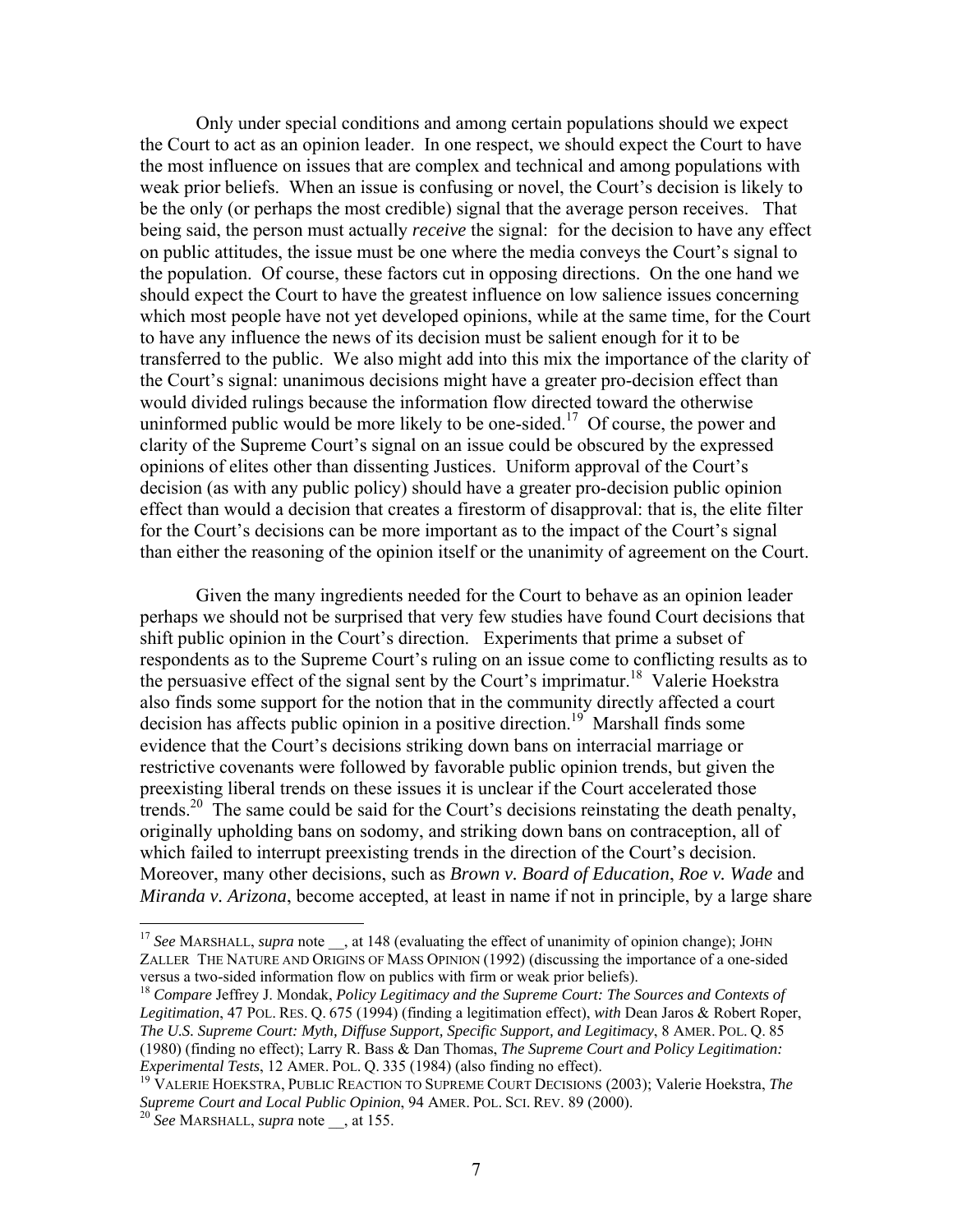Only under special conditions and among certain populations should we expect the Court to act as an opinion leader. In one respect, we should expect the Court to have the most influence on issues that are complex and technical and among populations with weak prior beliefs. When an issue is confusing or novel, the Court's decision is likely to be the only (or perhaps the most credible) signal that the average person receives. That being said, the person must actually *receive* the signal: for the decision to have any effect on public attitudes, the issue must be one where the media conveys the Court's signal to the population. Of course, these factors cut in opposing directions. On the one hand we should expect the Court to have the greatest influence on low salience issues concerning which most people have not yet developed opinions, while at the same time, for the Court to have any influence the news of its decision must be salient enough for it to be transferred to the public. We also might add into this mix the importance of the clarity of the Court's signal: unanimous decisions might have a greater pro-decision effect than would divided rulings because the information flow directed toward the otherwise uninformed public would be more likely to be one-sided.[17] Of course, the power and clarity of the Supreme Court's signal on an issue could be obscured by the expressed opinions of elites other than dissenting Justices. Uniform approval of the Court's decision (as with any public policy) should have a greater pro-decision public opinion effect than would a decision that creates a firestorm of disapproval: that is, the elite filter for the Court's decisions can be more important as to the impact of the Court's signal than either the reasoning of the opinion itself or the unanimity of agreement on the Court.

Given the many ingredients needed for the Court to behave as an opinion leader perhaps we should not be surprised that very few studies have found Court decisions that shift public opinion in the Court's direction. Experiments that prime a subset of respondents as to the Supreme Court's ruling on an issue come to conflicting results as to the persuasive effect of the signal sent by the Court's imprimatur.[18] Valerie Hoekstra also finds some support for the notion that in the community directly affected a court decision has affects public opinion in a positive direction.[19] Marshall finds some evidence that the Court's decisions striking down bans on interracial marriage or restrictive covenants were followed by favorable public opinion trends, but given the preexisting liberal trends on these issues it is unclear if the Court accelerated those trends.[20] The same could be said for the Court's decisions reinstating the death penalty, originally upholding bans on sodomy, and striking down bans on contraception, all of which failed to interrupt preexisting trends in the direction of the Court's decision. Moreover, many other decisions, such as *Brown v. Board of Education*, *Roe v. Wade* and *Miranda v. Arizona*, become accepted, at least in name if not in principle, by a large share

---

[17] *See* MARSHALL, *supra* note __, at 148 (evaluating the effect of unanimity of opinion change); JOHN ZALLER THE NATURE AND ORIGINS OF MASS OPINION (1992) (discussing the importance of a one-sided versus a two-sided information flow on publics with firm or weak prior beliefs).

[18] *Compare* Jeffrey J. Mondak, *Policy Legitimacy and the Supreme Court: The Sources and Contexts of Legitimation*, 47 POL. RES. Q. 675 (1994) (finding a legitimation effect), *with* Dean Jaros & Robert Roper, *The U.S. Supreme Court: Myth, Diffuse Support, Specific Support, and Legitimacy*, 8 AMER. POL. Q. 85 (1980) (finding no effect); Larry R. Bass & Dan Thomas, *The Supreme Court and Policy Legitimation: Experimental Tests*, 12 AMER. POL. Q. 335 (1984) (also finding no effect).

[19] VALERIE HOEKSTRA, PUBLIC REACTION TO SUPREME COURT DECISIONS (2003); Valerie Hoekstra, *The Supreme Court and Local Public Opinion*, 94 AMER. POL. SCI. REV. 89 (2000).

[20] *See* MARSHALL, *supra* note __, at 155.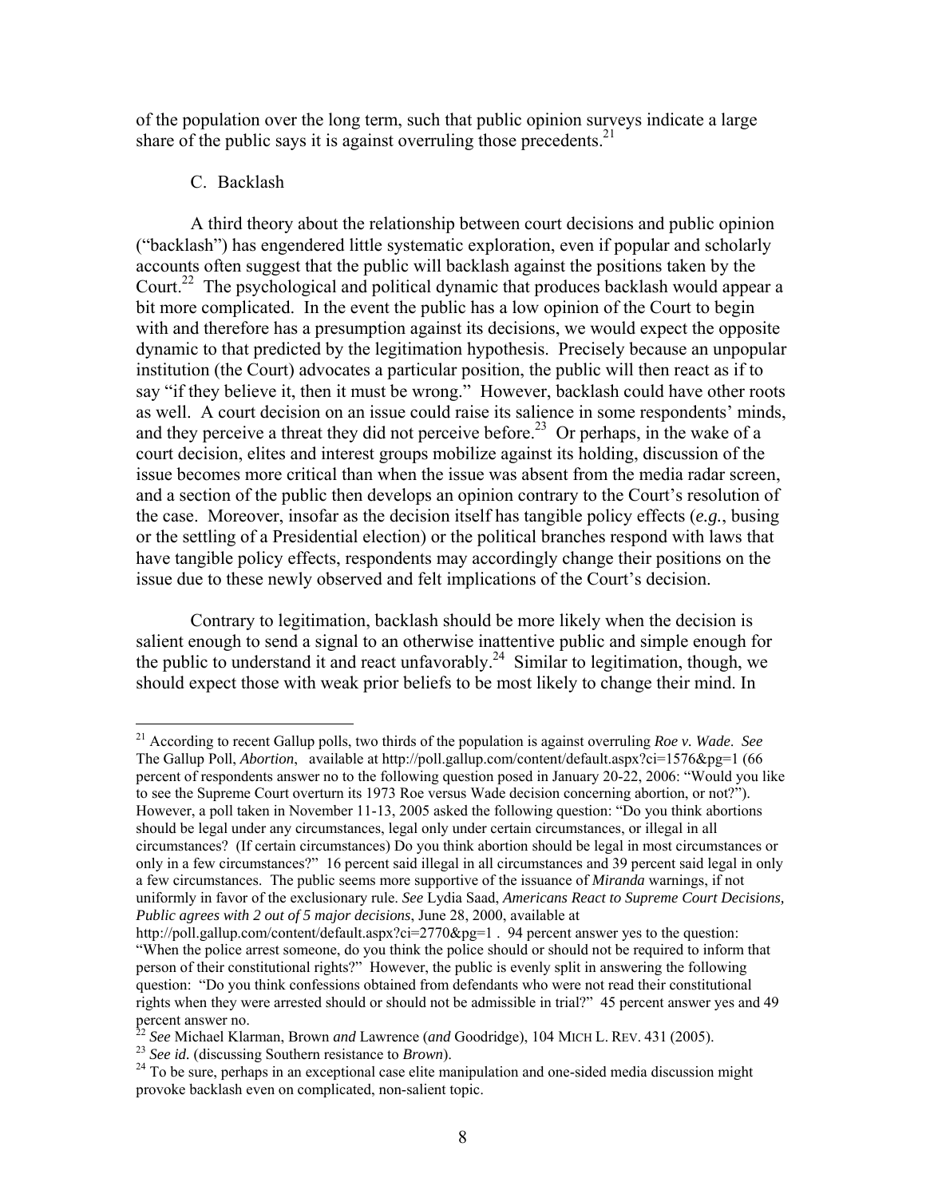of the population over the long term, such that public opinion surveys indicate a large share of the public says it is against overruling those precedents.[21]

### C. Backlash

A third theory about the relationship between court decisions and public opinion ("backlash") has engendered little systematic exploration, even if popular and scholarly accounts often suggest that the public will backlash against the positions taken by the Court.[22] The psychological and political dynamic that produces backlash would appear a bit more complicated. In the event the public has a low opinion of the Court to begin with and therefore has a presumption against its decisions, we would expect the opposite dynamic to that predicted by the legitimation hypothesis. Precisely because an unpopular institution (the Court) advocates a particular position, the public will then react as if to say "if they believe it, then it must be wrong." However, backlash could have other roots as well. A court decision on an issue could raise its salience in some respondents' minds, and they perceive a threat they did not perceive before.[23] Or perhaps, in the wake of a court decision, elites and interest groups mobilize against its holding, discussion of the issue becomes more critical than when the issue was absent from the media radar screen, and a section of the public then develops an opinion contrary to the Court's resolution of the case. Moreover, insofar as the decision itself has tangible policy effects (*e.g.*, busing or the settling of a Presidential election) or the political branches respond with laws that have tangible policy effects, respondents may accordingly change their positions on the issue due to these newly observed and felt implications of the Court's decision.

Contrary to legitimation, backlash should be more likely when the decision is salient enough to send a signal to an otherwise inattentive public and simple enough for the public to understand it and react unfavorably.[24] Similar to legitimation, though, we should expect those with weak prior beliefs to be most likely to change their mind. In

---

[21] According to recent Gallup polls, two thirds of the population is against overruling *Roe v. Wade*. *See* The Gallup Poll, *Abortion*, available at http://poll.gallup.com/content/default.aspx?ci=1576&pg=1 (66 percent of respondents answer no to the following question posed in January 20-22, 2006: "Would you like to see the Supreme Court overturn its 1973 Roe versus Wade decision concerning abortion, or not?"). However, a poll taken in November 11-13, 2005 asked the following question: "Do you think abortions should be legal under any circumstances, legal only under certain circumstances, or illegal in all circumstances? (If certain circumstances) Do you think abortion should be legal in most circumstances or only in a few circumstances?" 16 percent said illegal in all circumstances and 39 percent said legal in only a few circumstances. The public seems more supportive of the issuance of *Miranda* warnings, if not uniformly in favor of the exclusionary rule. *See* Lydia Saad, *Americans React to Supreme Court Decisions, Public agrees with 2 out of 5 major decisions*, June 28, 2000, available at http://poll.gallup.com/content/default.aspx?ci=2770&pg=1 . 94 percent answer yes to the question: "When the police arrest someone, do you think the police should or should not be required to inform that person of their constitutional rights?" However, the public is evenly split in answering the following question: "Do you think confessions obtained from defendants who were not read their constitutional rights when they were arrested should or should not be admissible in trial?" 45 percent answer yes and 49 percent answer no.

[22] *See* Michael Klarman, Brown *and* Lawrence (*and* Goodridge), 104 MICH L. REV. 431 (2005).

[23] *See id.* (discussing Southern resistance to *Brown*).

[24] To be sure, perhaps in an exceptional case elite manipulation and one-sided media discussion might provoke backlash even on complicated, non-salient topic.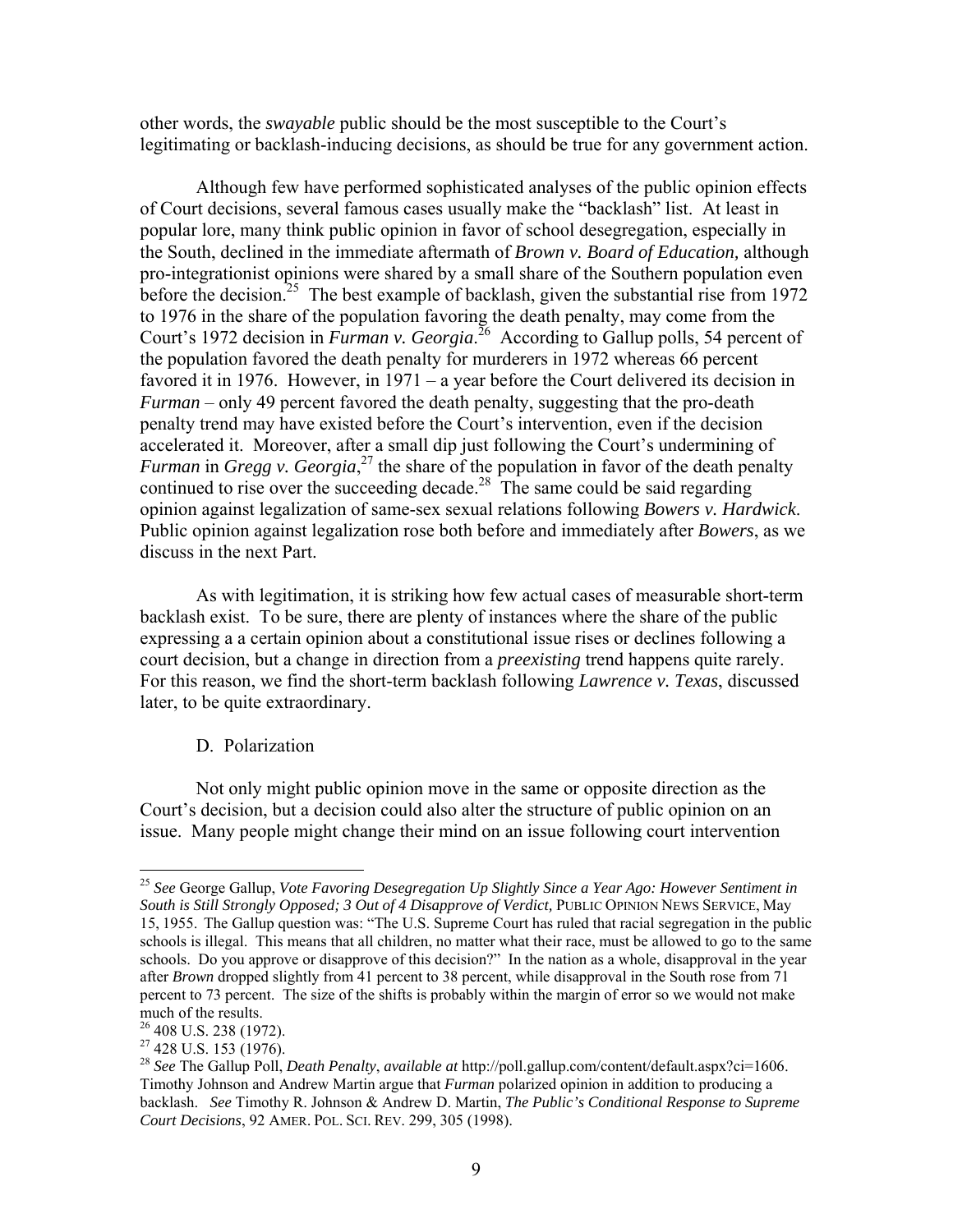other words, the *swayable* public should be the most susceptible to the Court's legitimating or backlash-inducing decisions, as should be true for any government action.

Although few have performed sophisticated analyses of the public opinion effects of Court decisions, several famous cases usually make the "backlash" list. At least in popular lore, many think public opinion in favor of school desegregation, especially in the South, declined in the immediate aftermath of *Brown v. Board of Education,* although pro-integrationist opinions were shared by a small share of the Southern population even before the decision.[25] The best example of backlash, given the substantial rise from 1972 to 1976 in the share of the population favoring the death penalty, may come from the Court's 1972 decision in *Furman v. Georgia*.[26] According to Gallup polls, 54 percent of the population favored the death penalty for murderers in 1972 whereas 66 percent favored it in 1976. However, in 1971 – a year before the Court delivered its decision in *Furman* – only 49 percent favored the death penalty, suggesting that the pro-death penalty trend may have existed before the Court's intervention, even if the decision accelerated it. Moreover, after a small dip just following the Court's undermining of *Furman* in *Gregg v. Georgia*,[27] the share of the population in favor of the death penalty continued to rise over the succeeding decade.[28] The same could be said regarding opinion against legalization of same-sex sexual relations following *Bowers v. Hardwick.* Public opinion against legalization rose both before and immediately after *Bowers*, as we discuss in the next Part.

As with legitimation, it is striking how few actual cases of measurable short-term backlash exist. To be sure, there are plenty of instances where the share of the public expressing a a certain opinion about a constitutional issue rises or declines following a court decision, but a change in direction from a *preexisting* trend happens quite rarely. For this reason, we find the short-term backlash following *Lawrence v. Texas*, discussed later, to be quite extraordinary.

### D. Polarization

Not only might public opinion move in the same or opposite direction as the Court's decision, but a decision could also alter the structure of public opinion on an issue. Many people might change their mind on an issue following court intervention

---

[25] *See* George Gallup, *Vote Favoring Desegregation Up Slightly Since a Year Ago: However Sentiment in South is Still Strongly Opposed; 3 Out of 4 Disapprove of Verdict,* PUBLIC OPINION NEWS SERVICE, May 15, 1955. The Gallup question was: "The U.S. Supreme Court has ruled that racial segregation in the public schools is illegal. This means that all children, no matter what their race, must be allowed to go to the same schools. Do you approve or disapprove of this decision?" In the nation as a whole, disapproval in the year after *Brown* dropped slightly from 41 percent to 38 percent, while disapproval in the South rose from 71 percent to 73 percent. The size of the shifts is probably within the margin of error so we would not make much of the results.

[26] 408 U.S. 238 (1972).

[27] 428 U.S. 153 (1976).

[28] *See* The Gallup Poll, *Death Penalty*, *available at* http://poll.gallup.com/content/default.aspx?ci=1606. Timothy Johnson and Andrew Martin argue that *Furman* polarized opinion in addition to producing a backlash. *See* Timothy R. Johnson & Andrew D. Martin, *The Public's Conditional Response to Supreme Court Decisions*, 92 AMER. POL. SCI. REV. 299, 305 (1998).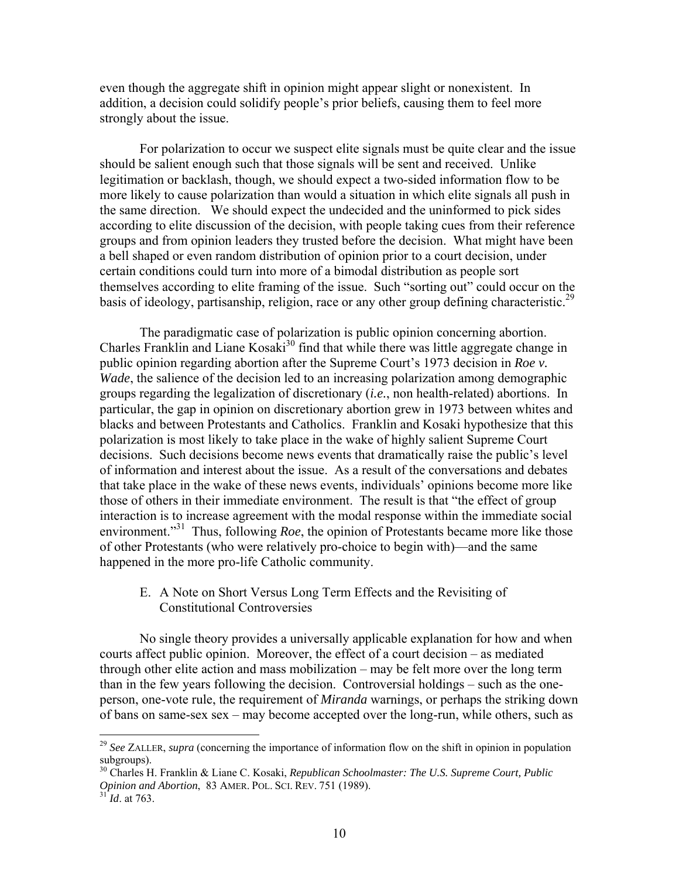even though the aggregate shift in opinion might appear slight or nonexistent. In addition, a decision could solidify people's prior beliefs, causing them to feel more strongly about the issue.

For polarization to occur we suspect elite signals must be quite clear and the issue should be salient enough such that those signals will be sent and received. Unlike legitimation or backlash, though, we should expect a two-sided information flow to be more likely to cause polarization than would a situation in which elite signals all push in the same direction. We should expect the undecided and the uninformed to pick sides according to elite discussion of the decision, with people taking cues from their reference groups and from opinion leaders they trusted before the decision. What might have been a bell shaped or even random distribution of opinion prior to a court decision, under certain conditions could turn into more of a bimodal distribution as people sort themselves according to elite framing of the issue. Such "sorting out" could occur on the basis of ideology, partisanship, religion, race or any other group defining characteristic.[29]

The paradigmatic case of polarization is public opinion concerning abortion. Charles Franklin and Liane Kosaki[30] find that while there was little aggregate change in public opinion regarding abortion after the Supreme Court's 1973 decision in *Roe v. Wade*, the salience of the decision led to an increasing polarization among demographic groups regarding the legalization of discretionary (*i.e.*, non health-related) abortions. In particular, the gap in opinion on discretionary abortion grew in 1973 between whites and blacks and between Protestants and Catholics. Franklin and Kosaki hypothesize that this polarization is most likely to take place in the wake of highly salient Supreme Court decisions. Such decisions become news events that dramatically raise the public's level of information and interest about the issue. As a result of the conversations and debates that take place in the wake of these news events, individuals' opinions become more like those of others in their immediate environment. The result is that "the effect of group interaction is to increase agreement with the modal response within the immediate social environment."[31] Thus, following *Roe*, the opinion of Protestants became more like those of other Protestants (who were relatively pro-choice to begin with)—and the same happened in the more pro-life Catholic community.

### E. A Note on Short Versus Long Term Effects and the Revisiting of Constitutional Controversies

No single theory provides a universally applicable explanation for how and when courts affect public opinion. Moreover, the effect of a court decision – as mediated through other elite action and mass mobilization – may be felt more over the long term than in the few years following the decision. Controversial holdings – such as the one-person, one-vote rule, the requirement of *Miranda* warnings, or perhaps the striking down of bans on same-sex sex – may become accepted over the long-run, while others, such as

---

[29] *See* ZALLER, *supra* (concerning the importance of information flow on the shift in opinion in population subgroups).

[30] Charles H. Franklin & Liane C. Kosaki, *Republican Schoolmaster: The U.S. Supreme Court, Public Opinion and Abortion*, 83 AMER. POL. SCI. REV. 751 (1989).

[31] *Id*. at 763.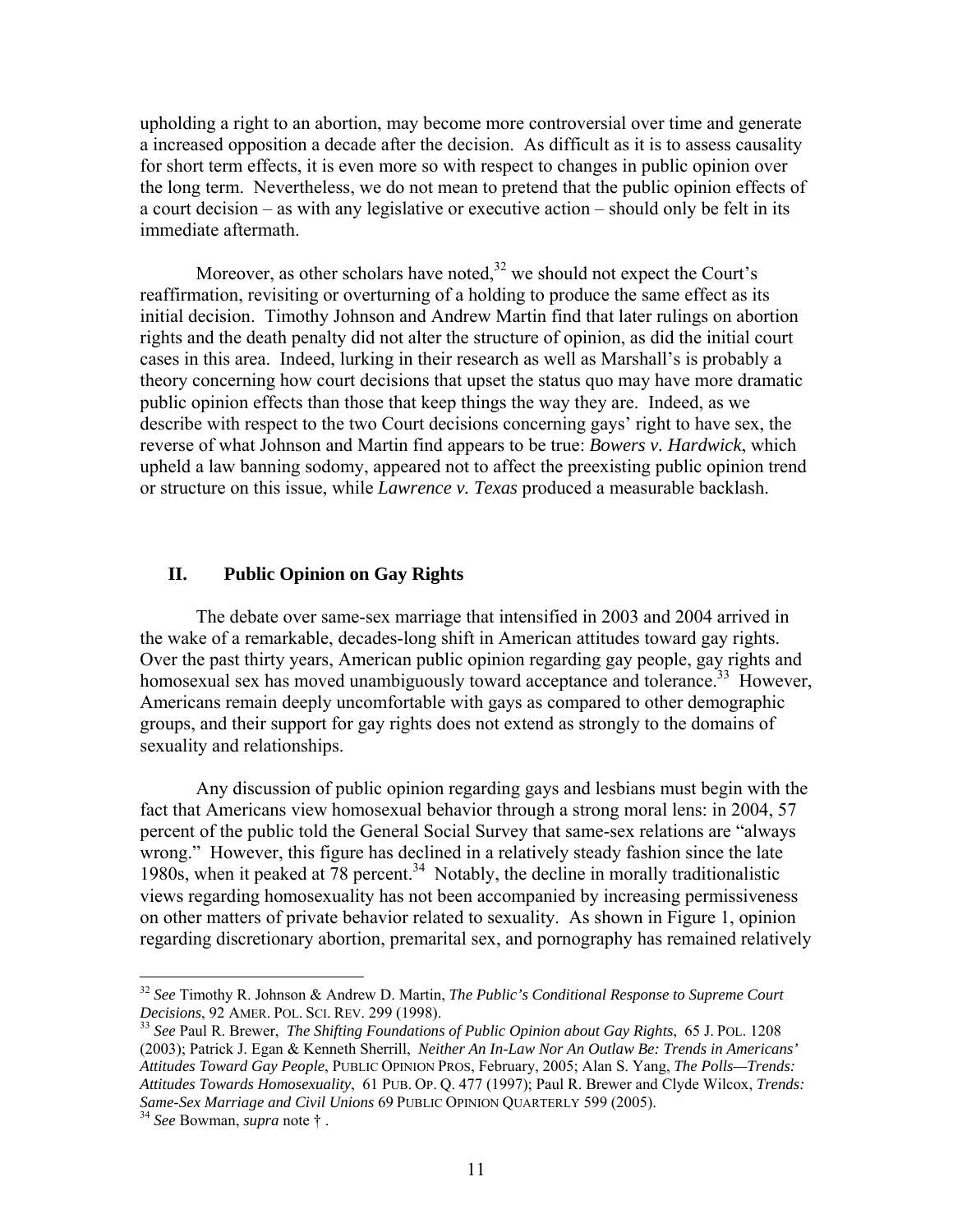upholding a right to an abortion, may become more controversial over time and generate a increased opposition a decade after the decision. As difficult as it is to assess causality for short term effects, it is even more so with respect to changes in public opinion over the long term. Nevertheless, we do not mean to pretend that the public opinion effects of a court decision – as with any legislative or executive action – should only be felt in its immediate aftermath.

Moreover, as other scholars have noted,[32] we should not expect the Court's reaffirmation, revisiting or overturning of a holding to produce the same effect as its initial decision. Timothy Johnson and Andrew Martin find that later rulings on abortion rights and the death penalty did not alter the structure of opinion, as did the initial court cases in this area. Indeed, lurking in their research as well as Marshall's is probably a theory concerning how court decisions that upset the status quo may have more dramatic public opinion effects than those that keep things the way they are. Indeed, as we describe with respect to the two Court decisions concerning gays' right to have sex, the reverse of what Johnson and Martin find appears to be true: ***Bowers v. Hardwick***, which upheld a law banning sodomy, appeared not to affect the preexisting public opinion trend or structure on this issue, while ***Lawrence v. Texas*** produced a measurable backlash.

## II. Public Opinion on Gay Rights

The debate over same-sex marriage that intensified in 2003 and 2004 arrived in the wake of a remarkable, decades-long shift in American attitudes toward gay rights. Over the past thirty years, American public opinion regarding gay people, gay rights and homosexual sex has moved unambiguously toward acceptance and tolerance.[33] However, Americans remain deeply uncomfortable with gays as compared to other demographic groups, and their support for gay rights does not extend as strongly to the domains of sexuality and relationships.

Any discussion of public opinion regarding gays and lesbians must begin with the fact that Americans view homosexual behavior through a strong moral lens: in 2004, 57 percent of the public told the General Social Survey that same-sex relations are "always wrong." However, this figure has declined in a relatively steady fashion since the late 1980s, when it peaked at 78 percent.[34] Notably, the decline in morally traditionalistic views regarding homosexuality has not been accompanied by increasing permissiveness on other matters of private behavior related to sexuality. As shown in Figure 1, opinion regarding discretionary abortion, premarital sex, and pornography has remained relatively

---

[32] *See* Timothy R. Johnson & Andrew D. Martin, *The Public's Conditional Response to Supreme Court Decisions*, 92 AMER. POL. SCI. REV. 299 (1998).

[33] *See* Paul R. Brewer, *The Shifting Foundations of Public Opinion about Gay Rights*, 65 J. POL. 1208 (2003); Patrick J. Egan & Kenneth Sherrill, *Neither An In-Law Nor An Outlaw Be: Trends in Americans' Attitudes Toward Gay People*, PUBLIC OPINION PROS, February, 2005; Alan S. Yang, *The Polls—Trends: Attitudes Towards Homosexuality*, 61 PUB. OP. Q. 477 (1997); Paul R. Brewer and Clyde Wilcox, *Trends: Same-Sex Marriage and Civil Unions* 69 PUBLIC OPINION QUARTERLY 599 (2005).

[34] *See* Bowman, *supra* note † .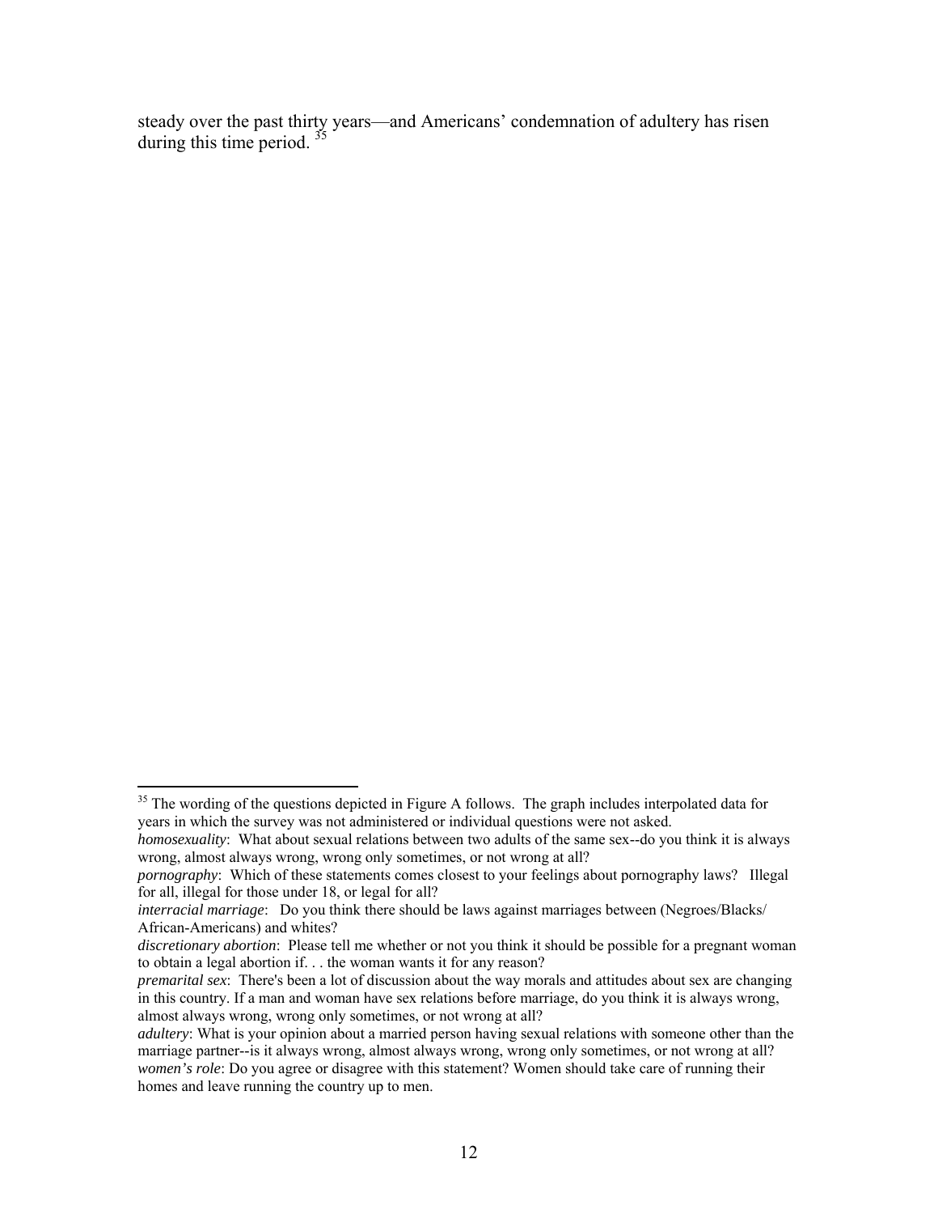steady over the past thirty years—and Americans' condemnation of adultery has risen during this time period. [35]

---

[35] The wording of the questions depicted in Figure A follows. The graph includes interpolated data for years in which the survey was not administered or individual questions were not asked.

*homosexuality*: What about sexual relations between two adults of the same sex--do you think it is always wrong, almost always wrong, wrong only sometimes, or not wrong at all?

*pornography*: Which of these statements comes closest to your feelings about pornography laws? Illegal for all, illegal for those under 18, or legal for all?

*interracial marriage*: Do you think there should be laws against marriages between (Negroes/Blacks/ African-Americans) and whites?

*discretionary abortion*: Please tell me whether or not you think it should be possible for a pregnant woman to obtain a legal abortion if. . . the woman wants it for any reason?

*premarital sex*: There's been a lot of discussion about the way morals and attitudes about sex are changing in this country. If a man and woman have sex relations before marriage, do you think it is always wrong, almost always wrong, wrong only sometimes, or not wrong at all?

*adultery*: What is your opinion about a married person having sexual relations with someone other than the marriage partner--is it always wrong, almost always wrong, wrong only sometimes, or not wrong at all?

*women's role*: Do you agree or disagree with this statement? Women should take care of running their homes and leave running the country up to men.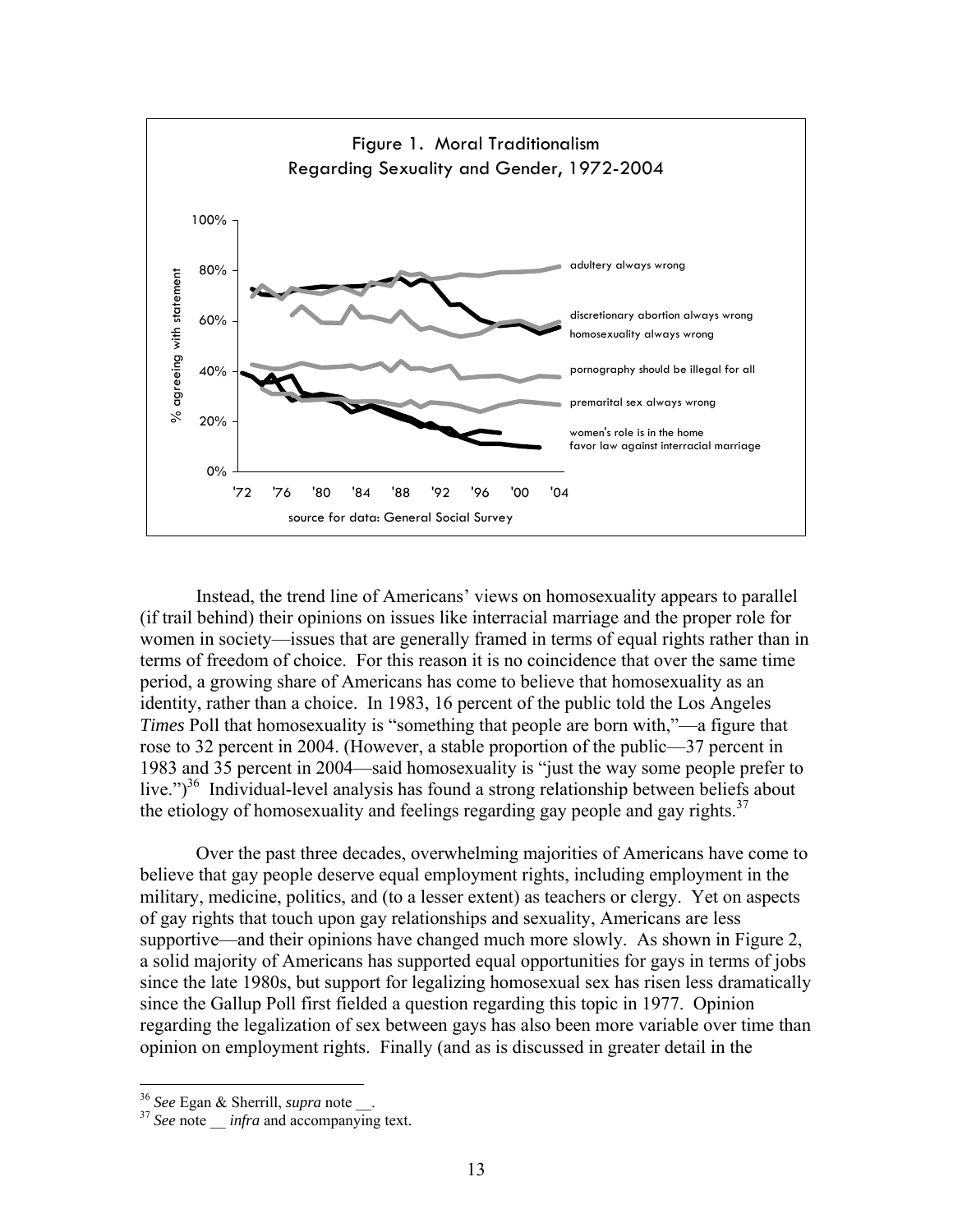Figure 1. Moral Traditionalism Regarding Sexuality and Gender, 1972-2004

source for data: General Social Survey

Instead, the trend line of Americans' views on homosexuality appears to parallel (if trail behind) their opinions on issues like interracial marriage and the proper role for women in society—issues that are generally framed in terms of equal rights rather than in terms of freedom of choice. For this reason it is no coincidence that over the same time period, a growing share of Americans has come to believe that homosexuality as an identity, rather than a choice. In 1983, 16 percent of the public told the Los Angeles *Times* Poll that homosexuality is "something that people are born with,"—a figure that rose to 32 percent in 2004. (However, a stable proportion of the public—37 percent in 1983 and 35 percent in 2004—said homosexuality is "just the way some people prefer to live.")[36] Individual-level analysis has found a strong relationship between beliefs about the etiology of homosexuality and feelings regarding gay people and gay rights.[37]

Over the past three decades, overwhelming majorities of Americans have come to believe that gay people deserve equal employment rights, including employment in the military, medicine, politics, and (to a lesser extent) as teachers or clergy. Yet on aspects of gay rights that touch upon gay relationships and sexuality, Americans are less supportive—and their opinions have changed much more slowly. As shown in Figure 2, a solid majority of Americans has supported equal opportunities for gays in terms of jobs since the late 1980s, but support for legalizing homosexual sex has risen less dramatically since the Gallup Poll first fielded a question regarding this topic in 1977. Opinion regarding the legalization of sex between gays has also been more variable over time than opinion on employment rights. Finally (and as is discussed in greater detail in the

---

[36] *See* Egan & Sherrill, *supra* note __.

[37] *See* note __ *infra* and accompanying text.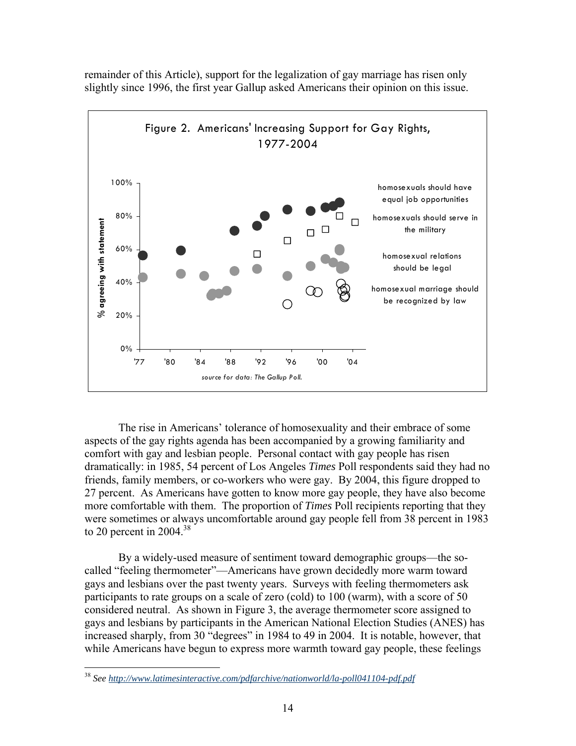remainder of this Article), support for the legalization of gay marriage has risen only slightly since 1996, the first year Gallup asked Americans their opinion on this issue.

Figure 2. Americans' Increasing Support for Gay Rights, 1977-2004

source for data: The Gallup Poll.

The rise in Americans' tolerance of homosexuality and their embrace of some aspects of the gay rights agenda has been accompanied by a growing familiarity and comfort with gay and lesbian people. Personal contact with gay people has risen dramatically: in 1985, 54 percent of Los Angeles *Times* Poll respondents said they had no friends, family members, or co-workers who were gay. By 2004, this figure dropped to 27 percent. As Americans have gotten to know more gay people, they have also become more comfortable with them. The proportion of *Times* Poll recipients reporting that they were sometimes or always uncomfortable around gay people fell from 38 percent in 1983 to 20 percent in 2004.[38]

By a widely-used measure of sentiment toward demographic groups—the so-called "feeling thermometer"—Americans have grown decidedly more warm toward gays and lesbians over the past twenty years. Surveys with feeling thermometers ask participants to rate groups on a scale of zero (cold) to 100 (warm), with a score of 50 considered neutral. As shown in Figure 3, the average thermometer score assigned to gays and lesbians by participants in the American National Election Studies (ANES) has increased sharply, from 30 "degrees" in 1984 to 49 in 2004. It is notable, however, that while Americans have begun to express more warmth toward gay people, these feelings

[38] *See* http://www.latimesinteractive.com/pdfarchive/nationworld/la-poll041104-pdf.pdf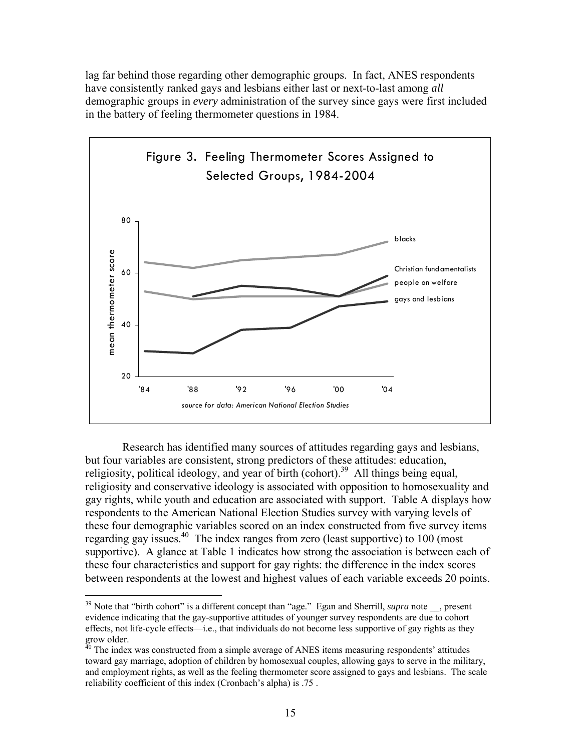lag far behind those regarding other demographic groups. In fact, ANES respondents have consistently ranked gays and lesbians either last or next-to-last among *all* demographic groups in *every* administration of the survey since gays were first included in the battery of feeling thermometer questions in 1984.

Figure 3. Feeling Thermometer Scores Assigned to Selected Groups, 1984-2004

*source for data: American National Election Studies*

Research has identified many sources of attitudes regarding gays and lesbians, but four variables are consistent, strong predictors of these attitudes: education, religiosity, political ideology, and year of birth (cohort).[39] All things being equal, religiosity and conservative ideology is associated with opposition to homosexuality and gay rights, while youth and education are associated with support. Table A displays how respondents to the American National Election Studies survey with varying levels of these four demographic variables scored on an index constructed from five survey items regarding gay issues.[40] The index ranges from zero (least supportive) to 100 (most supportive). A glance at Table 1 indicates how strong the association is between each of these four characteristics and support for gay rights: the difference in the index scores between respondents at the lowest and highest values of each variable exceeds 20 points.

[39] Note that "birth cohort" is a different concept than "age." Egan and Sherrill, *supra* note __, present evidence indicating that the gay-supportive attitudes of younger survey respondents are due to cohort effects, not life-cycle effects—i.e., that individuals do not become less supportive of gay rights as they grow older.

[40] The index was constructed from a simple average of ANES items measuring respondents' attitudes toward gay marriage, adoption of children by homosexual couples, allowing gays to serve in the military, and employment rights, as well as the feeling thermometer score assigned to gays and lesbians. The scale reliability coefficient of this index (Cronbach's alpha) is .75 .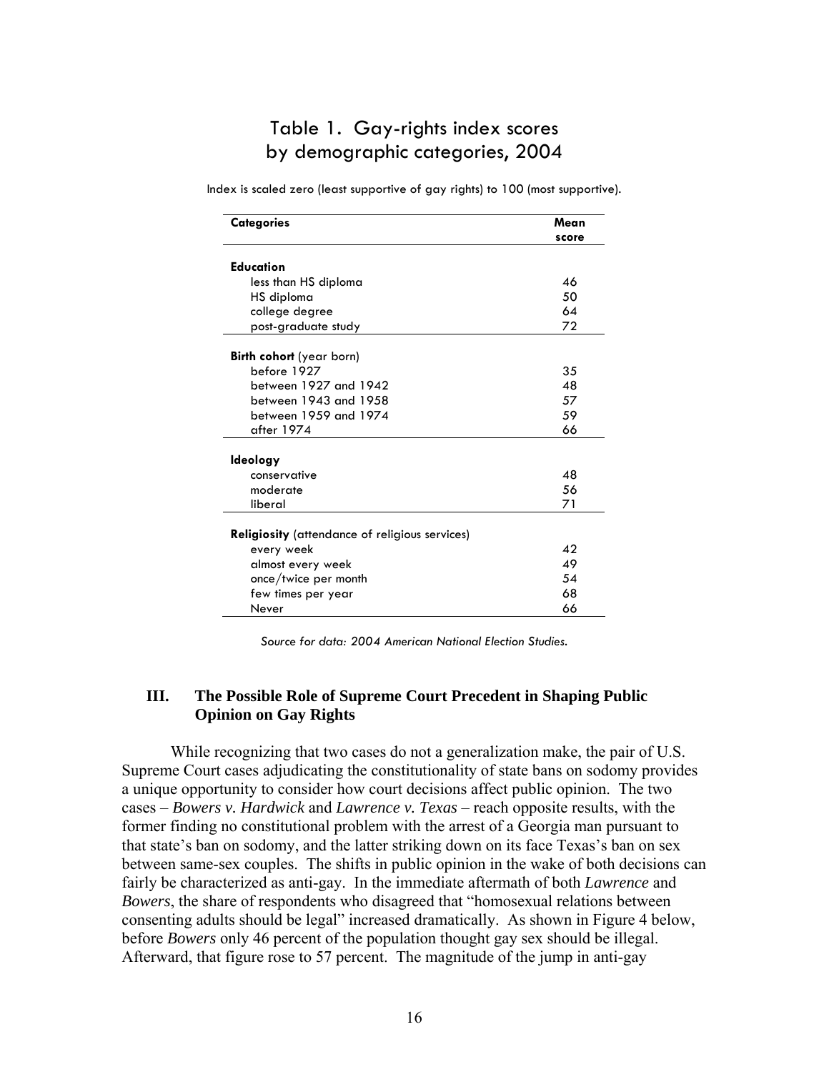## Table 1. Gay-rights index scores by demographic categories, 2004

Index is scaled zero (least supportive of gay rights) to 100 (most supportive).

| Categories | Mean score |
|---|---|
| **Education** | |
| less than HS diploma | 46 |
| HS diploma | 50 |
| college degree | 64 |
| post-graduate study | 72 |
| **Birth cohort** (year born) | |
| before 1927 | 35 |
| between 1927 and 1942 | 48 |
| between 1943 and 1958 | 57 |
| between 1959 and 1974 | 59 |
| after 1974 | 66 |
| **Ideology** | |
| conservative | 48 |
| moderate | 56 |
| liberal | 71 |
| **Religiosity** (attendance of religious services) | |
| every week | 42 |
| almost every week | 49 |
| once/twice per month | 54 |
| few times per year | 68 |
| Never | 66 |

*Source for data: 2004 American National Election Studies.*

## III. The Possible Role of Supreme Court Precedent in Shaping Public Opinion on Gay Rights

While recognizing that two cases do not a generalization make, the pair of U.S. Supreme Court cases adjudicating the constitutionality of state bans on sodomy provides a unique opportunity to consider how court decisions affect public opinion. The two cases – *Bowers v. Hardwick* and *Lawrence v. Texas* – reach opposite results, with the former finding no constitutional problem with the arrest of a Georgia man pursuant to that state's ban on sodomy, and the latter striking down on its face Texas's ban on sex between same-sex couples. The shifts in public opinion in the wake of both decisions can fairly be characterized as anti-gay. In the immediate aftermath of both *Lawrence* and *Bowers*, the share of respondents who disagreed that "homosexual relations between consenting adults should be legal" increased dramatically. As shown in Figure 4 below, before *Bowers* only 46 percent of the population thought gay sex should be illegal. Afterward, that figure rose to 57 percent. The magnitude of the jump in anti-gay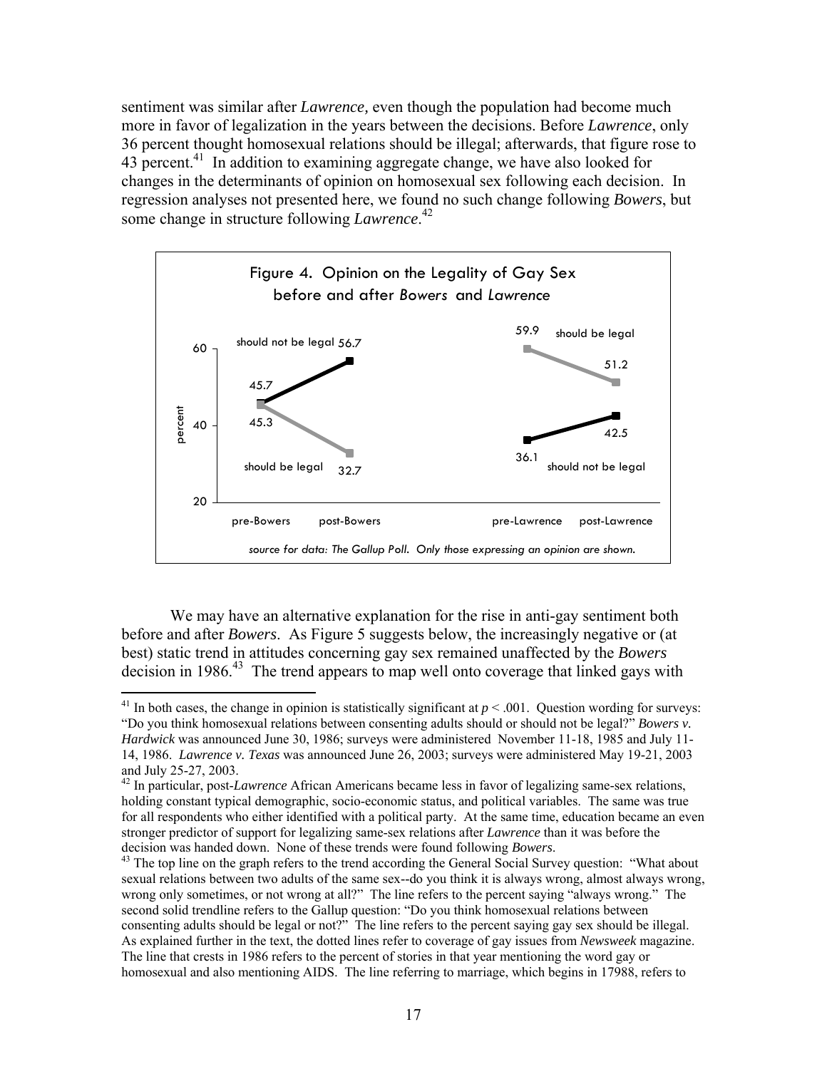sentiment was similar after *Lawrence,* even though the population had become much more in favor of legalization in the years between the decisions. Before *Lawrence*, only 36 percent thought homosexual relations should be illegal; afterwards, that figure rose to 43 percent.[41] In addition to examining aggregate change, we have also looked for changes in the determinants of opinion on homosexual sex following each decision. In regression analyses not presented here, we found no such change following *Bowers*, but some change in structure following *Lawrence*.[42]

Figure 4. Opinion on the Legality of Gay Sex before and after *Bowers* and *Lawrence*

| | pre-Bowers | post-Bowers | pre-Lawrence | post-Lawrence |
|---|---|---|---|---|
| should not be legal | 45.7 | 56.7 | 36.1 | 42.5 |
| should be legal | 45.3 | 32.7 | 59.9 | 51.2 |

*source for data: The Gallup Poll. Only those expressing an opinion are shown.*

We may have an alternative explanation for the rise in anti-gay sentiment both before and after *Bowers*. As Figure 5 suggests below, the increasingly negative or (at best) static trend in attitudes concerning gay sex remained unaffected by the *Bowers* decision in 1986.[43] The trend appears to map well onto coverage that linked gays with

---

[41] In both cases, the change in opinion is statistically significant at $p < .001$. Question wording for surveys: "Do you think homosexual relations between consenting adults should or should not be legal?" *Bowers v. Hardwick* was announced June 30, 1986; surveys were administered November 11-18, 1985 and July 11-14, 1986. *Lawrence v. Texas* was announced June 26, 2003; surveys were administered May 19-21, 2003 and July 25-27, 2003.

[42] In particular, post-*Lawrence* African Americans became less in favor of legalizing same-sex relations, holding constant typical demographic, socio-economic status, and political variables. The same was true for all respondents who either identified with a political party. At the same time, education became an even stronger predictor of support for legalizing same-sex relations after *Lawrence* than it was before the decision was handed down. None of these trends were found following *Bowers*.

[43] The top line on the graph refers to the trend according the General Social Survey question: "What about sexual relations between two adults of the same sex--do you think it is always wrong, almost always wrong, wrong only sometimes, or not wrong at all?" The line refers to the percent saying "always wrong." The second solid trendline refers to the Gallup question: "Do you think homosexual relations between consenting adults should be legal or not?" The line refers to the percent saying gay sex should be illegal. As explained further in the text, the dotted lines refer to coverage of gay issues from *Newsweek* magazine. The line that crests in 1986 refers to the percent of stories in that year mentioning the word gay or homosexual and also mentioning AIDS. The line referring to marriage, which begins in 17988, refers to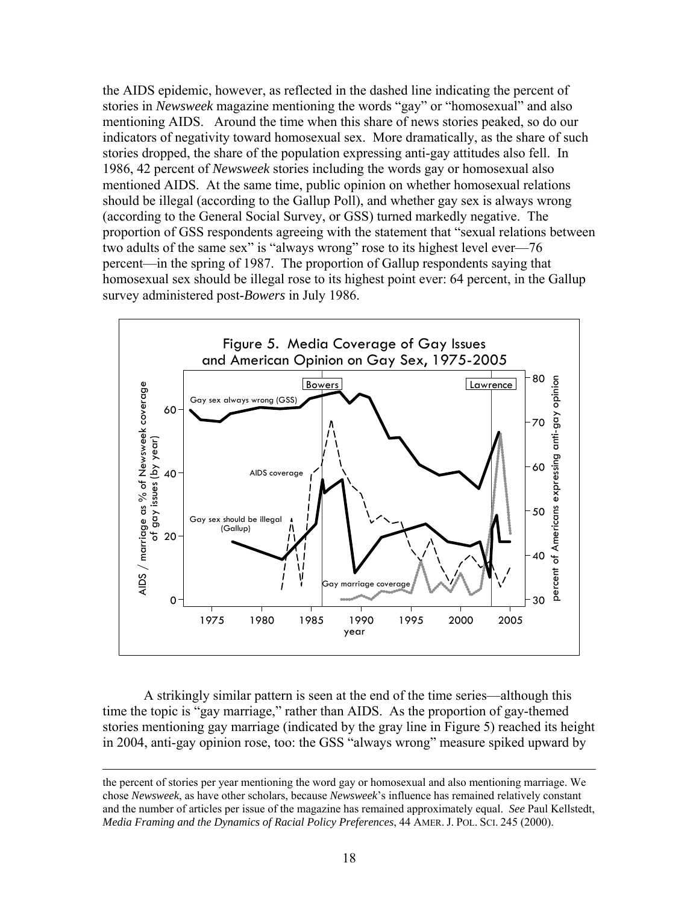the AIDS epidemic, however, as reflected in the dashed line indicating the percent of stories in *Newsweek* magazine mentioning the words "gay" or "homosexual" and also mentioning AIDS. Around the time when this share of news stories peaked, so do our indicators of negativity toward homosexual sex. More dramatically, as the share of such stories dropped, the share of the population expressing anti-gay attitudes also fell. In 1986, 42 percent of *Newsweek* stories including the words gay or homosexual also mentioned AIDS. At the same time, public opinion on whether homosexual relations should be illegal (according to the Gallup Poll), and whether gay sex is always wrong (according to the General Social Survey, or GSS) turned markedly negative. The proportion of GSS respondents agreeing with the statement that "sexual relations between two adults of the same sex" is "always wrong" rose to its highest level ever—76 percent—in the spring of 1987. The proportion of Gallup respondents saying that homosexual sex should be illegal rose to its highest point ever: 64 percent, in the Gallup survey administered post-*Bowers* in July 1986.

Figure 5. Media Coverage of Gay Issues and American Opinion on Gay Sex, 1975-2005

A strikingly similar pattern is seen at the end of the time series—although this time the topic is "gay marriage," rather than AIDS. As the proportion of gay-themed stories mentioning gay marriage (indicated by the gray line in Figure 5) reached its height in 2004, anti-gay opinion rose, too: the GSS "always wrong" measure spiked upward by

---

the percent of stories per year mentioning the word gay or homosexual and also mentioning marriage. We chose *Newsweek*, as have other scholars, because *Newsweek*'s influence has remained relatively constant and the number of articles per issue of the magazine has remained approximately equal. *See* Paul Kellstedt, *Media Framing and the Dynamics of Racial Policy Preferences*, 44 AMER. J. POL. SCI. 245 (2000).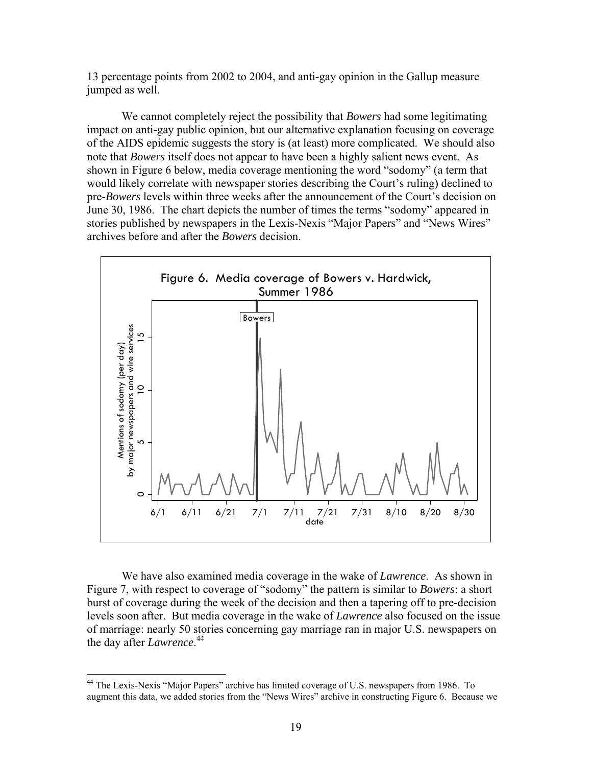13 percentage points from 2002 to 2004, and anti-gay opinion in the Gallup measure jumped as well.

We cannot completely reject the possibility that *Bowers* had some legitimating impact on anti-gay public opinion, but our alternative explanation focusing on coverage of the AIDS epidemic suggests the story is (at least) more complicated. We should also note that *Bowers* itself does not appear to have been a highly salient news event. As shown in Figure 6 below, media coverage mentioning the word "sodomy" (a term that would likely correlate with newspaper stories describing the Court's ruling) declined to pre-*Bowers* levels within three weeks after the announcement of the Court's decision on June 30, 1986. The chart depicts the number of times the terms "sodomy" appeared in stories published by newspapers in the Lexis-Nexis "Major Papers" and "News Wires" archives before and after the *Bowers* decision.

Figure 6. Media coverage of Bowers v. Hardwick, Summer 1986

We have also examined media coverage in the wake of *Lawrence*. As shown in Figure 7, with respect to coverage of "sodomy" the pattern is similar to *Bowers*: a short burst of coverage during the week of the decision and then a tapering off to pre-decision levels soon after. But media coverage in the wake of *Lawrence* also focused on the issue of marriage: nearly 50 stories concerning gay marriage ran in major U.S. newspapers on the day after *Lawrence*.[44]

---

[44] The Lexis-Nexis "Major Papers" archive has limited coverage of U.S. newspapers from 1986. To augment this data, we added stories from the "News Wires" archive in constructing Figure 6. Because we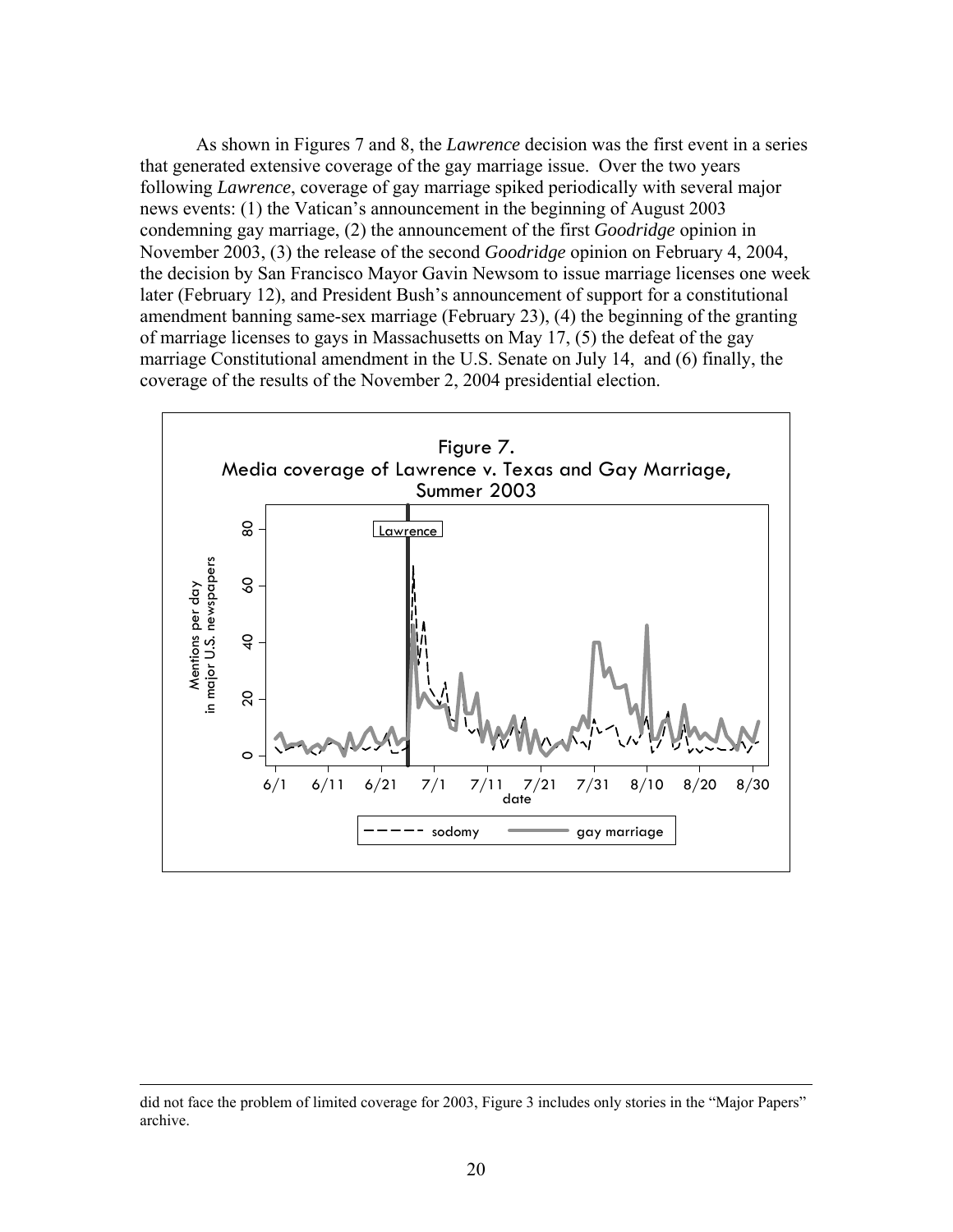As shown in Figures 7 and 8, the *Lawrence* decision was the first event in a series that generated extensive coverage of the gay marriage issue. Over the two years following *Lawrence*, coverage of gay marriage spiked periodically with several major news events: (1) the Vatican's announcement in the beginning of August 2003 condemning gay marriage, (2) the announcement of the first *Goodridge* opinion in November 2003, (3) the release of the second *Goodridge* opinion on February 4, 2004, the decision by San Francisco Mayor Gavin Newsom to issue marriage licenses one week later (February 12), and President Bush's announcement of support for a constitutional amendment banning same-sex marriage (February 23), (4) the beginning of the granting of marriage licenses to gays in Massachusetts on May 17, (5) the defeat of the gay marriage Constitutional amendment in the U.S. Senate on July 14, and (6) finally, the coverage of the results of the November 2, 2004 presidential election.

Figure 7.
Media coverage of Lawrence v. Texas and Gay Marriage, Summer 2003

---

did not face the problem of limited coverage for 2003, Figure 3 includes only stories in the "Major Papers" archive.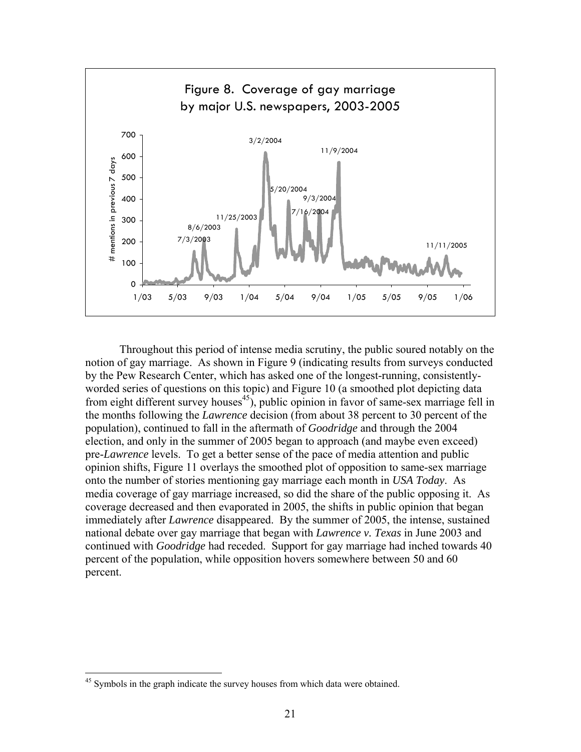Figure 8. Coverage of gay marriage by major U.S. newspapers, 2003-2005

Throughout this period of intense media scrutiny, the public soured notably on the notion of gay marriage. As shown in Figure 9 (indicating results from surveys conducted by the Pew Research Center, which has asked one of the longest-running, consistently-worded series of questions on this topic) and Figure 10 (a smoothed plot depicting data from eight different survey houses[45]), public opinion in favor of same-sex marriage fell in the months following the *Lawrence* decision (from about 38 percent to 30 percent of the population), continued to fall in the aftermath of *Goodridge* and through the 2004 election, and only in the summer of 2005 began to approach (and maybe even exceed) pre-*Lawrence* levels. To get a better sense of the pace of media attention and public opinion shifts, Figure 11 overlays the smoothed plot of opposition to same-sex marriage onto the number of stories mentioning gay marriage each month in *USA Today*. As media coverage of gay marriage increased, so did the share of the public opposing it. As coverage decreased and then evaporated in 2005, the shifts in public opinion that began immediately after *Lawrence* disappeared. By the summer of 2005, the intense, sustained national debate over gay marriage that began with *Lawrence v. Texas* in June 2003 and continued with *Goodridge* had receded. Support for gay marriage had inched towards 40 percent of the population, while opposition hovers somewhere between 50 and 60 percent.

[45] Symbols in the graph indicate the survey houses from which data were obtained.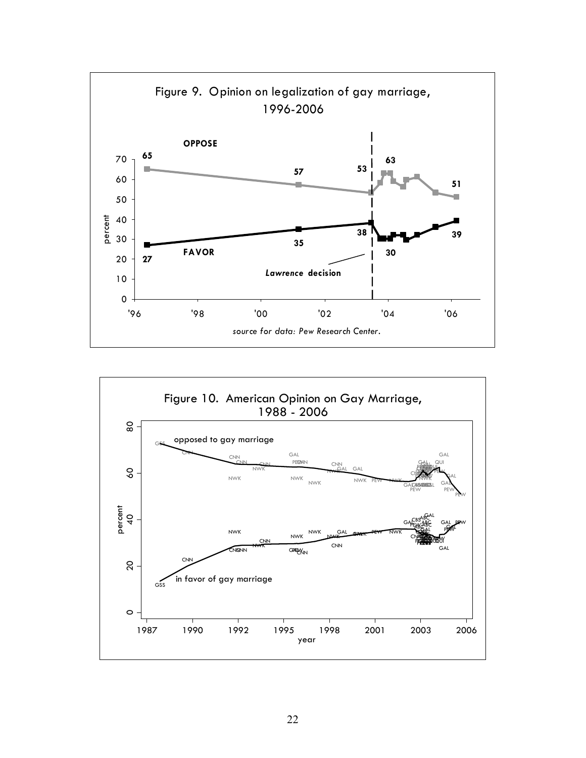Figure 9. Opinion on legalization of gay marriage, 1996-2006

source for data: Pew Research Center.

Figure 10. American Opinion on Gay Marriage, 1988 - 2006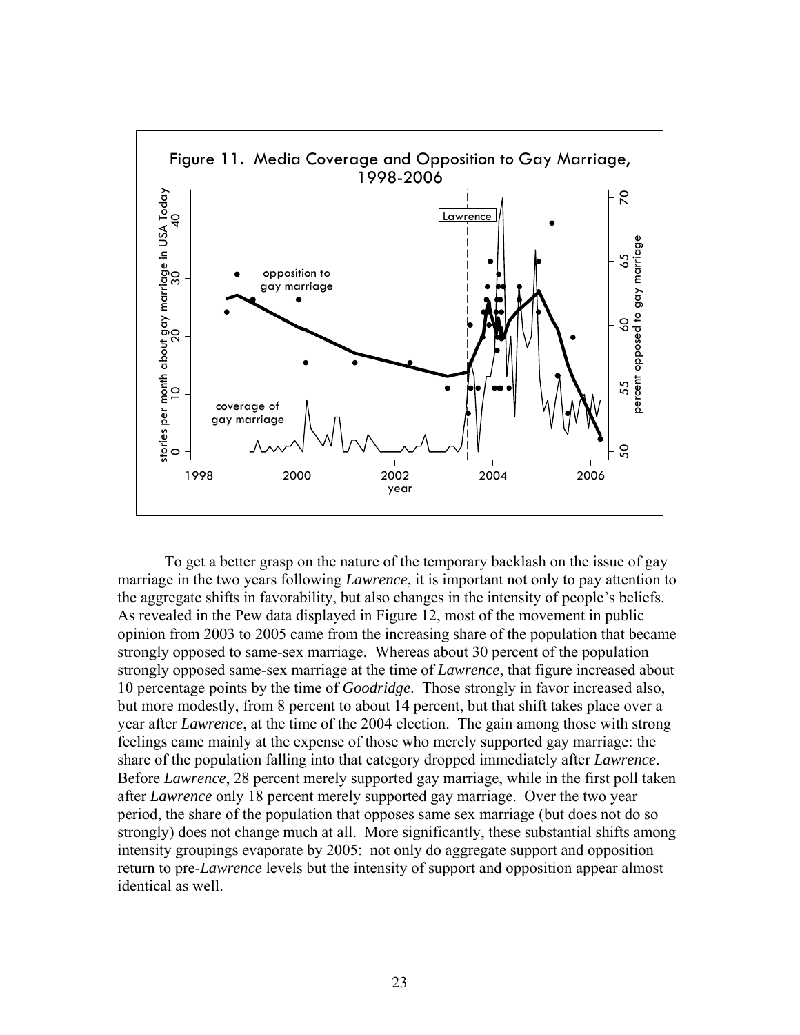Figure 11. Media Coverage and Opposition to Gay Marriage, 1998-2006

To get a better grasp on the nature of the temporary backlash on the issue of gay marriage in the two years following *Lawrence*, it is important not only to pay attention to the aggregate shifts in favorability, but also changes in the intensity of people's beliefs. As revealed in the Pew data displayed in Figure 12, most of the movement in public opinion from 2003 to 2005 came from the increasing share of the population that became strongly opposed to same-sex marriage. Whereas about 30 percent of the population strongly opposed same-sex marriage at the time of *Lawrence*, that figure increased about 10 percentage points by the time of *Goodridge*. Those strongly in favor increased also, but more modestly, from 8 percent to about 14 percent, but that shift takes place over a year after *Lawrence*, at the time of the 2004 election. The gain among those with strong feelings came mainly at the expense of those who merely supported gay marriage: the share of the population falling into that category dropped immediately after *Lawrence*. Before *Lawrence*, 28 percent merely supported gay marriage, while in the first poll taken after *Lawrence* only 18 percent merely supported gay marriage. Over the two year period, the share of the population that opposes same sex marriage (but does not do so strongly) does not change much at all. More significantly, these substantial shifts among intensity groupings evaporate by 2005: not only do aggregate support and opposition return to pre-*Lawrence* levels but the intensity of support and opposition appear almost identical as well.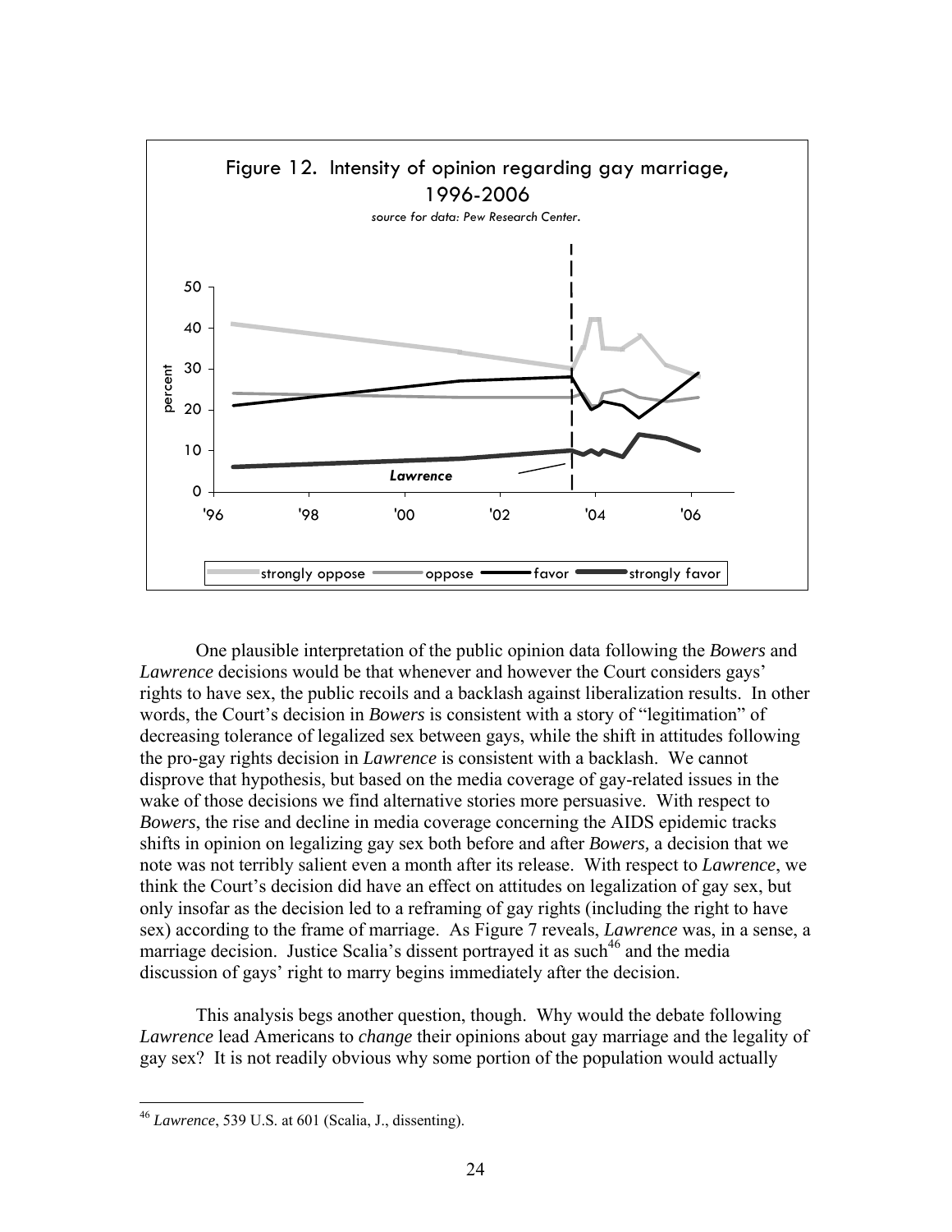Figure 12. Intensity of opinion regarding gay marriage, 1996-2006

*source for data: Pew Research Center.*

One plausible interpretation of the public opinion data following the *Bowers* and *Lawrence* decisions would be that whenever and however the Court considers gays' rights to have sex, the public recoils and a backlash against liberalization results. In other words, the Court's decision in *Bowers* is consistent with a story of "legitimation" of decreasing tolerance of legalized sex between gays, while the shift in attitudes following the pro-gay rights decision in *Lawrence* is consistent with a backlash. We cannot disprove that hypothesis, but based on the media coverage of gay-related issues in the wake of those decisions we find alternative stories more persuasive. With respect to *Bowers*, the rise and decline in media coverage concerning the AIDS epidemic tracks shifts in opinion on legalizing gay sex both before and after *Bowers,* a decision that we note was not terribly salient even a month after its release. With respect to *Lawrence*, we think the Court's decision did have an effect on attitudes on legalization of gay sex, but only insofar as the decision led to a reframing of gay rights (including the right to have sex) according to the frame of marriage. As Figure 7 reveals, *Lawrence* was, in a sense, a marriage decision. Justice Scalia's dissent portrayed it as such[46] and the media discussion of gays' right to marry begins immediately after the decision.

This analysis begs another question, though. Why would the debate following *Lawrence* lead Americans to *change* their opinions about gay marriage and the legality of gay sex? It is not readily obvious why some portion of the population would actually

[46] *Lawrence*, 539 U.S. at 601 (Scalia, J., dissenting).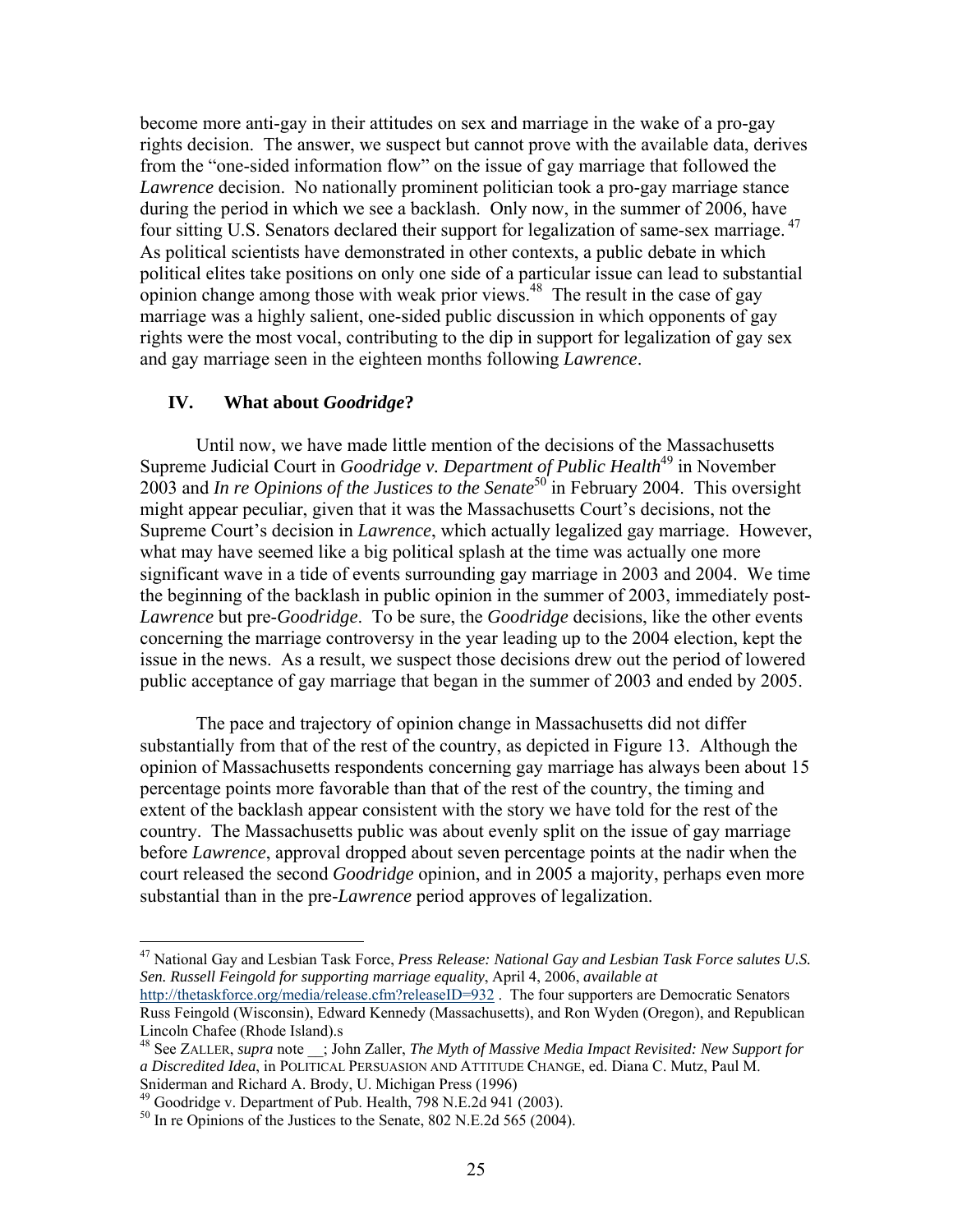become more anti-gay in their attitudes on sex and marriage in the wake of a pro-gay rights decision. The answer, we suspect but cannot prove with the available data, derives from the "one-sided information flow" on the issue of gay marriage that followed the *Lawrence* decision. No nationally prominent politician took a pro-gay marriage stance during the period in which we see a backlash. Only now, in the summer of 2006, have four sitting U.S. Senators declared their support for legalization of same-sex marriage.[47] As political scientists have demonstrated in other contexts, a public debate in which political elites take positions on only one side of a particular issue can lead to substantial opinion change among those with weak prior views.[48] The result in the case of gay marriage was a highly salient, one-sided public discussion in which opponents of gay rights were the most vocal, contributing to the dip in support for legalization of gay sex and gay marriage seen in the eighteen months following *Lawrence*.

## IV. What about *Goodridge*?

Until now, we have made little mention of the decisions of the Massachusetts Supreme Judicial Court in *Goodridge v. Department of Public Health*[49] in November 2003 and *In re Opinions of the Justices to the Senate*[50] in February 2004. This oversight might appear peculiar, given that it was the Massachusetts Court's decisions, not the Supreme Court's decision in *Lawrence*, which actually legalized gay marriage. However, what may have seemed like a big political splash at the time was actually one more significant wave in a tide of events surrounding gay marriage in 2003 and 2004. We time the beginning of the backlash in public opinion in the summer of 2003, immediately post-*Lawrence* but pre-*Goodridge*. To be sure, the *Goodridge* decisions, like the other events concerning the marriage controversy in the year leading up to the 2004 election, kept the issue in the news. As a result, we suspect those decisions drew out the period of lowered public acceptance of gay marriage that began in the summer of 2003 and ended by 2005.

The pace and trajectory of opinion change in Massachusetts did not differ substantially from that of the rest of the country, as depicted in Figure 13. Although the opinion of Massachusetts respondents concerning gay marriage has always been about 15 percentage points more favorable than that of the rest of the country, the timing and extent of the backlash appear consistent with the story we have told for the rest of the country. The Massachusetts public was about evenly split on the issue of gay marriage before *Lawrence*, approval dropped about seven percentage points at the nadir when the court released the second *Goodridge* opinion, and in 2005 a majority, perhaps even more substantial than in the pre-*Lawrence* period approves of legalization.

---

[47] National Gay and Lesbian Task Force, *Press Release: National Gay and Lesbian Task Force salutes U.S. Sen. Russell Feingold for supporting marriage equality*, April 4, 2006, *available at* http://thetaskforce.org/media/release.cfm?releaseID=932 . The four supporters are Democratic Senators Russ Feingold (Wisconsin), Edward Kennedy (Massachusetts), and Ron Wyden (Oregon), and Republican Lincoln Chafee (Rhode Island).s

[48] See ZALLER, *supra* note __; John Zaller, *The Myth of Massive Media Impact Revisited: New Support for a Discredited Idea*, in POLITICAL PERSUASION AND ATTITUDE CHANGE, ed. Diana C. Mutz, Paul M. Sniderman and Richard A. Brody, U. Michigan Press (1996)

[49] Goodridge v. Department of Pub. Health, 798 N.E.2d 941 (2003).

[50] In re Opinions of the Justices to the Senate, 802 N.E.2d 565 (2004).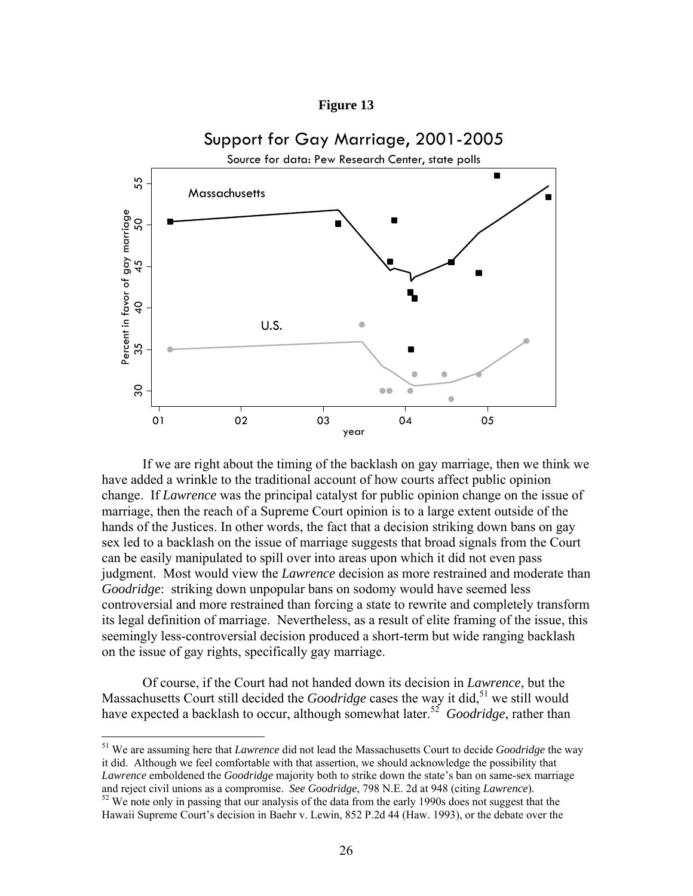**Figure 13**

Support for Gay Marriage, 2001-2005

Source for data: Pew Research Center, state polls

If we are right about the timing of the backlash on gay marriage, then we think we have added a wrinkle to the traditional account of how courts affect public opinion change. If *Lawrence* was the principal catalyst for public opinion change on the issue of marriage, then the reach of a Supreme Court opinion is to a large extent outside of the hands of the Justices. In other words, the fact that a decision striking down bans on gay sex led to a backlash on the issue of marriage suggests that broad signals from the Court can be easily manipulated to spill over into areas upon which it did not even pass judgment. Most would view the *Lawrence* decision as more restrained and moderate than *Goodridge*: striking down unpopular bans on sodomy would have seemed less controversial and more restrained than forcing a state to rewrite and completely transform its legal definition of marriage. Nevertheless, as a result of elite framing of the issue, this seemingly less-controversial decision produced a short-term but wide ranging backlash on the issue of gay rights, specifically gay marriage.

Of course, if the Court had not handed down its decision in *Lawrence*, but the Massachusetts Court still decided the *Goodridge* cases the way it did,[51] we still would have expected a backlash to occur, although somewhat later.[52] *Goodridge*, rather than

---

[51] We are assuming here that *Lawrence* did not lead the Massachusetts Court to decide *Goodridge* the way it did. Although we feel comfortable with that assertion, we should acknowledge the possibility that *Lawrence* emboldened the *Goodridge* majority both to strike down the state's ban on same-sex marriage and reject civil unions as a compromise. *See Goodridge*, 798 N.E. 2d at 948 (citing *Lawrence*).

[52] We note only in passing that our analysis of the data from the early 1990s does not suggest that the Hawaii Supreme Court's decision in Baehr v. Lewin, 852 P.2d 44 (Haw. 1993), or the debate over the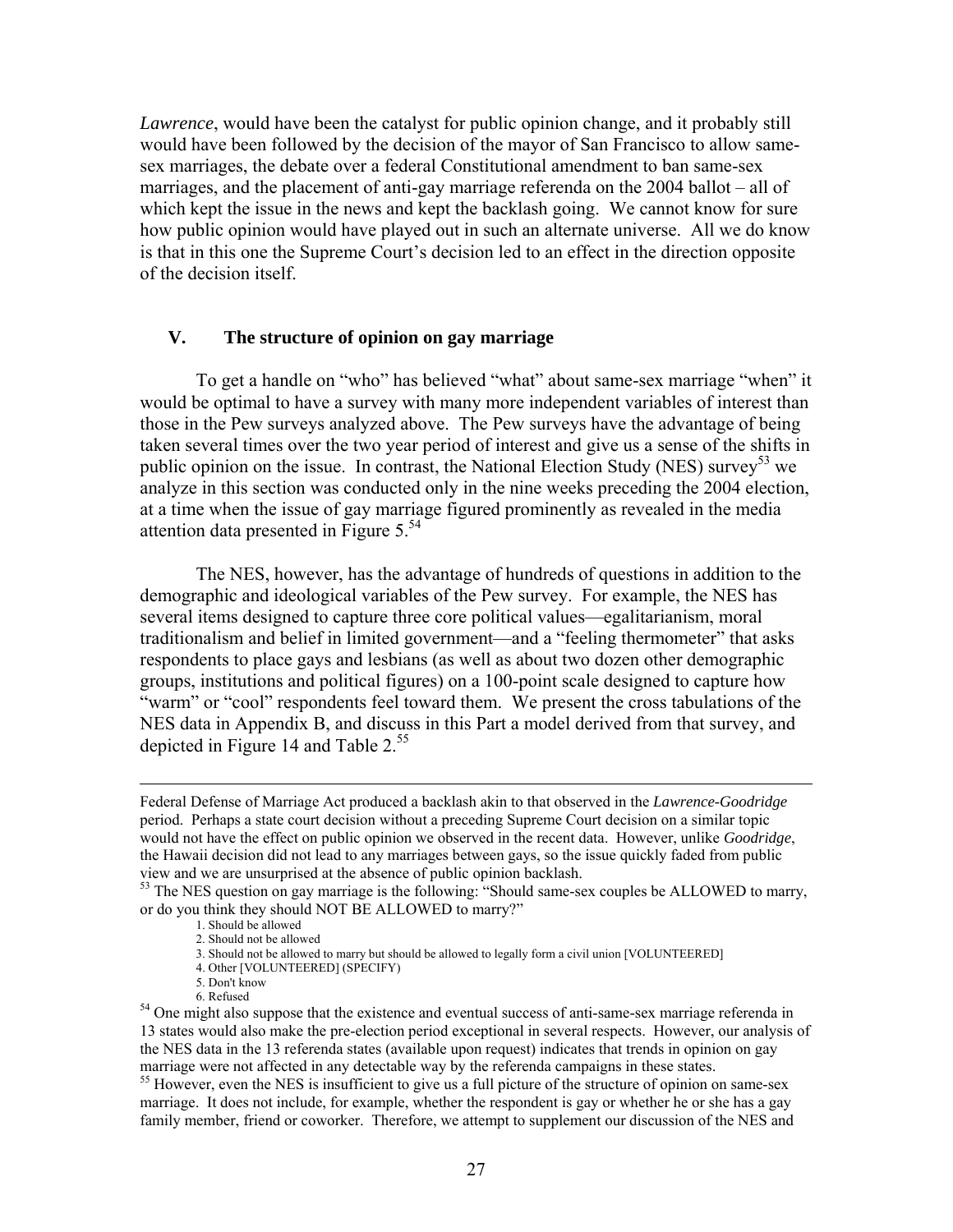*Lawrence*, would have been the catalyst for public opinion change, and it probably still would have been followed by the decision of the mayor of San Francisco to allow same-sex marriages, the debate over a federal Constitutional amendment to ban same-sex marriages, and the placement of anti-gay marriage referenda on the 2004 ballot – all of which kept the issue in the news and kept the backlash going. We cannot know for sure how public opinion would have played out in such an alternate universe. All we do know is that in this one the Supreme Court's decision led to an effect in the direction opposite of the decision itself.

## V. The structure of opinion on gay marriage

To get a handle on "who" has believed "what" about same-sex marriage "when" it would be optimal to have a survey with many more independent variables of interest than those in the Pew surveys analyzed above. The Pew surveys have the advantage of being taken several times over the two year period of interest and give us a sense of the shifts in public opinion on the issue. In contrast, the National Election Study (NES) survey[53] we analyze in this section was conducted only in the nine weeks preceding the 2004 election, at a time when the issue of gay marriage figured prominently as revealed in the media attention data presented in Figure 5.[54]

The NES, however, has the advantage of hundreds of questions in addition to the demographic and ideological variables of the Pew survey. For example, the NES has several items designed to capture three core political values—egalitarianism, moral traditionalism and belief in limited government—and a "feeling thermometer" that asks respondents to place gays and lesbians (as well as about two dozen other demographic groups, institutions and political figures) on a 100-point scale designed to capture how "warm" or "cool" respondents feel toward them. We present the cross tabulations of the NES data in Appendix B, and discuss in this Part a model derived from that survey, and depicted in Figure 14 and Table 2.[55]

---

Federal Defense of Marriage Act produced a backlash akin to that observed in the *Lawrence-Goodridge* period. Perhaps a state court decision without a preceding Supreme Court decision on a similar topic would not have the effect on public opinion we observed in the recent data. However, unlike *Goodridge*, the Hawaii decision did not lead to any marriages between gays, so the issue quickly faded from public view and we are unsurprised at the absence of public opinion backlash.

[53] The NES question on gay marriage is the following: "Should same-sex couples be ALLOWED to marry, or do you think they should NOT BE ALLOWED to marry?"

1. Should be allowed
2. Should not be allowed
3. Should not be allowed to marry but should be allowed to legally form a civil union [VOLUNTEERED]
4. Other [VOLUNTEERED] (SPECIFY)
5. Don't know
6. Refused

[54] One might also suppose that the existence and eventual success of anti-same-sex marriage referenda in 13 states would also make the pre-election period exceptional in several respects. However, our analysis of the NES data in the 13 referenda states (available upon request) indicates that trends in opinion on gay marriage were not affected in any detectable way by the referenda campaigns in these states.

[55] However, even the NES is insufficient to give us a full picture of the structure of opinion on same-sex marriage. It does not include, for example, whether the respondent is gay or whether he or she has a gay family member, friend or coworker. Therefore, we attempt to supplement our discussion of the NES and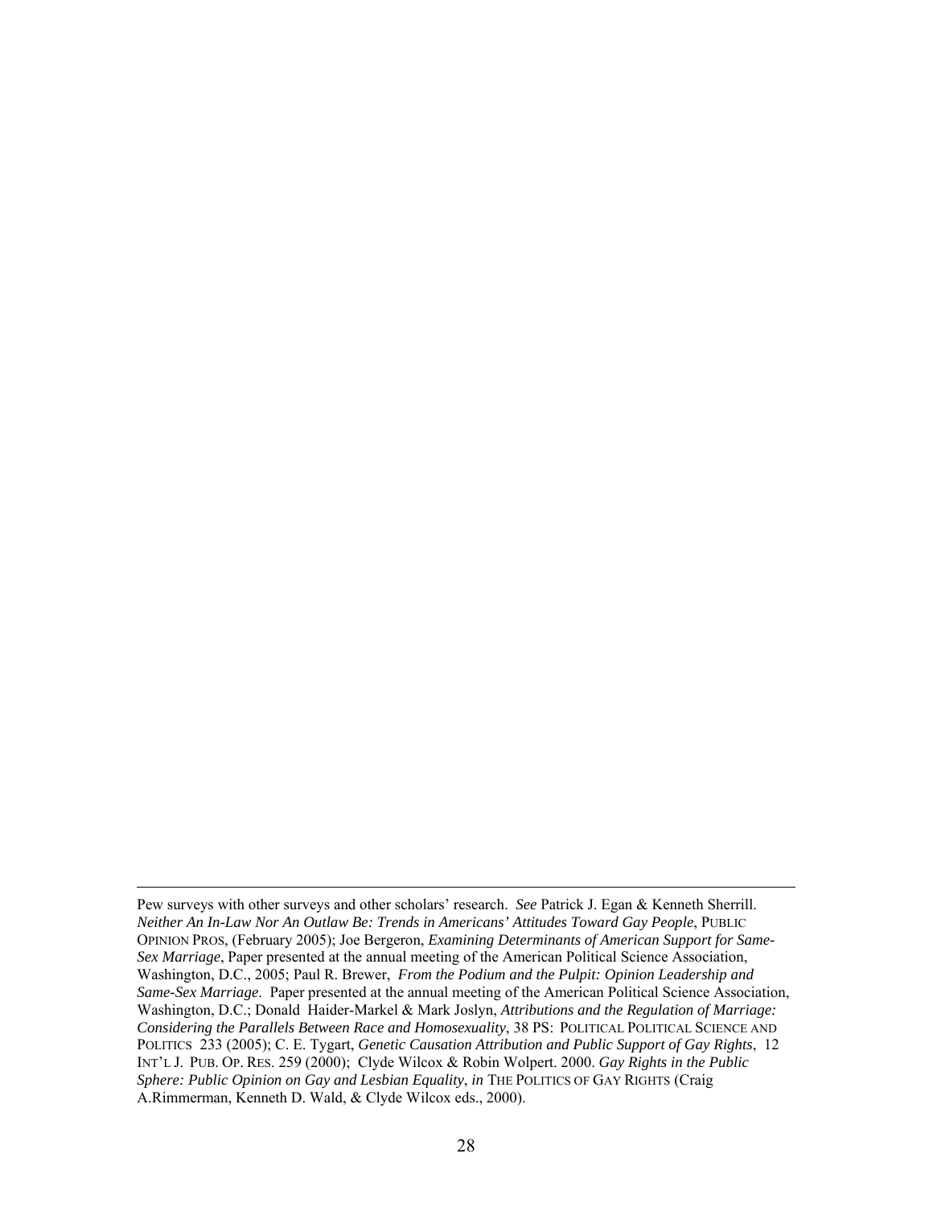Pew surveys with other surveys and other scholars' research. *See* Patrick J. Egan & Kenneth Sherrill. *Neither An In-Law Nor An Outlaw Be: Trends in Americans' Attitudes Toward Gay People*, PUBLIC OPINION PROS, (February 2005); Joe Bergeron, *Examining Determinants of American Support for Same-Sex Marriage*, Paper presented at the annual meeting of the American Political Science Association, Washington, D.C., 2005; Paul R. Brewer, *From the Podium and the Pulpit: Opinion Leadership and Same-Sex Marriage*. Paper presented at the annual meeting of the American Political Science Association, Washington, D.C.; Donald Haider-Markel & Mark Joslyn, *Attributions and the Regulation of Marriage: Considering the Parallels Between Race and Homosexuality*, 38 PS: POLITICAL POLITICAL SCIENCE AND POLITICS 233 (2005); C. E. Tygart, *Genetic Causation Attribution and Public Support of Gay Rights*, 12 INT'L J. PUB. OP. RES. 259 (2000); Clyde Wilcox & Robin Wolpert. 2000. *Gay Rights in the Public Sphere: Public Opinion on Gay and Lesbian Equality*, *in* THE POLITICS OF GAY RIGHTS (Craig A.Rimmerman, Kenneth D. Wald, & Clyde Wilcox eds., 2000).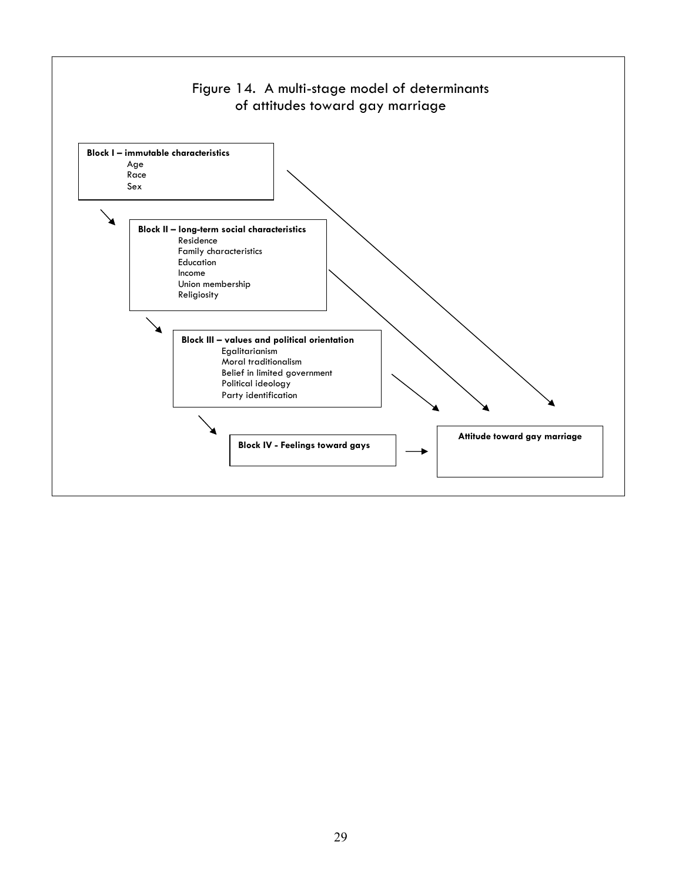Figure 14. A multi-stage model of determinants of attitudes toward gay marriage

**Block I – immutable characteristics**
- Age
- Race
- Sex

**Block II – long-term social characteristics**
- Residence
- Family characteristics
- Education
- Income
- Union membership
- Religiosity

**Block III – values and political orientation**
- Egalitarianism
- Moral traditionalism
- Belief in limited government
- Political ideology
- Party identification

**Block IV - Feelings toward gays**

**Attitude toward gay marriage**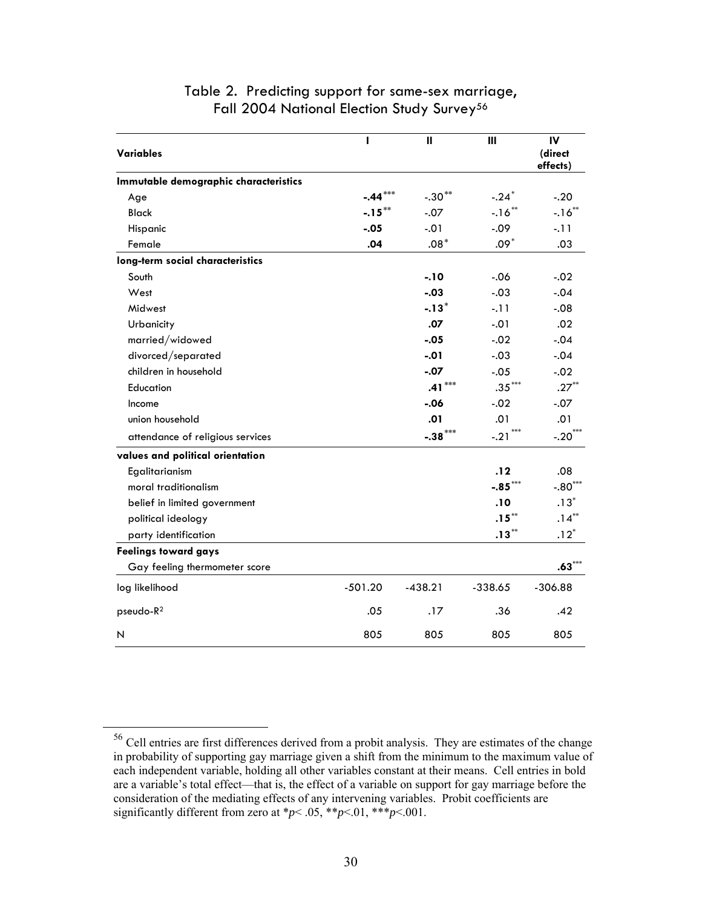## Table 2. Predicting support for same-sex marriage, Fall 2004 National Election Study Survey[56]

| Variables | I | II | III | IV (direct effects) |
|---|---|---|---|---|
| **Immutable demographic characteristics** | | | | |
| Age | **-.44*** ** | -.30** | -.24* | -.20 |
| Black | **-.15** ** | -.07 | -.16** | -.16** |
| Hispanic | **-.05** | -.01 | -.09 | -.11 |
| Female | **.04** | .08* | .09* | .03 |
| **long-term social characteristics** | | | | |
| South | | **-.10** | -.06 | -.02 |
| West | | **-.03** | -.03 | -.04 |
| Midwest | | **-.13** * | -.11 | -.08 |
| Urbanicity | | **.07** | -.01 | .02 |
| married/widowed | | **-.05** | -.02 | -.04 |
| divorced/separated | | **-.01** | -.03 | -.04 |
| children in household | | **-.07** | -.05 | -.02 |
| Education | | **.41*** ** | .35*** | .27** |
| Income | | **-.06** | -.02 | -.07 |
| union household | | **.01** | .01 | .01 |
| attendance of religious services | | **-.38*** ** | -.21*** | -.20*** |
| **values and political orientation** | | | | |
| Egalitarianism | | | **.12** | .08 |
| moral traditionalism | | | **-.85*** ** | -.80*** |
| belief in limited government | | | **.10** | .13* |
| political ideology | | | **.15** ** | .14** |
| party identification | | | **.13** ** | .12* |
| **Feelings toward gays** | | | | |
| Gay feeling thermometer score | | | | **.63*** ** |
| log likelihood | -501.20 | -438.21 | -338.65 | -306.88 |
| pseudo-$R^2$ | .05 | .17 | .36 | .42 |
| N | 805 | 805 | 805 | 805 |

[56] Cell entries are first differences derived from a probit analysis. They are estimates of the change in probability of supporting gay marriage given a shift from the minimum to the maximum value of each independent variable, holding all other variables constant at their means. Cell entries in bold are a variable's total effect—that is, the effect of a variable on support for gay marriage before the consideration of the mediating effects of any intervening variables. Probit coefficients are significantly different from zero at *$p< .05$, **$p<.01$, ***$p<.001$.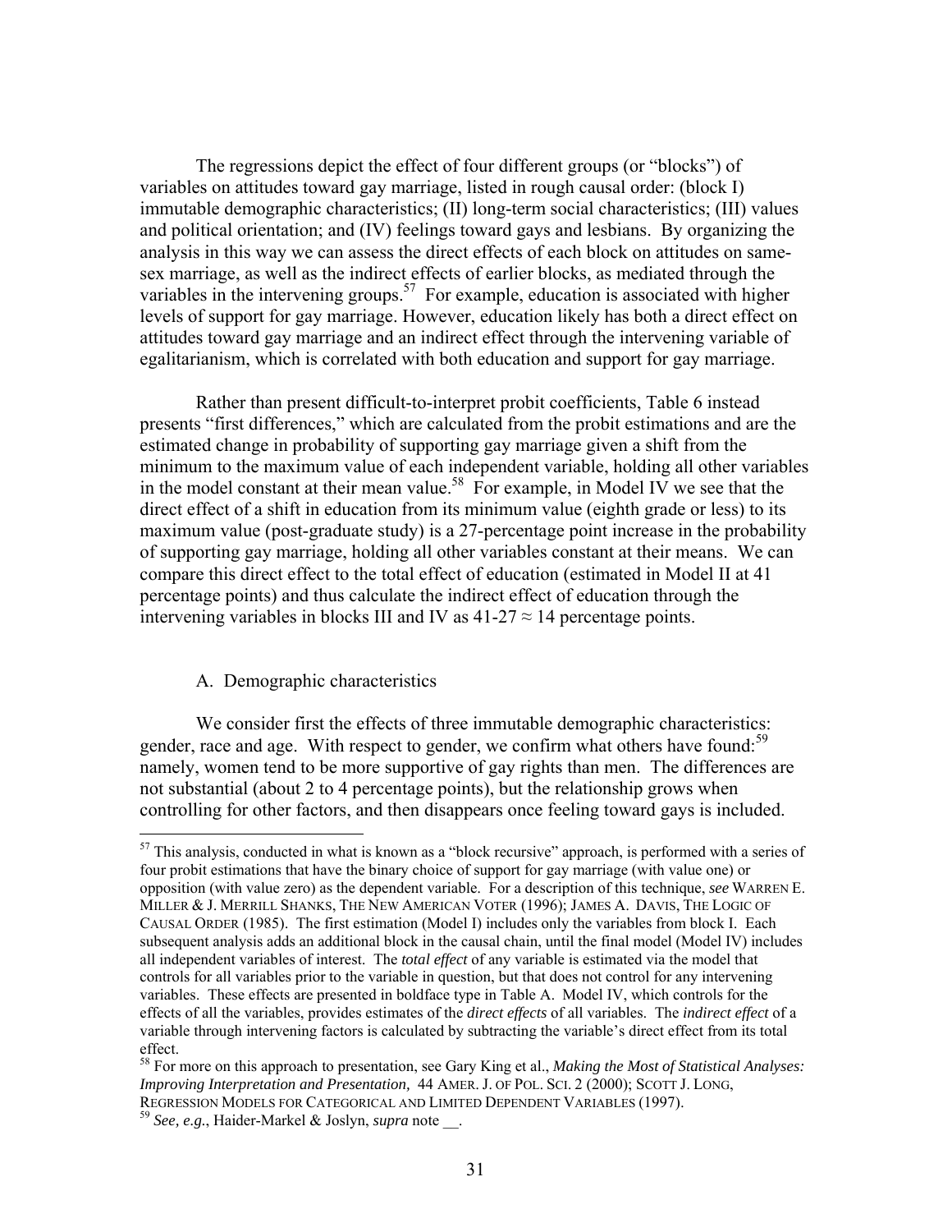The regressions depict the effect of four different groups (or "blocks") of variables on attitudes toward gay marriage, listed in rough causal order: (block I) immutable demographic characteristics; (II) long-term social characteristics; (III) values and political orientation; and (IV) feelings toward gays and lesbians. By organizing the analysis in this way we can assess the direct effects of each block on attitudes on same-sex marriage, as well as the indirect effects of earlier blocks, as mediated through the variables in the intervening groups.[57] For example, education is associated with higher levels of support for gay marriage. However, education likely has both a direct effect on attitudes toward gay marriage and an indirect effect through the intervening variable of egalitarianism, which is correlated with both education and support for gay marriage.

Rather than present difficult-to-interpret probit coefficients, Table 6 instead presents "first differences," which are calculated from the probit estimations and are the estimated change in probability of supporting gay marriage given a shift from the minimum to the maximum value of each independent variable, holding all other variables in the model constant at their mean value.[58] For example, in Model IV we see that the direct effect of a shift in education from its minimum value (eighth grade or less) to its maximum value (post-graduate study) is a 27-percentage point increase in the probability of supporting gay marriage, holding all other variables constant at their means. We can compare this direct effect to the total effect of education (estimated in Model II at 41 percentage points) and thus calculate the indirect effect of education through the intervening variables in blocks III and IV as $41\text{-}27 \approx 14$ percentage points.

A. Demographic characteristics

We consider first the effects of three immutable demographic characteristics: gender, race and age. With respect to gender, we confirm what others have found:[59] namely, women tend to be more supportive of gay rights than men. The differences are not substantial (about 2 to 4 percentage points), but the relationship grows when controlling for other factors, and then disappears once feeling toward gays is included.

---

[57] This analysis, conducted in what is known as a "block recursive" approach, is performed with a series of four probit estimations that have the binary choice of support for gay marriage (with value one) or opposition (with value zero) as the dependent variable. For a description of this technique, *see* WARREN E. MILLER & J. MERRILL SHANKS, THE NEW AMERICAN VOTER (1996); JAMES A. DAVIS, THE LOGIC OF CAUSAL ORDER (1985). The first estimation (Model I) includes only the variables from block I. Each subsequent analysis adds an additional block in the causal chain, until the final model (Model IV) includes all independent variables of interest. The *total effect* of any variable is estimated via the model that controls for all variables prior to the variable in question, but that does not control for any intervening variables. These effects are presented in boldface type in Table A. Model IV, which controls for the effects of all the variables, provides estimates of the *direct effects* of all variables. The *indirect effect* of a variable through intervening factors is calculated by subtracting the variable's direct effect from its total effect.

[58] For more on this approach to presentation, see Gary King et al., *Making the Most of Statistical Analyses: Improving Interpretation and Presentation,* 44 AMER. J. OF POL. SCI. 2 (2000); SCOTT J. LONG, REGRESSION MODELS FOR CATEGORICAL AND LIMITED DEPENDENT VARIABLES (1997).

[59] *See, e.g.*, Haider-Markel & Joslyn, *supra* note __.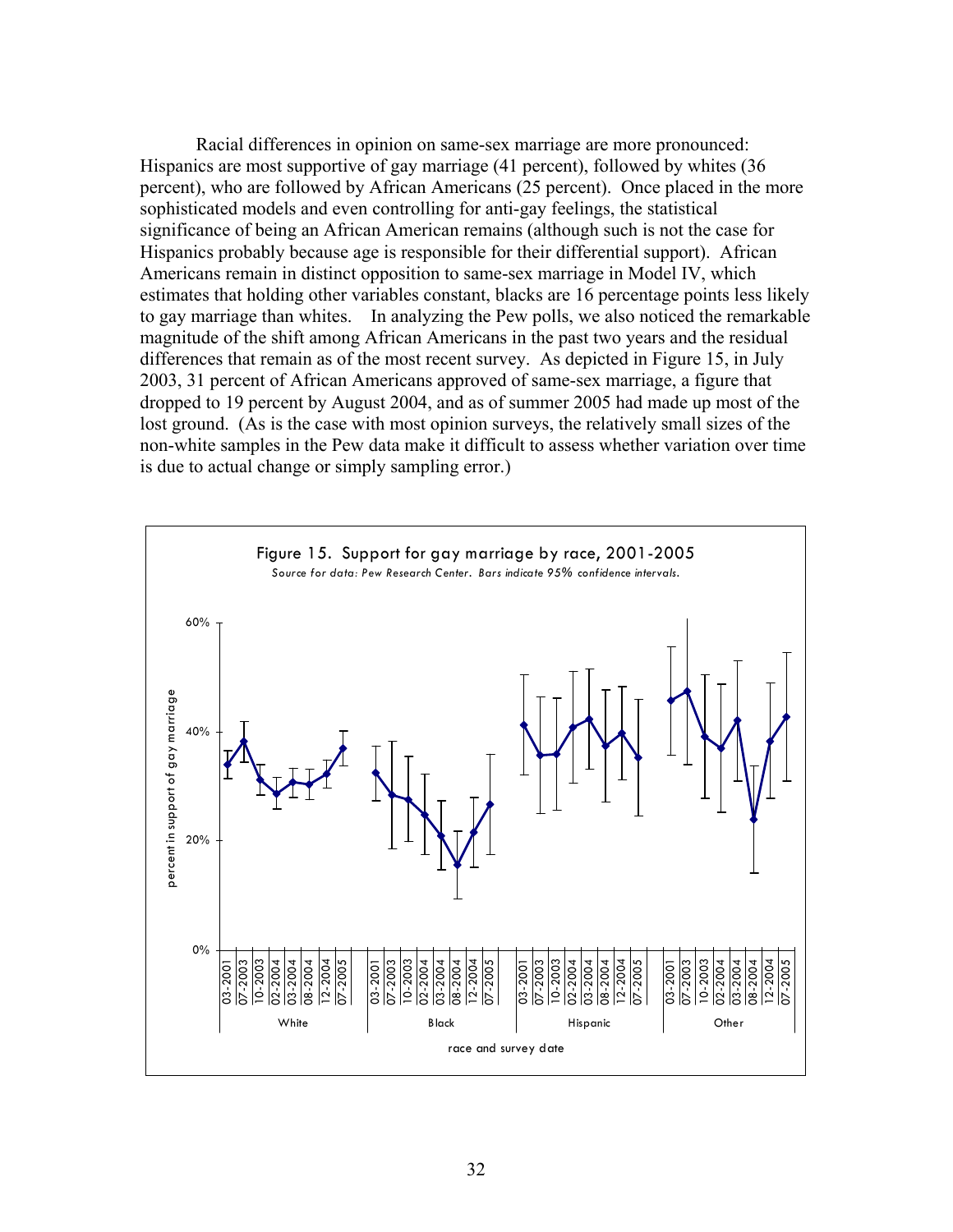Racial differences in opinion on same-sex marriage are more pronounced: Hispanics are most supportive of gay marriage (41 percent), followed by whites (36 percent), who are followed by African Americans (25 percent). Once placed in the more sophisticated models and even controlling for anti-gay feelings, the statistical significance of being an African American remains (although such is not the case for Hispanics probably because age is responsible for their differential support). African Americans remain in distinct opposition to same-sex marriage in Model IV, which estimates that holding other variables constant, blacks are 16 percentage points less likely to gay marriage than whites. In analyzing the Pew polls, we also noticed the remarkable magnitude of the shift among African Americans in the past two years and the residual differences that remain as of the most recent survey. As depicted in Figure 15, in July 2003, 31 percent of African Americans approved of same-sex marriage, a figure that dropped to 19 percent by August 2004, and as of summer 2005 had made up most of the lost ground. (As is the case with most opinion surveys, the relatively small sizes of the non-white samples in the Pew data make it difficult to assess whether variation over time is due to actual change or simply sampling error.)

Figure 15. Support for gay marriage by race, 2001-2005

*Source for data: Pew Research Center. Bars indicate 95% confidence intervals.*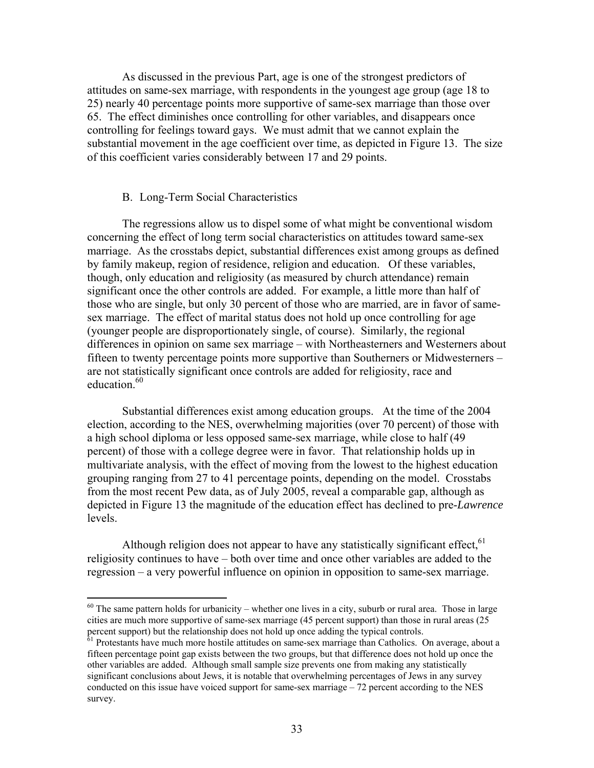As discussed in the previous Part, age is one of the strongest predictors of attitudes on same-sex marriage, with respondents in the youngest age group (age 18 to 25) nearly 40 percentage points more supportive of same-sex marriage than those over 65. The effect diminishes once controlling for other variables, and disappears once controlling for feelings toward gays. We must admit that we cannot explain the substantial movement in the age coefficient over time, as depicted in Figure 13. The size of this coefficient varies considerably between 17 and 29 points.

### B. Long-Term Social Characteristics

The regressions allow us to dispel some of what might be conventional wisdom concerning the effect of long term social characteristics on attitudes toward same-sex marriage. As the crosstabs depict, substantial differences exist among groups as defined by family makeup, region of residence, religion and education. Of these variables, though, only education and religiosity (as measured by church attendance) remain significant once the other controls are added. For example, a little more than half of those who are single, but only 30 percent of those who are married, are in favor of same-sex marriage. The effect of marital status does not hold up once controlling for age (younger people are disproportionately single, of course). Similarly, the regional differences in opinion on same sex marriage – with Northeasterners and Westerners about fifteen to twenty percentage points more supportive than Southerners or Midwesterners – are not statistically significant once controls are added for religiosity, race and education.[60]

Substantial differences exist among education groups. At the time of the 2004 election, according to the NES, overwhelming majorities (over 70 percent) of those with a high school diploma or less opposed same-sex marriage, while close to half (49 percent) of those with a college degree were in favor. That relationship holds up in multivariate analysis, with the effect of moving from the lowest to the highest education grouping ranging from 27 to 41 percentage points, depending on the model. Crosstabs from the most recent Pew data, as of July 2005, reveal a comparable gap, although as depicted in Figure 13 the magnitude of the education effect has declined to pre-*Lawrence* levels.

Although religion does not appear to have any statistically significant effect,[61] religiosity continues to have – both over time and once other variables are added to the regression – a very powerful influence on opinion in opposition to same-sex marriage.

---

[60] The same pattern holds for urbanicity – whether one lives in a city, suburb or rural area. Those in large cities are much more supportive of same-sex marriage (45 percent support) than those in rural areas (25 percent support) but the relationship does not hold up once adding the typical controls.

[61] Protestants have much more hostile attitudes on same-sex marriage than Catholics. On average, about a fifteen percentage point gap exists between the two groups, but that difference does not hold up once the other variables are added. Although small sample size prevents one from making any statistically significant conclusions about Jews, it is notable that overwhelming percentages of Jews in any survey conducted on this issue have voiced support for same-sex marriage – 72 percent according to the NES survey.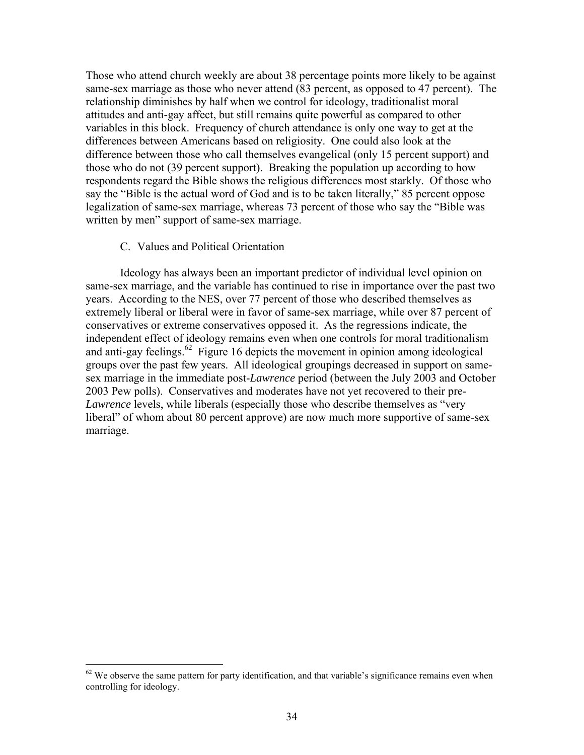Those who attend church weekly are about 38 percentage points more likely to be against same-sex marriage as those who never attend (83 percent, as opposed to 47 percent). The relationship diminishes by half when we control for ideology, traditionalist moral attitudes and anti-gay affect, but still remains quite powerful as compared to other variables in this block. Frequency of church attendance is only one way to get at the differences between Americans based on religiosity. One could also look at the difference between those who call themselves evangelical (only 15 percent support) and those who do not (39 percent support). Breaking the population up according to how respondents regard the Bible shows the religious differences most starkly. Of those who say the "Bible is the actual word of God and is to be taken literally," 85 percent oppose legalization of same-sex marriage, whereas 73 percent of those who say the "Bible was written by men" support of same-sex marriage.

### C. Values and Political Orientation

Ideology has always been an important predictor of individual level opinion on same-sex marriage, and the variable has continued to rise in importance over the past two years. According to the NES, over 77 percent of those who described themselves as extremely liberal or liberal were in favor of same-sex marriage, while over 87 percent of conservatives or extreme conservatives opposed it. As the regressions indicate, the independent effect of ideology remains even when one controls for moral traditionalism and anti-gay feelings.[62] Figure 16 depicts the movement in opinion among ideological groups over the past few years. All ideological groupings decreased in support on same-sex marriage in the immediate post-*Lawrence* period (between the July 2003 and October 2003 Pew polls). Conservatives and moderates have not yet recovered to their pre-*Lawrence* levels, while liberals (especially those who describe themselves as "very liberal" of whom about 80 percent approve) are now much more supportive of same-sex marriage.

---

[62] We observe the same pattern for party identification, and that variable's significance remains even when controlling for ideology.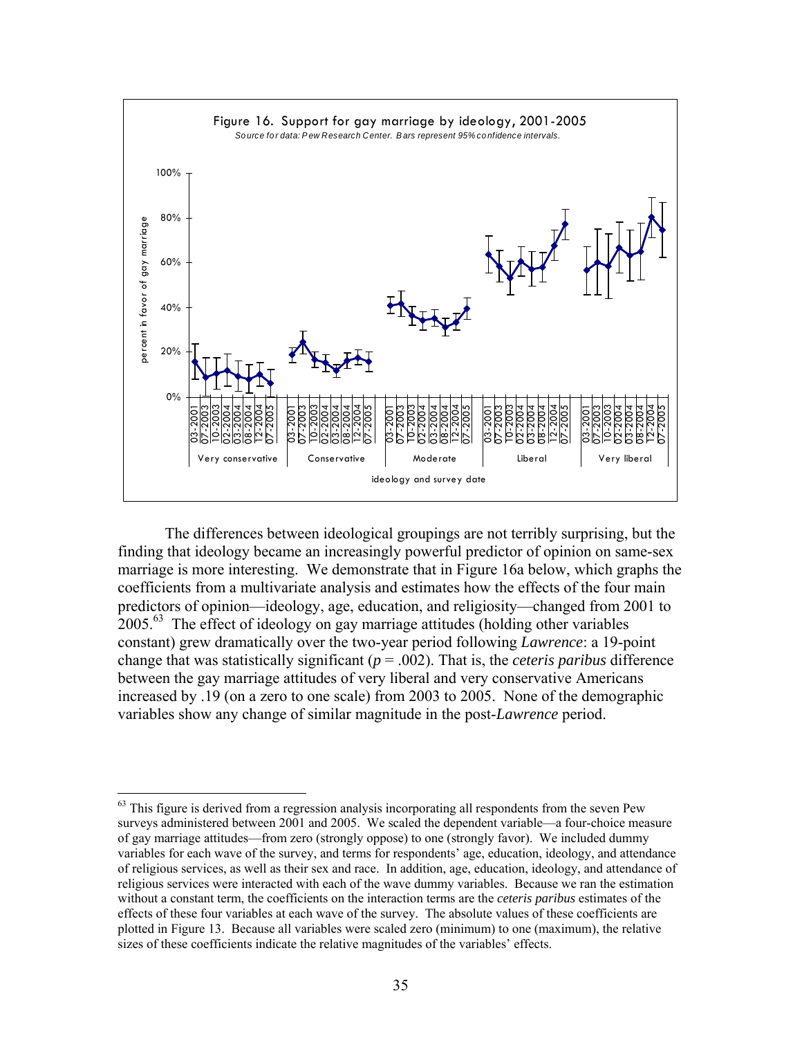Figure 16. Support for gay marriage by ideology, 2001-2005

*Source for data: Pew Research Center. Bars represent 95% confidence intervals.*

The differences between ideological groupings are not terribly surprising, but the finding that ideology became an increasingly powerful predictor of opinion on same-sex marriage is more interesting. We demonstrate that in Figure 16a below, which graphs the coefficients from a multivariate analysis and estimates how the effects of the four main predictors of opinion—ideology, age, education, and religiosity—changed from 2001 to 2005.[63] The effect of ideology on gay marriage attitudes (holding other variables constant) grew dramatically over the two-year period following *Lawrence*: a 19-point change that was statistically significant ($p = .002$). That is, the *ceteris paribus* difference between the gay marriage attitudes of very liberal and very conservative Americans increased by .19 (on a zero to one scale) from 2003 to 2005. None of the demographic variables show any change of similar magnitude in the post-*Lawrence* period.

---

[63] This figure is derived from a regression analysis incorporating all respondents from the seven Pew surveys administered between 2001 and 2005. We scaled the dependent variable—a four-choice measure of gay marriage attitudes—from zero (strongly oppose) to one (strongly favor). We included dummy variables for each wave of the survey, and terms for respondents' age, education, ideology, and attendance of religious services, as well as their sex and race. In addition, age, education, ideology, and attendance of religious services were interacted with each of the wave dummy variables. Because we ran the estimation without a constant term, the coefficients on the interaction terms are the *ceteris paribus* estimates of the effects of these four variables at each wave of the survey. The absolute values of these coefficients are plotted in Figure 13. Because all variables were scaled zero (minimum) to one (maximum), the relative sizes of these coefficients indicate the relative magnitudes of the variables' effects.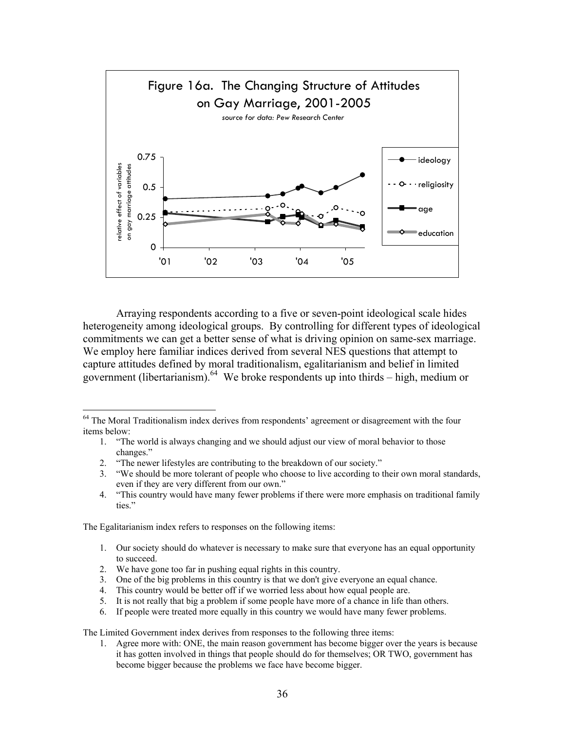Figure 16a. The Changing Structure of Attitudes on Gay Marriage, 2001-2005

*source for data: Pew Research Center*

Arraying respondents according to a five or seven-point ideological scale hides heterogeneity among ideological groups. By controlling for different types of ideological commitments we can get a better sense of what is driving opinion on same-sex marriage. We employ here familiar indices derived from several NES questions that attempt to capture attitudes defined by moral traditionalism, egalitarianism and belief in limited government (libertarianism).[64] We broke respondents up into thirds – high, medium or

---

[64] The Moral Traditionalism index derives from respondents' agreement or disagreement with the four items below:

1. "The world is always changing and we should adjust our view of moral behavior to those changes."
2. "The newer lifestyles are contributing to the breakdown of our society."
3. "We should be more tolerant of people who choose to live according to their own moral standards, even if they are very different from our own."
4. "This country would have many fewer problems if there were more emphasis on traditional family ties."

The Egalitarianism index refers to responses on the following items:

1. Our society should do whatever is necessary to make sure that everyone has an equal opportunity to succeed.
2. We have gone too far in pushing equal rights in this country.
3. One of the big problems in this country is that we don't give everyone an equal chance.
4. This country would be better off if we worried less about how equal people are.
5. It is not really that big a problem if some people have more of a chance in life than others.
6. If people were treated more equally in this country we would have many fewer problems.

The Limited Government index derives from responses to the following three items:

1. Agree more with: ONE, the main reason government has become bigger over the years is because it has gotten involved in things that people should do for themselves; OR TWO, government has become bigger because the problems we face have become bigger.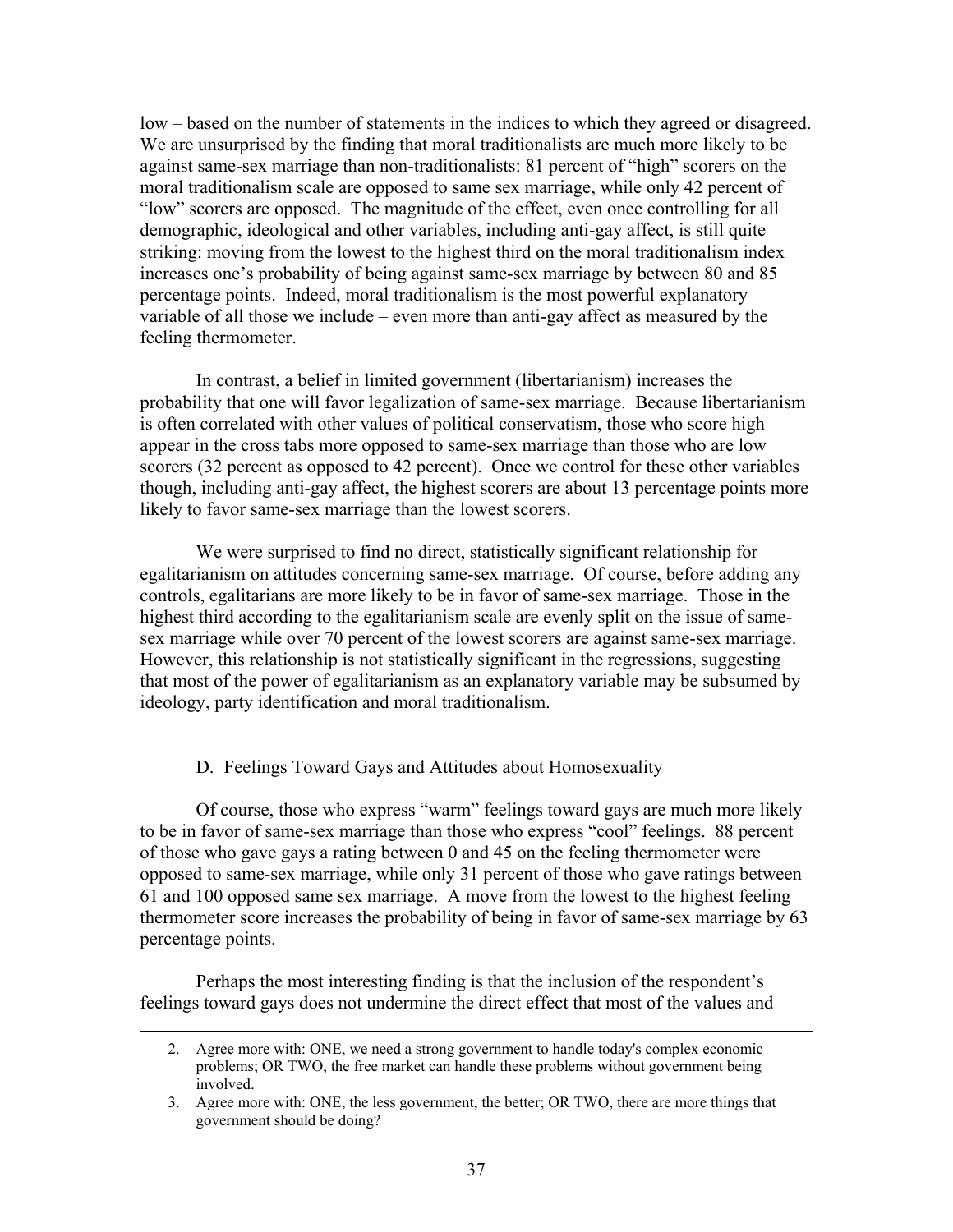low – based on the number of statements in the indices to which they agreed or disagreed. We are unsurprised by the finding that moral traditionalists are much more likely to be against same-sex marriage than non-traditionalists: 81 percent of "high" scorers on the moral traditionalism scale are opposed to same sex marriage, while only 42 percent of "low" scorers are opposed. The magnitude of the effect, even once controlling for all demographic, ideological and other variables, including anti-gay affect, is still quite striking: moving from the lowest to the highest third on the moral traditionalism index increases one's probability of being against same-sex marriage by between 80 and 85 percentage points. Indeed, moral traditionalism is the most powerful explanatory variable of all those we include – even more than anti-gay affect as measured by the feeling thermometer.

In contrast, a belief in limited government (libertarianism) increases the probability that one will favor legalization of same-sex marriage. Because libertarianism is often correlated with other values of political conservatism, those who score high appear in the cross tabs more opposed to same-sex marriage than those who are low scorers (32 percent as opposed to 42 percent). Once we control for these other variables though, including anti-gay affect, the highest scorers are about 13 percentage points more likely to favor same-sex marriage than the lowest scorers.

We were surprised to find no direct, statistically significant relationship for egalitarianism on attitudes concerning same-sex marriage. Of course, before adding any controls, egalitarians are more likely to be in favor of same-sex marriage. Those in the highest third according to the egalitarianism scale are evenly split on the issue of same-sex marriage while over 70 percent of the lowest scorers are against same-sex marriage. However, this relationship is not statistically significant in the regressions, suggesting that most of the power of egalitarianism as an explanatory variable may be subsumed by ideology, party identification and moral traditionalism.

### D. Feelings Toward Gays and Attitudes about Homosexuality

Of course, those who express "warm" feelings toward gays are much more likely to be in favor of same-sex marriage than those who express "cool" feelings. 88 percent of those who gave gays a rating between 0 and 45 on the feeling thermometer were opposed to same-sex marriage, while only 31 percent of those who gave ratings between 61 and 100 opposed same sex marriage. A move from the lowest to the highest feeling thermometer score increases the probability of being in favor of same-sex marriage by 63 percentage points.

Perhaps the most interesting finding is that the inclusion of the respondent's feelings toward gays does not undermine the direct effect that most of the values and

---

2. Agree more with: ONE, we need a strong government to handle today's complex economic problems; OR TWO, the free market can handle these problems without government being involved.
3. Agree more with: ONE, the less government, the better; OR TWO, there are more things that government should be doing?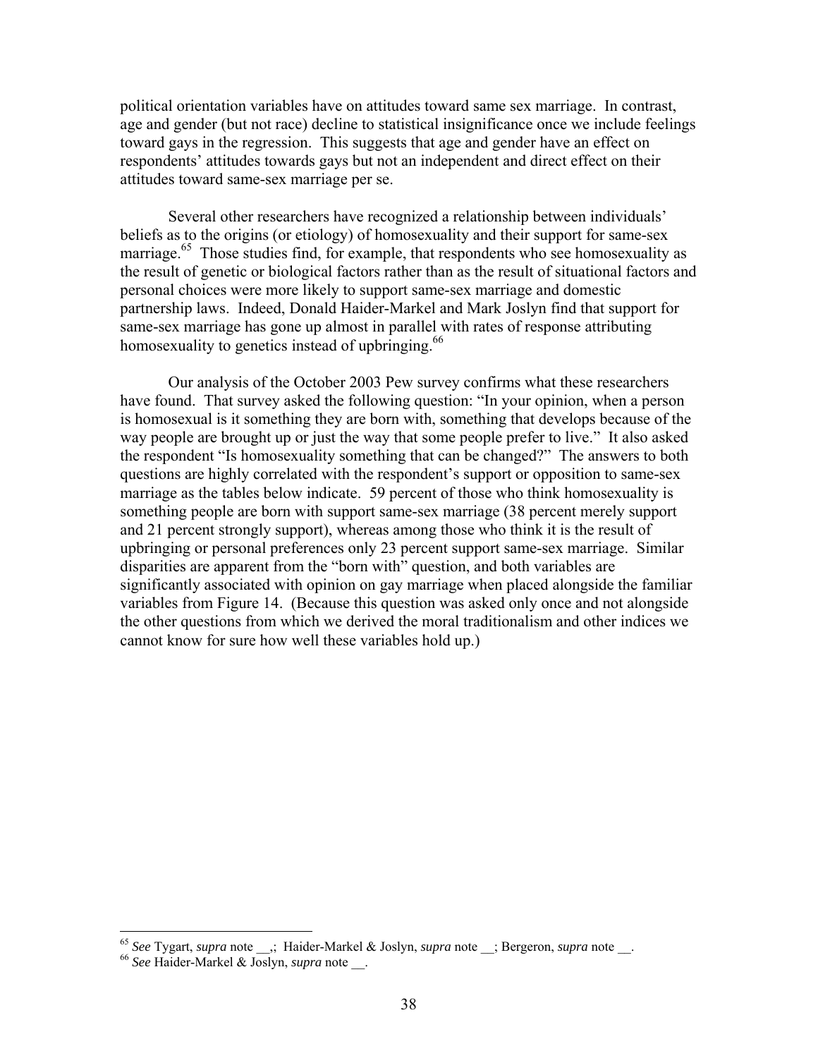political orientation variables have on attitudes toward same sex marriage. In contrast, age and gender (but not race) decline to statistical insignificance once we include feelings toward gays in the regression. This suggests that age and gender have an effect on respondents' attitudes towards gays but not an independent and direct effect on their attitudes toward same-sex marriage per se.

Several other researchers have recognized a relationship between individuals' beliefs as to the origins (or etiology) of homosexuality and their support for same-sex marriage.[65] Those studies find, for example, that respondents who see homosexuality as the result of genetic or biological factors rather than as the result of situational factors and personal choices were more likely to support same-sex marriage and domestic partnership laws. Indeed, Donald Haider-Markel and Mark Joslyn find that support for same-sex marriage has gone up almost in parallel with rates of response attributing homosexuality to genetics instead of upbringing.[66]

Our analysis of the October 2003 Pew survey confirms what these researchers have found. That survey asked the following question: "In your opinion, when a person is homosexual is it something they are born with, something that develops because of the way people are brought up or just the way that some people prefer to live." It also asked the respondent "Is homosexuality something that can be changed?" The answers to both questions are highly correlated with the respondent's support or opposition to same-sex marriage as the tables below indicate. 59 percent of those who think homosexuality is something people are born with support same-sex marriage (38 percent merely support and 21 percent strongly support), whereas among those who think it is the result of upbringing or personal preferences only 23 percent support same-sex marriage. Similar disparities are apparent from the "born with" question, and both variables are significantly associated with opinion on gay marriage when placed alongside the familiar variables from Figure 14. (Because this question was asked only once and not alongside the other questions from which we derived the moral traditionalism and other indices we cannot know for sure how well these variables hold up.)

[65] *See* Tygart, *supra* note __,; Haider-Markel & Joslyn, *supra* note __; Bergeron, *supra* note __.

[66] *See* Haider-Markel & Joslyn, *supra* note __.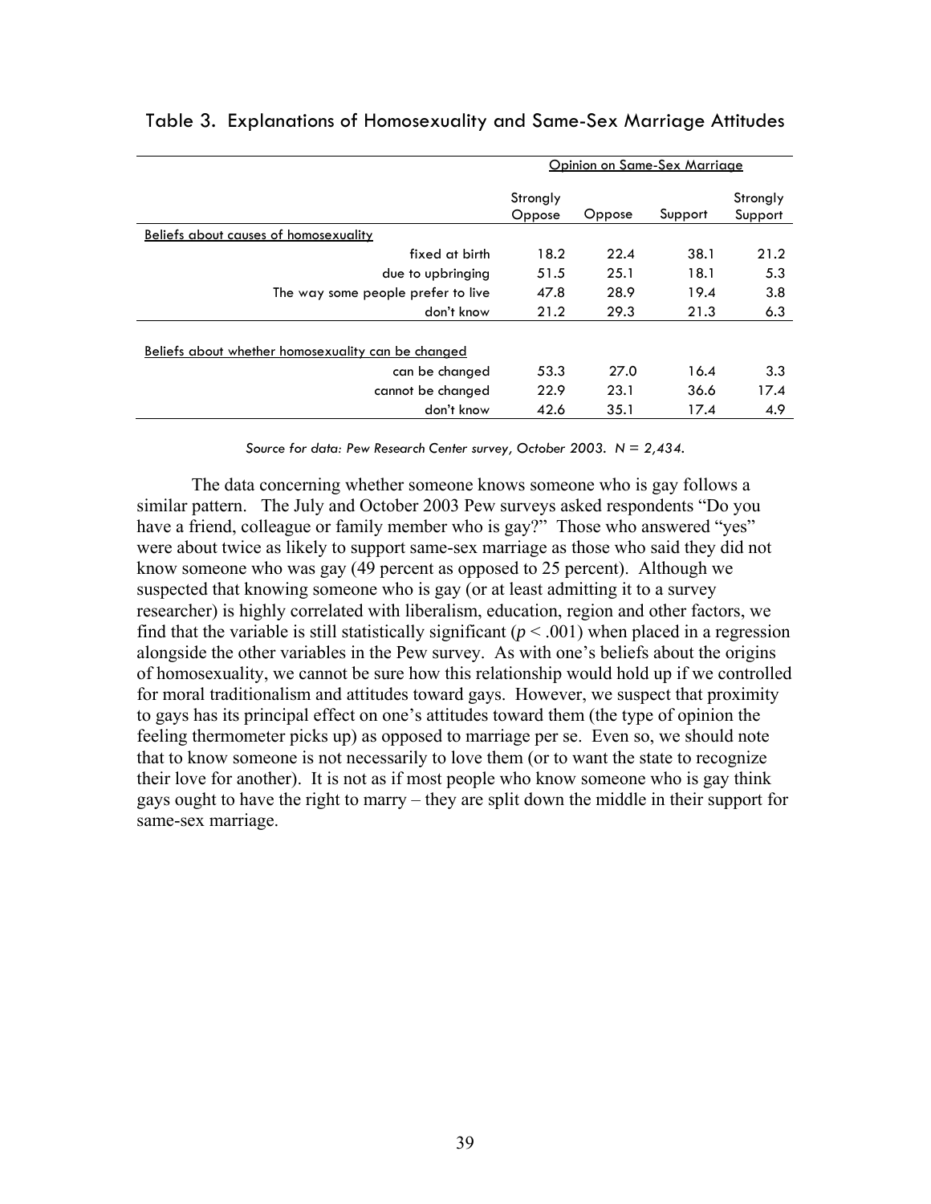Table 3. Explanations of Homosexuality and Same-Sex Marriage Attitudes

| | Opinion on Same-Sex Marriage | | | |
|---|---|---|---|---|
| | Strongly Oppose | Oppose | Support | Strongly Support |
| Beliefs about causes of homosexuality | | | | |
| fixed at birth | 18.2 | 22.4 | 38.1 | 21.2 |
| due to upbringing | 51.5 | 25.1 | 18.1 | 5.3 |
| The way some people prefer to live | 47.8 | 28.9 | 19.4 | 3.8 |
| don't know | 21.2 | 29.3 | 21.3 | 6.3 |
| Beliefs about whether homosexuality can be changed | | | | |
| can be changed | 53.3 | 27.0 | 16.4 | 3.3 |
| cannot be changed | 22.9 | 23.1 | 36.6 | 17.4 |
| don't know | 42.6 | 35.1 | 17.4 | 4.9 |

*Source for data: Pew Research Center survey, October 2003. N = 2,434.*

The data concerning whether someone knows someone who is gay follows a similar pattern. The July and October 2003 Pew surveys asked respondents "Do you have a friend, colleague or family member who is gay?" Those who answered "yes" were about twice as likely to support same-sex marriage as those who said they did not know someone who was gay (49 percent as opposed to 25 percent). Although we suspected that knowing someone who is gay (or at least admitting it to a survey researcher) is highly correlated with liberalism, education, region and other factors, we find that the variable is still statistically significant ($p < .001$) when placed in a regression alongside the other variables in the Pew survey. As with one's beliefs about the origins of homosexuality, we cannot be sure how this relationship would hold up if we controlled for moral traditionalism and attitudes toward gays. However, we suspect that proximity to gays has its principal effect on one's attitudes toward them (the type of opinion the feeling thermometer picks up) as opposed to marriage per se. Even so, we should note that to know someone is not necessarily to love them (or to want the state to recognize their love for another). It is not as if most people who know someone who is gay think gays ought to have the right to marry – they are split down the middle in their support for same-sex marriage.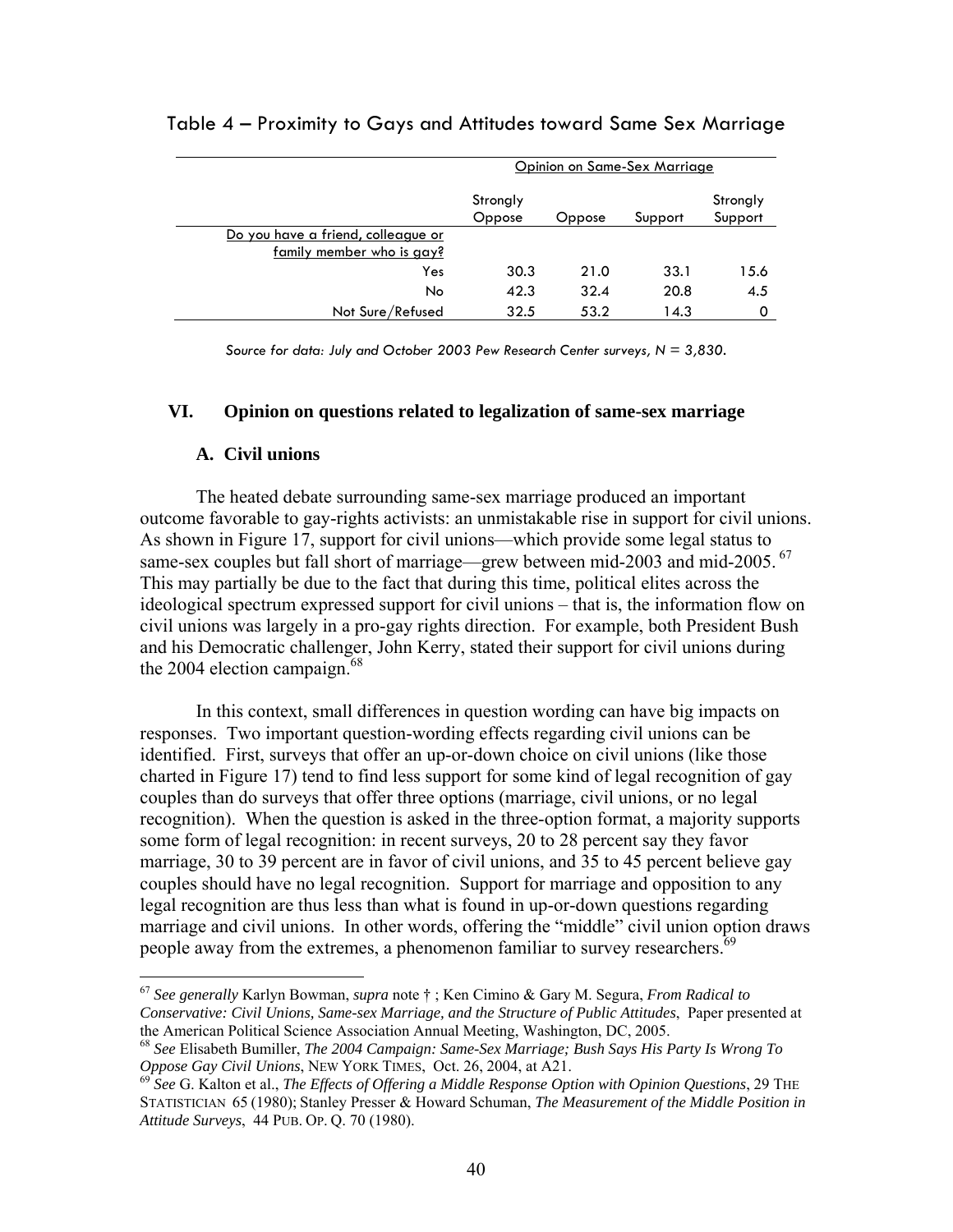Table 4 – Proximity to Gays and Attitudes toward Same Sex Marriage

| | Opinion on Same-Sex Marriage | | | |
|---|---|---|---|---|
| | Strongly Oppose | Oppose | Support | Strongly Support |
| Do you have a friend, colleague or family member who is gay? | | | | |
| Yes | 30.3 | 21.0 | 33.1 | 15.6 |
| No | 42.3 | 32.4 | 20.8 | 4.5 |
| Not Sure/Refused | 32.5 | 53.2 | 14.3 | 0 |

*Source for data: July and October 2003 Pew Research Center surveys, N = 3,830.*

## VI. Opinion on questions related to legalization of same-sex marriage

### A. Civil unions

The heated debate surrounding same-sex marriage produced an important outcome favorable to gay-rights activists: an unmistakable rise in support for civil unions. As shown in Figure 17, support for civil unions—which provide some legal status to same-sex couples but fall short of marriage—grew between mid-2003 and mid-2005.[67] This may partially be due to the fact that during this time, political elites across the ideological spectrum expressed support for civil unions – that is, the information flow on civil unions was largely in a pro-gay rights direction. For example, both President Bush and his Democratic challenger, John Kerry, stated their support for civil unions during the 2004 election campaign.[68]

In this context, small differences in question wording can have big impacts on responses. Two important question-wording effects regarding civil unions can be identified. First, surveys that offer an up-or-down choice on civil unions (like those charted in Figure 17) tend to find less support for some kind of legal recognition of gay couples than do surveys that offer three options (marriage, civil unions, or no legal recognition). When the question is asked in the three-option format, a majority supports some form of legal recognition: in recent surveys, 20 to 28 percent say they favor marriage, 30 to 39 percent are in favor of civil unions, and 35 to 45 percent believe gay couples should have no legal recognition. Support for marriage and opposition to any legal recognition are thus less than what is found in up-or-down questions regarding marriage and civil unions. In other words, offering the "middle" civil union option draws people away from the extremes, a phenomenon familiar to survey researchers.[69]

---

[67] *See generally* Karlyn Bowman, *supra* note † ; Ken Cimino & Gary M. Segura, *From Radical to Conservative: Civil Unions, Same-sex Marriage, and the Structure of Public Attitudes*, Paper presented at the American Political Science Association Annual Meeting, Washington, DC, 2005.

[68] *See* Elisabeth Bumiller, *The 2004 Campaign: Same-Sex Marriage; Bush Says His Party Is Wrong To Oppose Gay Civil Unions*, NEW YORK TIMES, Oct. 26, 2004, at A21.

[69] *See* G. Kalton et al., *The Effects of Offering a Middle Response Option with Opinion Questions*, 29 THE STATISTICIAN 65 (1980); Stanley Presser & Howard Schuman, *The Measurement of the Middle Position in Attitude Surveys*, 44 PUB. OP. Q. 70 (1980).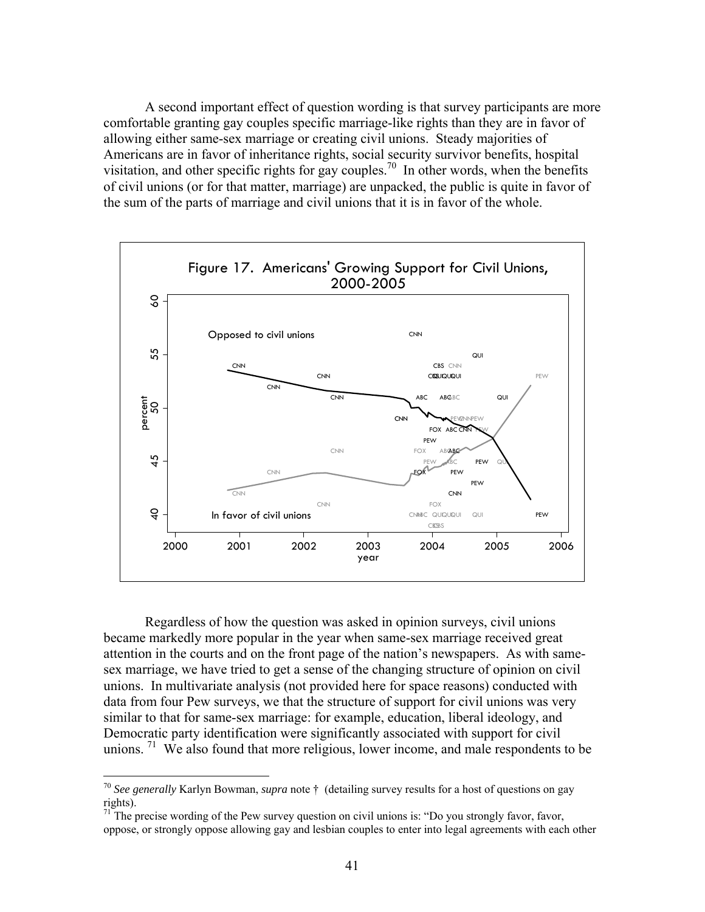A second important effect of question wording is that survey participants are more comfortable granting gay couples specific marriage-like rights than they are in favor of allowing either same-sex marriage or creating civil unions. Steady majorities of Americans are in favor of inheritance rights, social security survivor benefits, hospital visitation, and other specific rights for gay couples.[70] In other words, when the benefits of civil unions (or for that matter, marriage) are unpacked, the public is quite in favor of the sum of the parts of marriage and civil unions that it is in favor of the whole.

Figure 17. Americans' Growing Support for Civil Unions, 2000-2005

Regardless of how the question was asked in opinion surveys, civil unions became markedly more popular in the year when same-sex marriage received great attention in the courts and on the front page of the nation's newspapers. As with same-sex marriage, we have tried to get a sense of the changing structure of opinion on civil unions. In multivariate analysis (not provided here for space reasons) conducted with data from four Pew surveys, we that the structure of support for civil unions was very similar to that for same-sex marriage: for example, education, liberal ideology, and Democratic party identification were significantly associated with support for civil unions.[71] We also found that more religious, lower income, and male respondents to be

[70] *See generally* Karlyn Bowman, *supra* note † (detailing survey results for a host of questions on gay rights).

[71] The precise wording of the Pew survey question on civil unions is: "Do you strongly favor, favor, oppose, or strongly oppose allowing gay and lesbian couples to enter into legal agreements with each other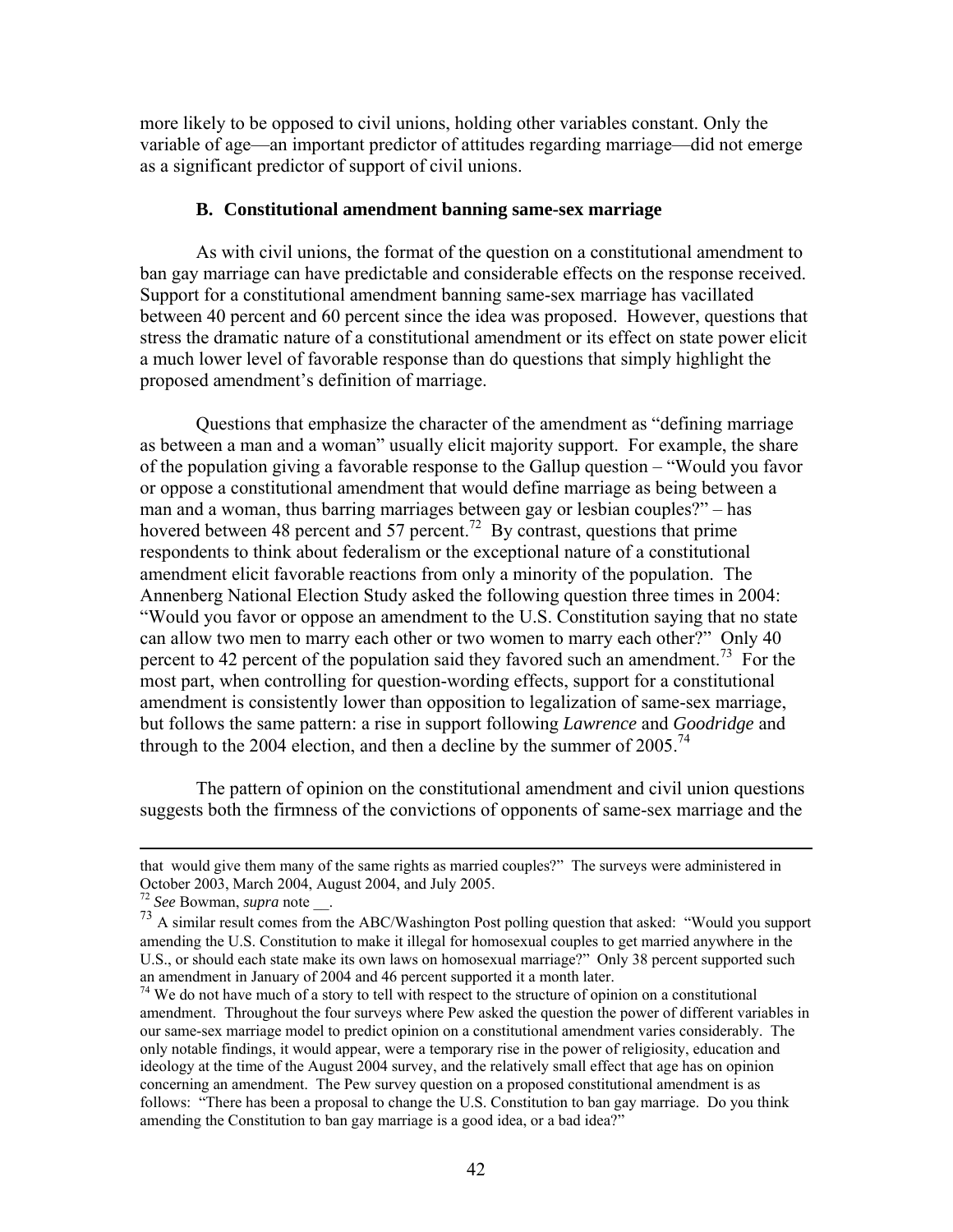more likely to be opposed to civil unions, holding other variables constant. Only the variable of age—an important predictor of attitudes regarding marriage—did not emerge as a significant predictor of support of civil unions.

### B. Constitutional amendment banning same-sex marriage

As with civil unions, the format of the question on a constitutional amendment to ban gay marriage can have predictable and considerable effects on the response received. Support for a constitutional amendment banning same-sex marriage has vacillated between 40 percent and 60 percent since the idea was proposed. However, questions that stress the dramatic nature of a constitutional amendment or its effect on state power elicit a much lower level of favorable response than do questions that simply highlight the proposed amendment's definition of marriage.

Questions that emphasize the character of the amendment as "defining marriage as between a man and a woman" usually elicit majority support. For example, the share of the population giving a favorable response to the Gallup question – "Would you favor or oppose a constitutional amendment that would define marriage as being between a man and a woman, thus barring marriages between gay or lesbian couples?" – has hovered between 48 percent and 57 percent.[72] By contrast, questions that prime respondents to think about federalism or the exceptional nature of a constitutional amendment elicit favorable reactions from only a minority of the population. The Annenberg National Election Study asked the following question three times in 2004: "Would you favor or oppose an amendment to the U.S. Constitution saying that no state can allow two men to marry each other or two women to marry each other?" Only 40 percent to 42 percent of the population said they favored such an amendment.[73] For the most part, when controlling for question-wording effects, support for a constitutional amendment is consistently lower than opposition to legalization of same-sex marriage, but follows the same pattern: a rise in support following *Lawrence* and *Goodridge* and through to the 2004 election, and then a decline by the summer of 2005.[74]

The pattern of opinion on the constitutional amendment and civil union questions suggests both the firmness of the convictions of opponents of same-sex marriage and the

---

that would give them many of the same rights as married couples?" The surveys were administered in October 2003, March 2004, August 2004, and July 2005.

[72] *See* Bowman, *supra* note __.

[73] A similar result comes from the ABC/Washington Post polling question that asked: "Would you support amending the U.S. Constitution to make it illegal for homosexual couples to get married anywhere in the U.S., or should each state make its own laws on homosexual marriage?" Only 38 percent supported such an amendment in January of 2004 and 46 percent supported it a month later.

[74] We do not have much of a story to tell with respect to the structure of opinion on a constitutional amendment. Throughout the four surveys where Pew asked the question the power of different variables in our same-sex marriage model to predict opinion on a constitutional amendment varies considerably. The only notable findings, it would appear, were a temporary rise in the power of religiosity, education and ideology at the time of the August 2004 survey, and the relatively small effect that age has on opinion concerning an amendment. The Pew survey question on a proposed constitutional amendment is as follows: "There has been a proposal to change the U.S. Constitution to ban gay marriage. Do you think amending the Constitution to ban gay marriage is a good idea, or a bad idea?"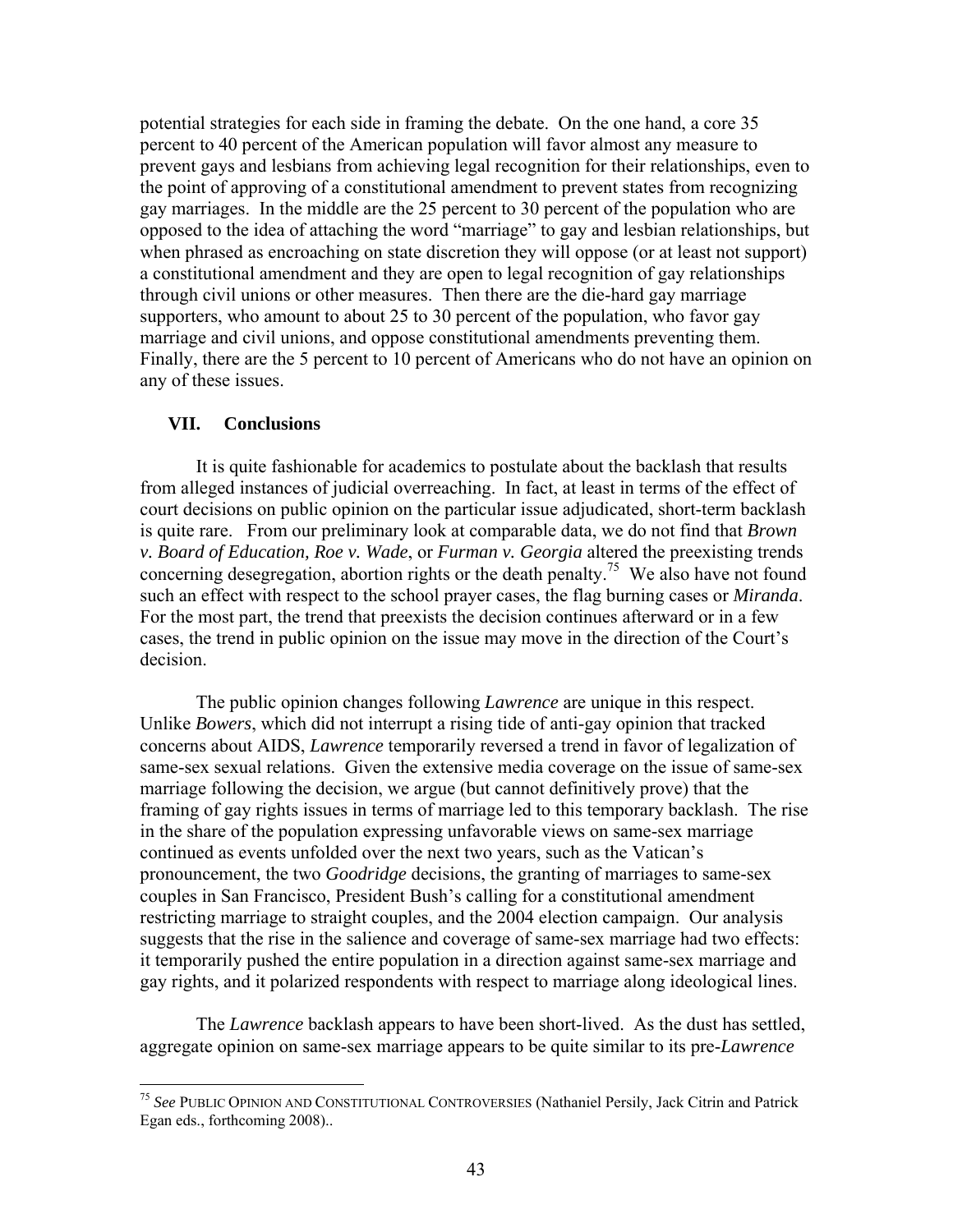potential strategies for each side in framing the debate. On the one hand, a core 35 percent to 40 percent of the American population will favor almost any measure to prevent gays and lesbians from achieving legal recognition for their relationships, even to the point of approving of a constitutional amendment to prevent states from recognizing gay marriages. In the middle are the 25 percent to 30 percent of the population who are opposed to the idea of attaching the word "marriage" to gay and lesbian relationships, but when phrased as encroaching on state discretion they will oppose (or at least not support) a constitutional amendment and they are open to legal recognition of gay relationships through civil unions or other measures. Then there are the die-hard gay marriage supporters, who amount to about 25 to 30 percent of the population, who favor gay marriage and civil unions, and oppose constitutional amendments preventing them. Finally, there are the 5 percent to 10 percent of Americans who do not have an opinion on any of these issues.

## VII. Conclusions

It is quite fashionable for academics to postulate about the backlash that results from alleged instances of judicial overreaching. In fact, at least in terms of the effect of court decisions on public opinion on the particular issue adjudicated, short-term backlash is quite rare. From our preliminary look at comparable data, we do not find that *Brown v. Board of Education, Roe v. Wade*, or *Furman v. Georgia* altered the preexisting trends concerning desegregation, abortion rights or the death penalty.[75] We also have not found such an effect with respect to the school prayer cases, the flag burning cases or *Miranda*. For the most part, the trend that preexists the decision continues afterward or in a few cases, the trend in public opinion on the issue may move in the direction of the Court's decision.

The public opinion changes following *Lawrence* are unique in this respect. Unlike *Bowers*, which did not interrupt a rising tide of anti-gay opinion that tracked concerns about AIDS, *Lawrence* temporarily reversed a trend in favor of legalization of same-sex sexual relations. Given the extensive media coverage on the issue of same-sex marriage following the decision, we argue (but cannot definitively prove) that the framing of gay rights issues in terms of marriage led to this temporary backlash. The rise in the share of the population expressing unfavorable views on same-sex marriage continued as events unfolded over the next two years, such as the Vatican's pronouncement, the two *Goodridge* decisions, the granting of marriages to same-sex couples in San Francisco, President Bush's calling for a constitutional amendment restricting marriage to straight couples, and the 2004 election campaign. Our analysis suggests that the rise in the salience and coverage of same-sex marriage had two effects: it temporarily pushed the entire population in a direction against same-sex marriage and gay rights, and it polarized respondents with respect to marriage along ideological lines.

The *Lawrence* backlash appears to have been short-lived. As the dust has settled, aggregate opinion on same-sex marriage appears to be quite similar to its pre-*Lawrence*

[75] *See* PUBLIC OPINION AND CONSTITUTIONAL CONTROVERSIES (Nathaniel Persily, Jack Citrin and Patrick Egan eds., forthcoming 2008)..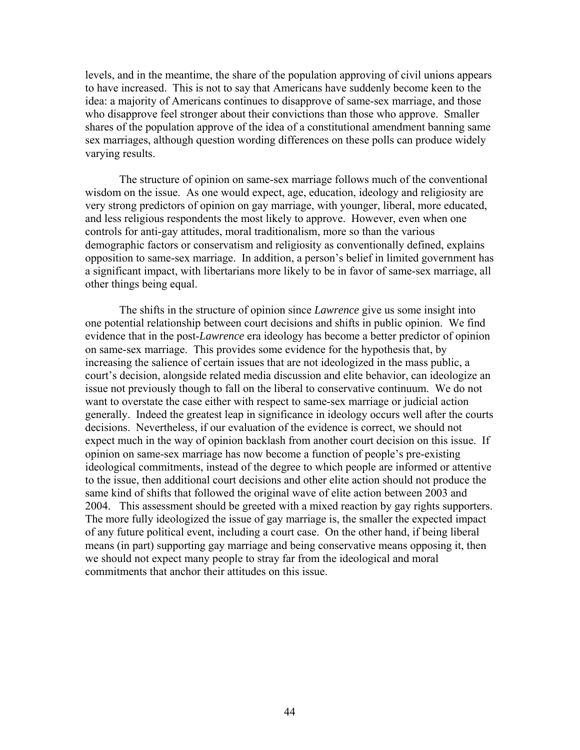levels, and in the meantime, the share of the population approving of civil unions appears to have increased. This is not to say that Americans have suddenly become keen to the idea: a majority of Americans continues to disapprove of same-sex marriage, and those who disapprove feel stronger about their convictions than those who approve. Smaller shares of the population approve of the idea of a constitutional amendment banning same sex marriages, although question wording differences on these polls can produce widely varying results.

The structure of opinion on same-sex marriage follows much of the conventional wisdom on the issue. As one would expect, age, education, ideology and religiosity are very strong predictors of opinion on gay marriage, with younger, liberal, more educated, and less religious respondents the most likely to approve. However, even when one controls for anti-gay attitudes, moral traditionalism, more so than the various demographic factors or conservatism and religiosity as conventionally defined, explains opposition to same-sex marriage. In addition, a person's belief in limited government has a significant impact, with libertarians more likely to be in favor of same-sex marriage, all other things being equal.

The shifts in the structure of opinion since *Lawrence* give us some insight into one potential relationship between court decisions and shifts in public opinion. We find evidence that in the post-*Lawrence* era ideology has become a better predictor of opinion on same-sex marriage. This provides some evidence for the hypothesis that, by increasing the salience of certain issues that are not ideologized in the mass public, a court's decision, alongside related media discussion and elite behavior, can ideologize an issue not previously though to fall on the liberal to conservative continuum. We do not want to overstate the case either with respect to same-sex marriage or judicial action generally. Indeed the greatest leap in significance in ideology occurs well after the courts decisions. Nevertheless, if our evaluation of the evidence is correct, we should not expect much in the way of opinion backlash from another court decision on this issue. If opinion on same-sex marriage has now become a function of people's pre-existing ideological commitments, instead of the degree to which people are informed or attentive to the issue, then additional court decisions and other elite action should not produce the same kind of shifts that followed the original wave of elite action between 2003 and 2004. This assessment should be greeted with a mixed reaction by gay rights supporters. The more fully ideologized the issue of gay marriage is, the smaller the expected impact of any future political event, including a court case. On the other hand, if being liberal means (in part) supporting gay marriage and being conservative means opposing it, then we should not expect many people to stray far from the ideological and moral commitments that anchor their attitudes on this issue.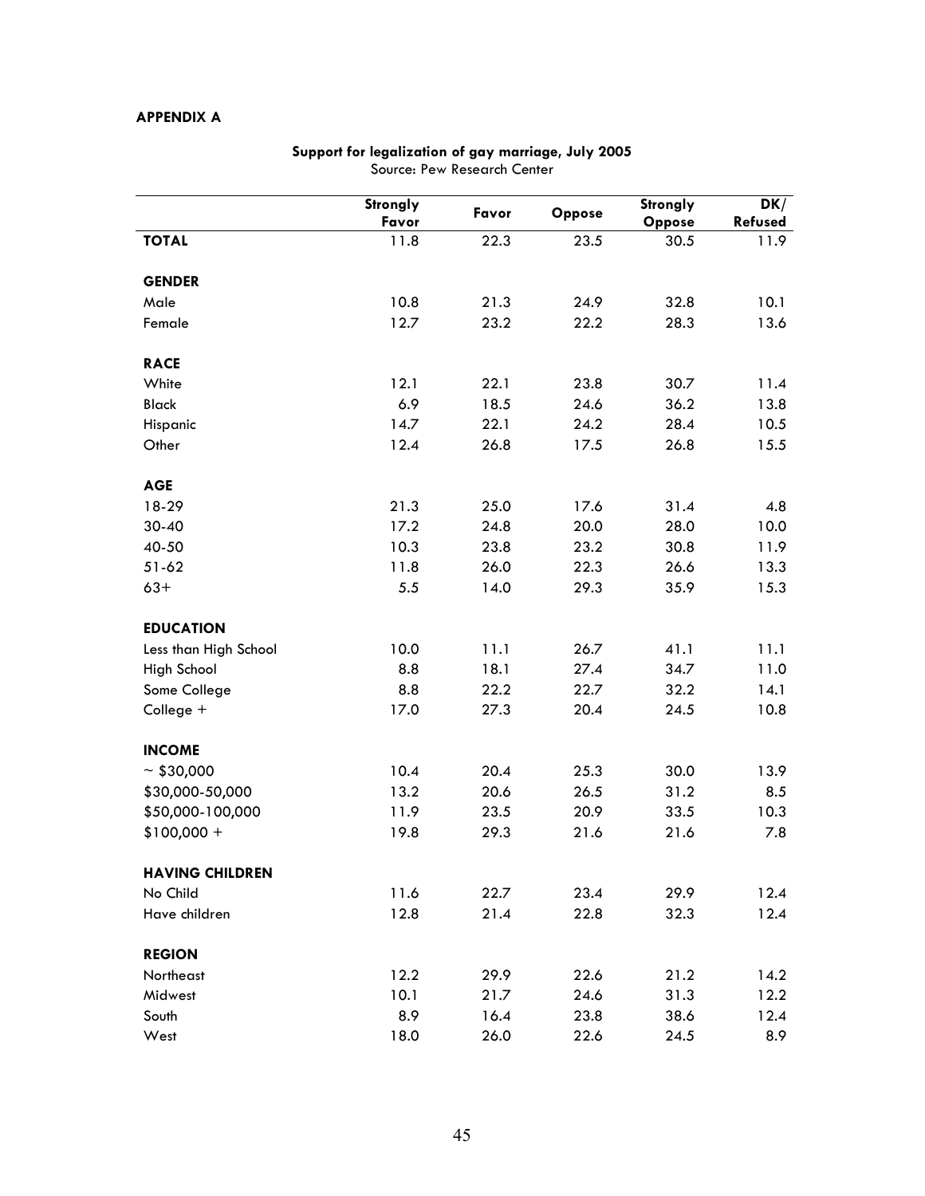**APPENDIX A**

**Support for legalization of gay marriage, July 2005**
Source: Pew Research Center

| | Strongly Favor | Favor | Oppose | Strongly Oppose | DK/ Refused |
|---|---|---|---|---|---|
| **TOTAL** | 11.8 | 22.3 | 23.5 | 30.5 | 11.9 |
| **GENDER** | | | | | |
| Male | 10.8 | 21.3 | 24.9 | 32.8 | 10.1 |
| Female | 12.7 | 23.2 | 22.2 | 28.3 | 13.6 |
| **RACE** | | | | | |
| White | 12.1 | 22.1 | 23.8 | 30.7 | 11.4 |
| Black | 6.9 | 18.5 | 24.6 | 36.2 | 13.8 |
| Hispanic | 14.7 | 22.1 | 24.2 | 28.4 | 10.5 |
| Other | 12.4 | 26.8 | 17.5 | 26.8 | 15.5 |
| **AGE** | | | | | |
| 18-29 | 21.3 | 25.0 | 17.6 | 31.4 | 4.8 |
| 30-40 | 17.2 | 24.8 | 20.0 | 28.0 | 10.0 |
| 40-50 | 10.3 | 23.8 | 23.2 | 30.8 | 11.9 |
| 51-62 | 11.8 | 26.0 | 22.3 | 26.6 | 13.3 |
| 63+ | 5.5 | 14.0 | 29.3 | 35.9 | 15.3 |
| **EDUCATION** | | | | | |
| Less than High School | 10.0 | 11.1 | 26.7 | 41.1 | 11.1 |
| High School | 8.8 | 18.1 | 27.4 | 34.7 | 11.0 |
| Some College | 8.8 | 22.2 | 22.7 | 32.2 | 14.1 |
| College + | 17.0 | 27.3 | 20.4 | 24.5 | 10.8 |
| **INCOME** | | | | | |
| ~ $30,000 | 10.4 | 20.4 | 25.3 | 30.0 | 13.9 |
| $30,000-50,000 | 13.2 | 20.6 | 26.5 | 31.2 | 8.5 |
| $50,000-100,000 | 11.9 | 23.5 | 20.9 | 33.5 | 10.3 |
| $100,000 + | 19.8 | 29.3 | 21.6 | 21.6 | 7.8 |
| **HAVING CHILDREN** | | | | | |
| No Child | 11.6 | 22.7 | 23.4 | 29.9 | 12.4 |
| Have children | 12.8 | 21.4 | 22.8 | 32.3 | 12.4 |
| **REGION** | | | | | |
| Northeast | 12.2 | 29.9 | 22.6 | 21.2 | 14.2 |
| Midwest | 10.1 | 21.7 | 24.6 | 31.3 | 12.2 |
| South | 8.9 | 16.4 | 23.8 | 38.6 | 12.4 |
| West | 18.0 | 26.0 | 22.6 | 24.5 | 8.9 |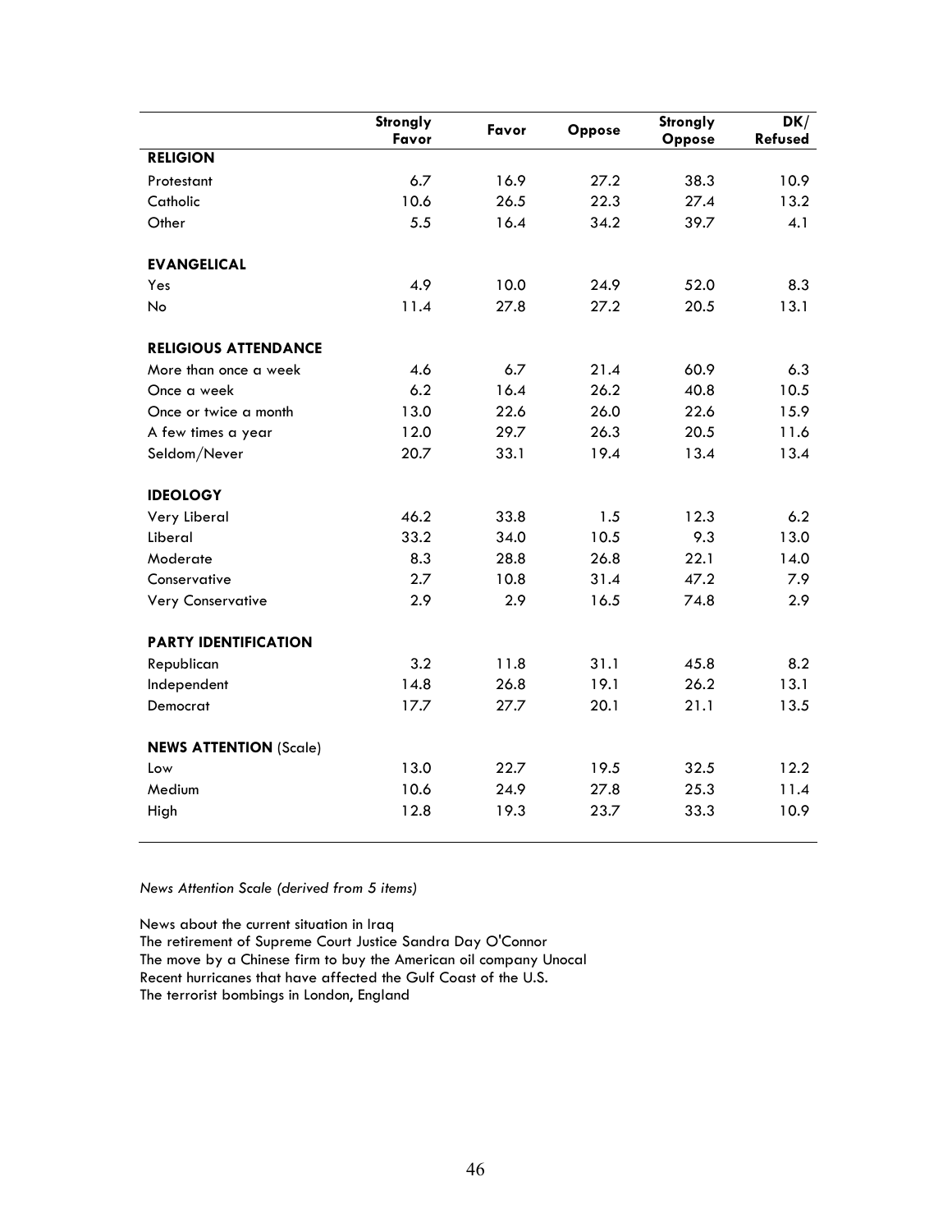| | Strongly Favor | Favor | Oppose | Strongly Oppose | DK/ Refused |
|---|---|---|---|---|---|
| **RELIGION** | | | | | |
| Protestant | 6.7 | 16.9 | 27.2 | 38.3 | 10.9 |
| Catholic | 10.6 | 26.5 | 22.3 | 27.4 | 13.2 |
| Other | 5.5 | 16.4 | 34.2 | 39.7 | 4.1 |
| **EVANGELICAL** | | | | | |
| Yes | 4.9 | 10.0 | 24.9 | 52.0 | 8.3 |
| No | 11.4 | 27.8 | 27.2 | 20.5 | 13.1 |
| **RELIGIOUS ATTENDANCE** | | | | | |
| More than once a week | 4.6 | 6.7 | 21.4 | 60.9 | 6.3 |
| Once a week | 6.2 | 16.4 | 26.2 | 40.8 | 10.5 |
| Once or twice a month | 13.0 | 22.6 | 26.0 | 22.6 | 15.9 |
| A few times a year | 12.0 | 29.7 | 26.3 | 20.5 | 11.6 |
| Seldom/Never | 20.7 | 33.1 | 19.4 | 13.4 | 13.4 |
| **IDEOLOGY** | | | | | |
| Very Liberal | 46.2 | 33.8 | 1.5 | 12.3 | 6.2 |
| Liberal | 33.2 | 34.0 | 10.5 | 9.3 | 13.0 |
| Moderate | 8.3 | 28.8 | 26.8 | 22.1 | 14.0 |
| Conservative | 2.7 | 10.8 | 31.4 | 47.2 | 7.9 |
| Very Conservative | 2.9 | 2.9 | 16.5 | 74.8 | 2.9 |
| **PARTY IDENTIFICATION** | | | | | |
| Republican | 3.2 | 11.8 | 31.1 | 45.8 | 8.2 |
| Independent | 14.8 | 26.8 | 19.1 | 26.2 | 13.1 |
| Democrat | 17.7 | 27.7 | 20.1 | 21.1 | 13.5 |
| **NEWS ATTENTION** (Scale) | | | | | |
| Low | 13.0 | 22.7 | 19.5 | 32.5 | 12.2 |
| Medium | 10.6 | 24.9 | 27.8 | 25.3 | 11.4 |
| High | 12.8 | 19.3 | 23.7 | 33.3 | 10.9 |

*News Attention Scale (derived from 5 items)*

News about the current situation in Iraq
The retirement of Supreme Court Justice Sandra Day O'Connor
The move by a Chinese firm to buy the American oil company Unocal
Recent hurricanes that have affected the Gulf Coast of the U.S.
The terrorist bombings in London, England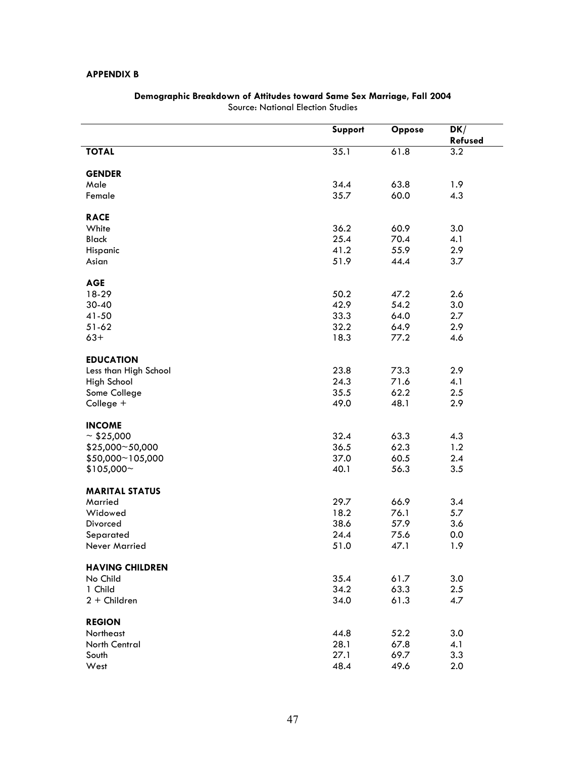**APPENDIX B**

**Demographic Breakdown of Attitudes toward Same Sex Marriage, Fall 2004**
Source: National Election Studies

| | Support | Oppose | DK/ Refused |
|---|---|---|---|
| **TOTAL** | 35.1 | 61.8 | 3.2 |
| **GENDER** | | | |
| Male | 34.4 | 63.8 | 1.9 |
| Female | 35.7 | 60.0 | 4.3 |
| **RACE** | | | |
| White | 36.2 | 60.9 | 3.0 |
| Black | 25.4 | 70.4 | 4.1 |
| Hispanic | 41.2 | 55.9 | 2.9 |
| Asian | 51.9 | 44.4 | 3.7 |
| **AGE** | | | |
| 18-29 | 50.2 | 47.2 | 2.6 |
| 30-40 | 42.9 | 54.2 | 3.0 |
| 41-50 | 33.3 | 64.0 | 2.7 |
| 51-62 | 32.2 | 64.9 | 2.9 |
| 63+ | 18.3 | 77.2 | 4.6 |
| **EDUCATION** | | | |
| Less than High School | 23.8 | 73.3 | 2.9 |
| High School | 24.3 | 71.6 | 4.1 |
| Some College | 35.5 | 62.2 | 2.5 |
| College + | 49.0 | 48.1 | 2.9 |
| **INCOME** | | | |
| ~ $25,000 | 32.4 | 63.3 | 4.3 |
| $25,000~50,000 | 36.5 | 62.3 | 1.2 |
| $50,000~105,000 | 37.0 | 60.5 | 2.4 |
| $105,000~ | 40.1 | 56.3 | 3.5 |
| **MARITAL STATUS** | | | |
| Married | 29.7 | 66.9 | 3.4 |
| Widowed | 18.2 | 76.1 | 5.7 |
| Divorced | 38.6 | 57.9 | 3.6 |
| Separated | 24.4 | 75.6 | 0.0 |
| Never Married | 51.0 | 47.1 | 1.9 |
| **HAVING CHILDREN** | | | |
| No Child | 35.4 | 61.7 | 3.0 |
| 1 Child | 34.2 | 63.3 | 2.5 |
| 2 + Children | 34.0 | 61.3 | 4.7 |
| **REGION** | | | |
| Northeast | 44.8 | 52.2 | 3.0 |
| North Central | 28.1 | 67.8 | 4.1 |
| South | 27.1 | 69.7 | 3.3 |
| West | 48.4 | 49.6 | 2.0 |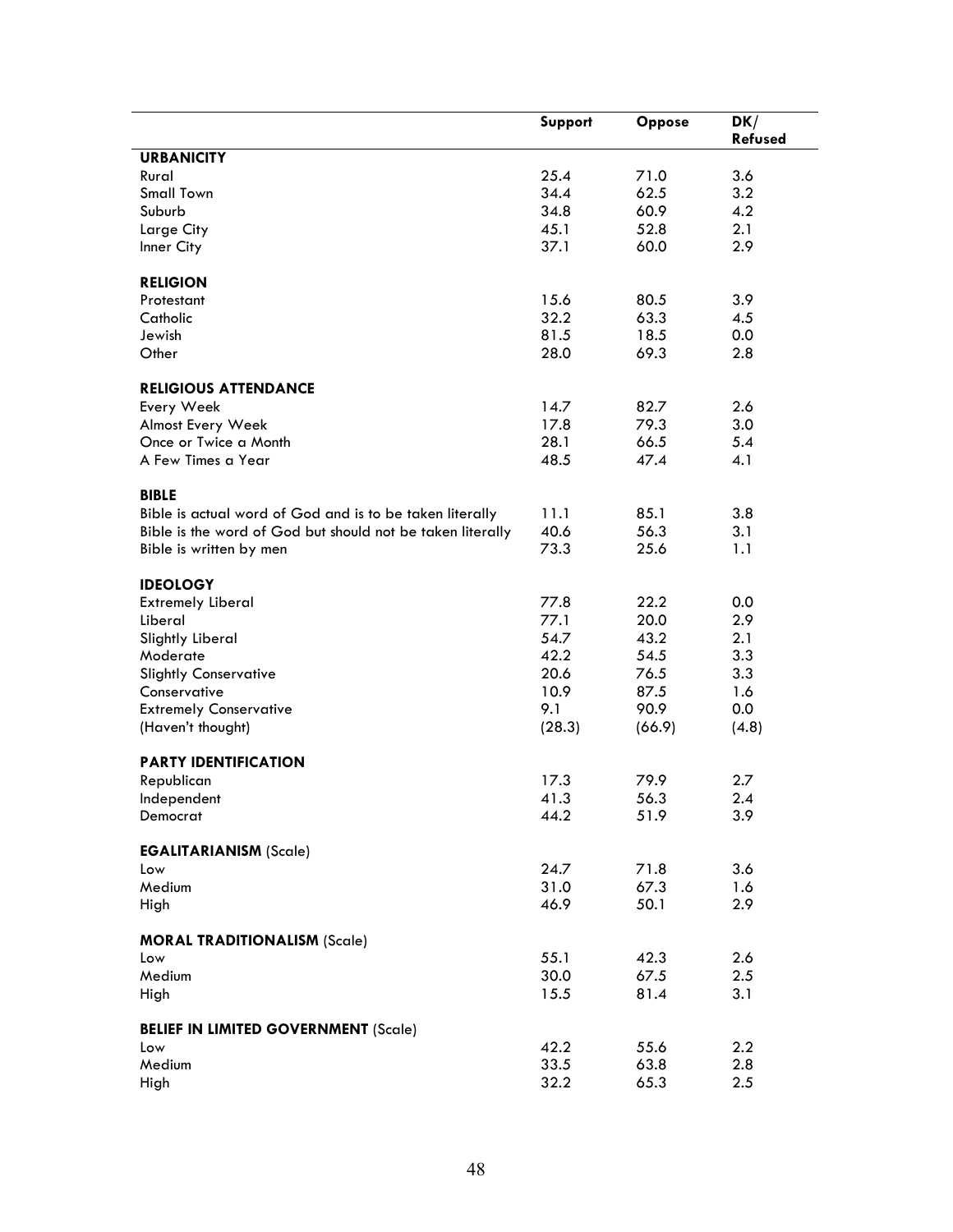| | Support | Oppose | DK/ Refused |
|---|---|---|---|
| **URBANICITY** | | | |
| Rural | 25.4 | 71.0 | 3.6 |
| Small Town | 34.4 | 62.5 | 3.2 |
| Suburb | 34.8 | 60.9 | 4.2 |
| Large City | 45.1 | 52.8 | 2.1 |
| Inner City | 37.1 | 60.0 | 2.9 |
| **RELIGION** | | | |
| Protestant | 15.6 | 80.5 | 3.9 |
| Catholic | 32.2 | 63.3 | 4.5 |
| Jewish | 81.5 | 18.5 | 0.0 |
| Other | 28.0 | 69.3 | 2.8 |
| **RELIGIOUS ATTENDANCE** | | | |
| Every Week | 14.7 | 82.7 | 2.6 |
| Almost Every Week | 17.8 | 79.3 | 3.0 |
| Once or Twice a Month | 28.1 | 66.5 | 5.4 |
| A Few Times a Year | 48.5 | 47.4 | 4.1 |
| **BIBLE** | | | |
| Bible is actual word of God and is to be taken literally | 11.1 | 85.1 | 3.8 |
| Bible is the word of God but should not be taken literally | 40.6 | 56.3 | 3.1 |
| Bible is written by men | 73.3 | 25.6 | 1.1 |
| **IDEOLOGY** | | | |
| Extremely Liberal | 77.8 | 22.2 | 0.0 |
| Liberal | 77.1 | 20.0 | 2.9 |
| Slightly Liberal | 54.7 | 43.2 | 2.1 |
| Moderate | 42.2 | 54.5 | 3.3 |
| Slightly Conservative | 20.6 | 76.5 | 3.3 |
| Conservative | 10.9 | 87.5 | 1.6 |
| Extremely Conservative | 9.1 | 90.9 | 0.0 |
| (Haven't thought) | (28.3) | (66.9) | (4.8) |
| **PARTY IDENTIFICATION** | | | |
| Republican | 17.3 | 79.9 | 2.7 |
| Independent | 41.3 | 56.3 | 2.4 |
| Democrat | 44.2 | 51.9 | 3.9 |
| **EGALITARIANISM** (Scale) | | | |
| Low | 24.7 | 71.8 | 3.6 |
| Medium | 31.0 | 67.3 | 1.6 |
| High | 46.9 | 50.1 | 2.9 |
| **MORAL TRADITIONALISM** (Scale) | | | |
| Low | 55.1 | 42.3 | 2.6 |
| Medium | 30.0 | 67.5 | 2.5 |
| High | 15.5 | 81.4 | 3.1 |
| **BELIEF IN LIMITED GOVERNMENT** (Scale) | | | |
| Low | 42.2 | 55.6 | 2.2 |
| Medium | 33.5 | 63.8 | 2.8 |
| High | 32.2 | 65.3 | 2.5 |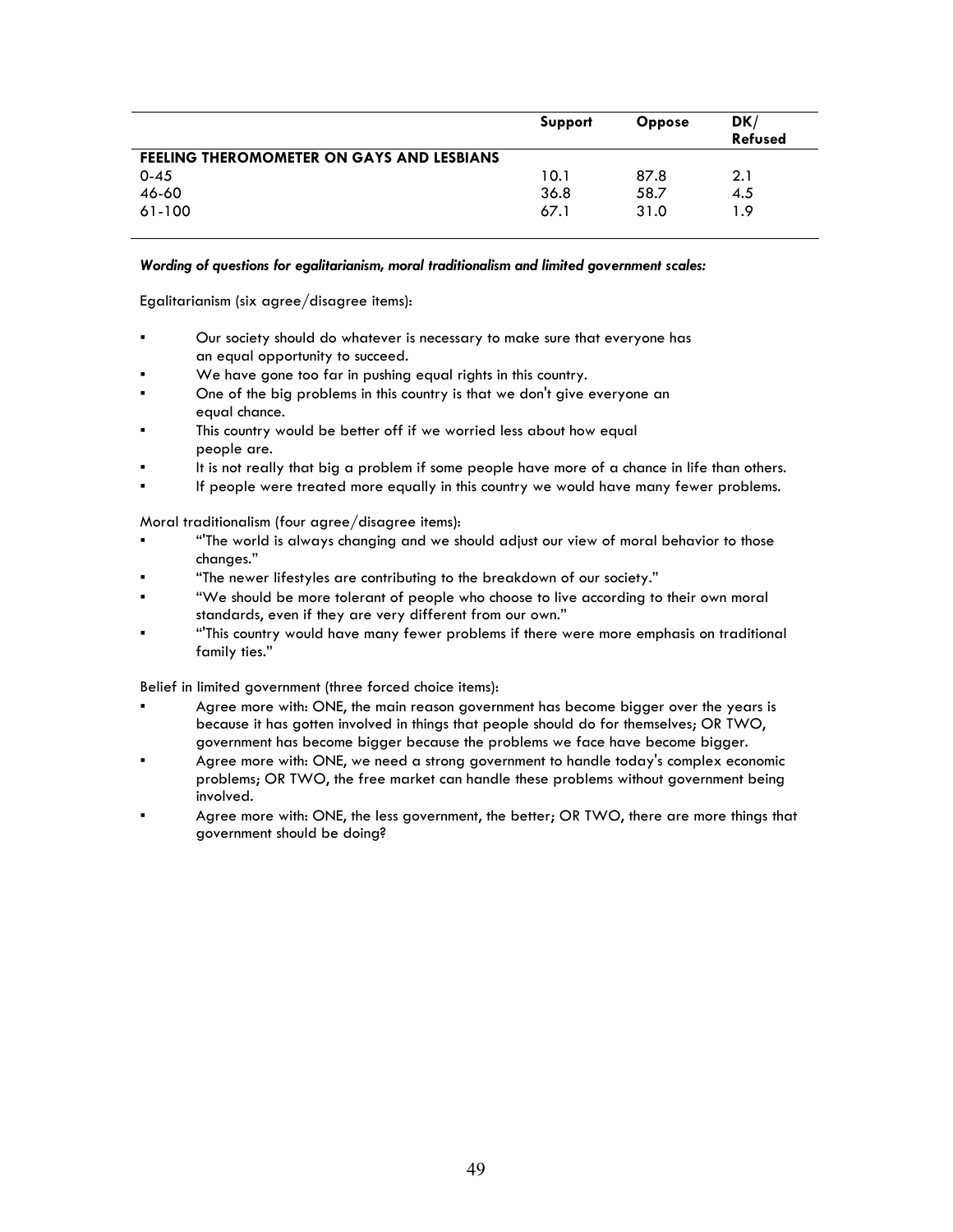| | Support | Oppose | DK/ Refused |
|---|---|---|---|
| **FEELING THEROMOMETER ON GAYS AND LESBIANS** | | | |
| 0-45 | 10.1 | 87.8 | 2.1 |
| 46-60 | 36.8 | 58.7 | 4.5 |
| 61-100 | 67.1 | 31.0 | 1.9 |

***Wording of questions for egalitarianism, moral traditionalism and limited government scales:***

Egalitarianism (six agree/disagree items):

- Our society should do whatever is necessary to make sure that everyone has an equal opportunity to succeed.
- We have gone too far in pushing equal rights in this country.
- One of the big problems in this country is that we don't give everyone an equal chance.
- This country would be better off if we worried less about how equal people are.
- It is not really that big a problem if some people have more of a chance in life than others.
- If people were treated more equally in this country we would have many fewer problems.

Moral traditionalism (four agree/disagree items):

- "'The world is always changing and we should adjust our view of moral behavior to those changes."
- "The newer lifestyles are contributing to the breakdown of our society."
- "We should be more tolerant of people who choose to live according to their own moral standards, even if they are very different from our own."
- "'This country would have many fewer problems if there were more emphasis on traditional family ties."

Belief in limited government (three forced choice items):

- Agree more with: ONE, the main reason government has become bigger over the years is because it has gotten involved in things that people should do for themselves; OR TWO, government has become bigger because the problems we face have become bigger.
- Agree more with: ONE, we need a strong government to handle today's complex economic problems; OR TWO, the free market can handle these problems without government being involved.
- Agree more with: ONE, the less government, the better; OR TWO, there are more things that government should be doing?